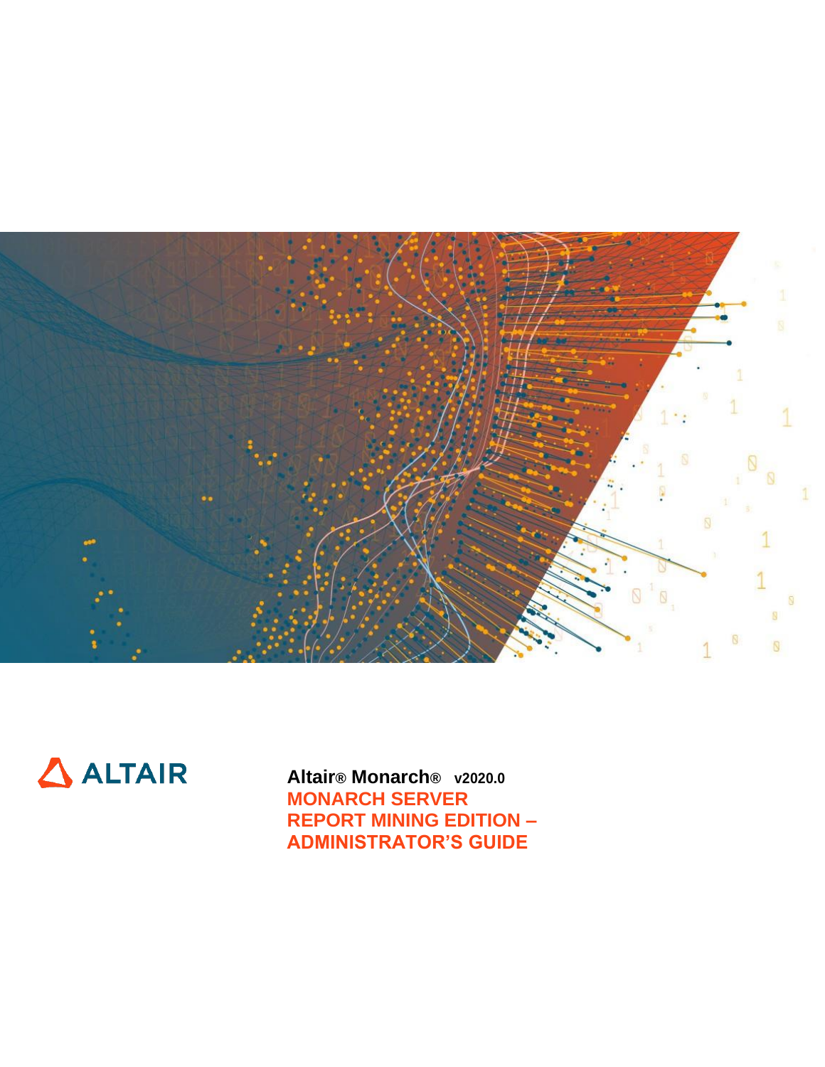ALTAIR

**Altair® Monarch® v2020.0**

# MONARCH SERVER REPORT MINING EDITION – ADMINISTRATOR'S GUIDE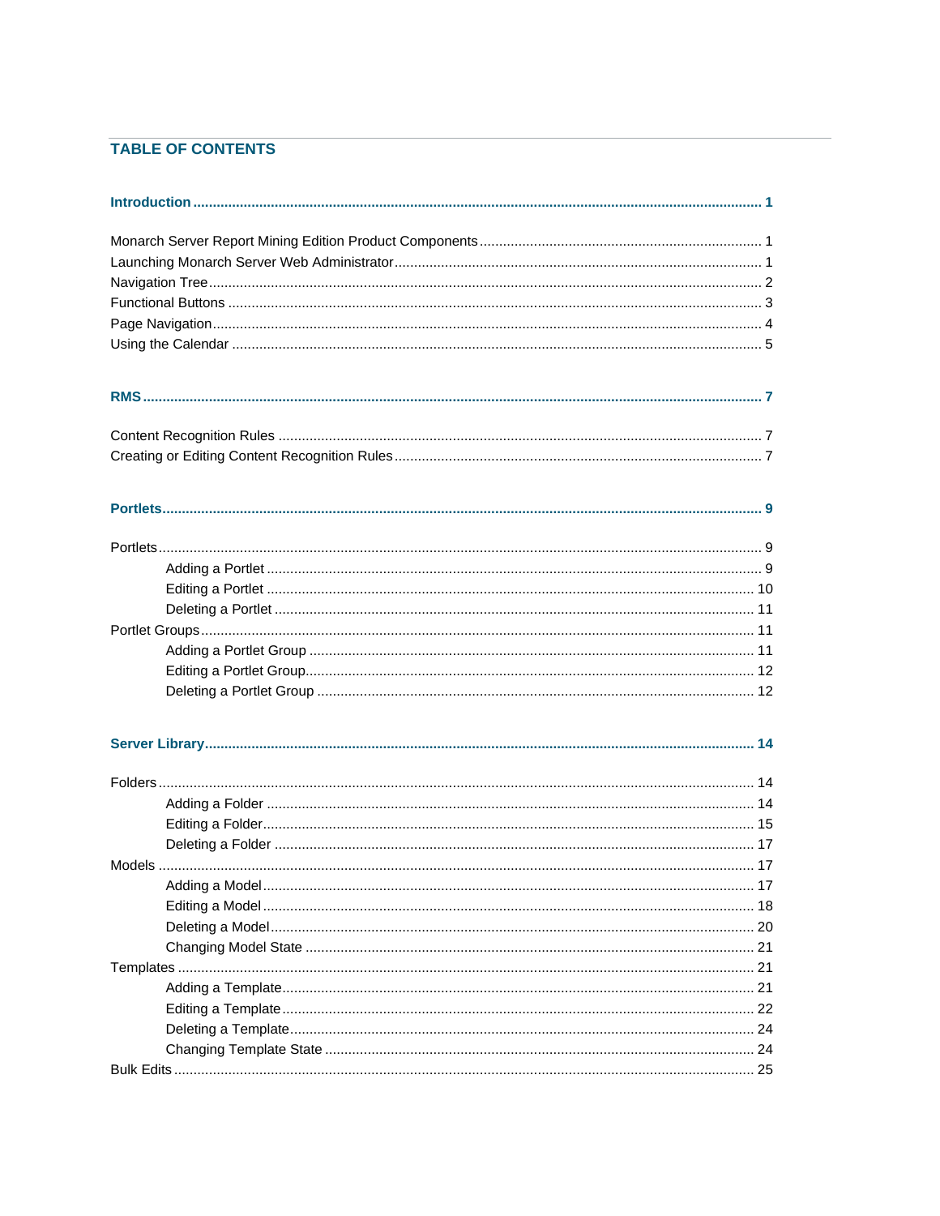## TABLE OF CONTENTS

**Introduction ..... 1**

Monarch Server Report Mining Edition Product Components ..... 1
Launching Monarch Server Web Administrator ..... 1
Navigation Tree ..... 2
Functional Buttons ..... 3
Page Navigation ..... 4
Using the Calendar ..... 5

**RMS ..... 7**

Content Recognition Rules ..... 7
Creating or Editing Content Recognition Rules ..... 7

**Portlets ..... 9**

Portlets ..... 9
- Adding a Portlet ..... 9
- Editing a Portlet ..... 10
- Deleting a Portlet ..... 11

Portlet Groups ..... 11
- Adding a Portlet Group ..... 11
- Editing a Portlet Group ..... 12
- Deleting a Portlet Group ..... 12

**Server Library ..... 14**

Folders ..... 14
- Adding a Folder ..... 14
- Editing a Folder ..... 15
- Deleting a Folder ..... 17

Models ..... 17
- Adding a Model ..... 17
- Editing a Model ..... 18
- Deleting a Model ..... 20
- Changing Model State ..... 21

Templates ..... 21
- Adding a Template ..... 21
- Editing a Template ..... 22
- Deleting a Template ..... 24
- Changing Template State ..... 24

Bulk Edits ..... 25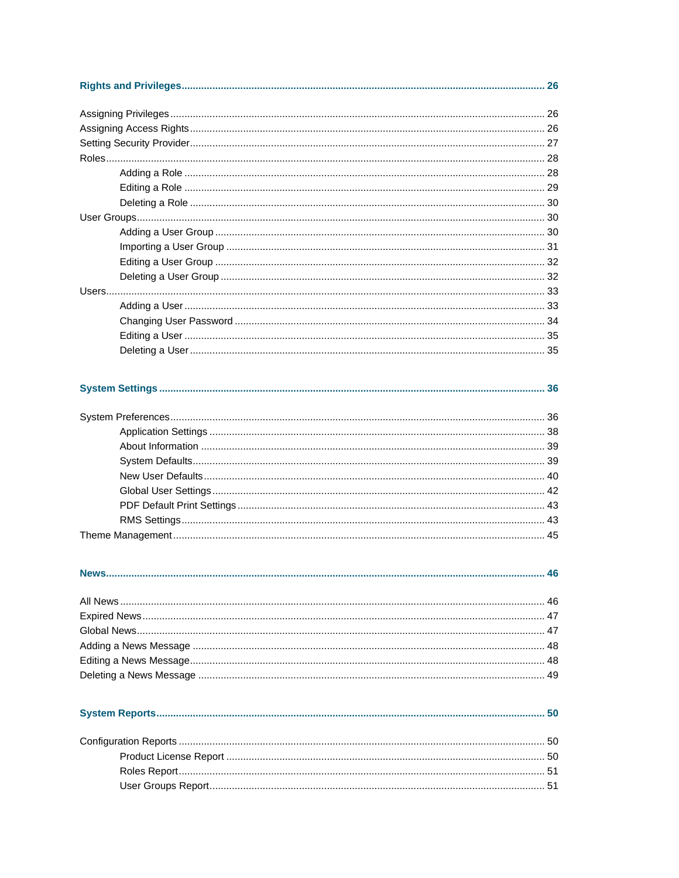**Rights and Privileges** ........................................................................................................ **26**

Assigning Privileges ........................................................................................................ 26
Assigning Access Rights ........................................................................................................ 26
Setting Security Provider ........................................................................................................ 27
Roles ........................................................................................................ 28
- Adding a Role ........................................................................................................ 28
- Editing a Role ........................................................................................................ 29
- Deleting a Role ........................................................................................................ 30

User Groups ........................................................................................................ 30
- Adding a User Group ........................................................................................................ 30
- Importing a User Group ........................................................................................................ 31
- Editing a User Group ........................................................................................................ 32
- Deleting a User Group ........................................................................................................ 32

Users ........................................................................................................ 33
- Adding a User ........................................................................................................ 33
- Changing User Password ........................................................................................................ 34
- Editing a User ........................................................................................................ 35
- Deleting a User ........................................................................................................ 35

**System Settings** ........................................................................................................ **36**

System Preferences ........................................................................................................ 36
- Application Settings ........................................................................................................ 38
- About Information ........................................................................................................ 39
- System Defaults ........................................................................................................ 39
- New User Defaults ........................................................................................................ 40
- Global User Settings ........................................................................................................ 42
- PDF Default Print Settings ........................................................................................................ 43
- RMS Settings ........................................................................................................ 43

Theme Management ........................................................................................................ 45

**News** ........................................................................................................ **46**

All News ........................................................................................................ 46
Expired News ........................................................................................................ 47
Global News ........................................................................................................ 47
Adding a News Message ........................................................................................................ 48
Editing a News Message ........................................................................................................ 48
Deleting a News Message ........................................................................................................ 49

**System Reports** ........................................................................................................ **50**

Configuration Reports ........................................................................................................ 50
- Product License Report ........................................................................................................ 50
- Roles Report ........................................................................................................ 51
- User Groups Report ........................................................................................................ 51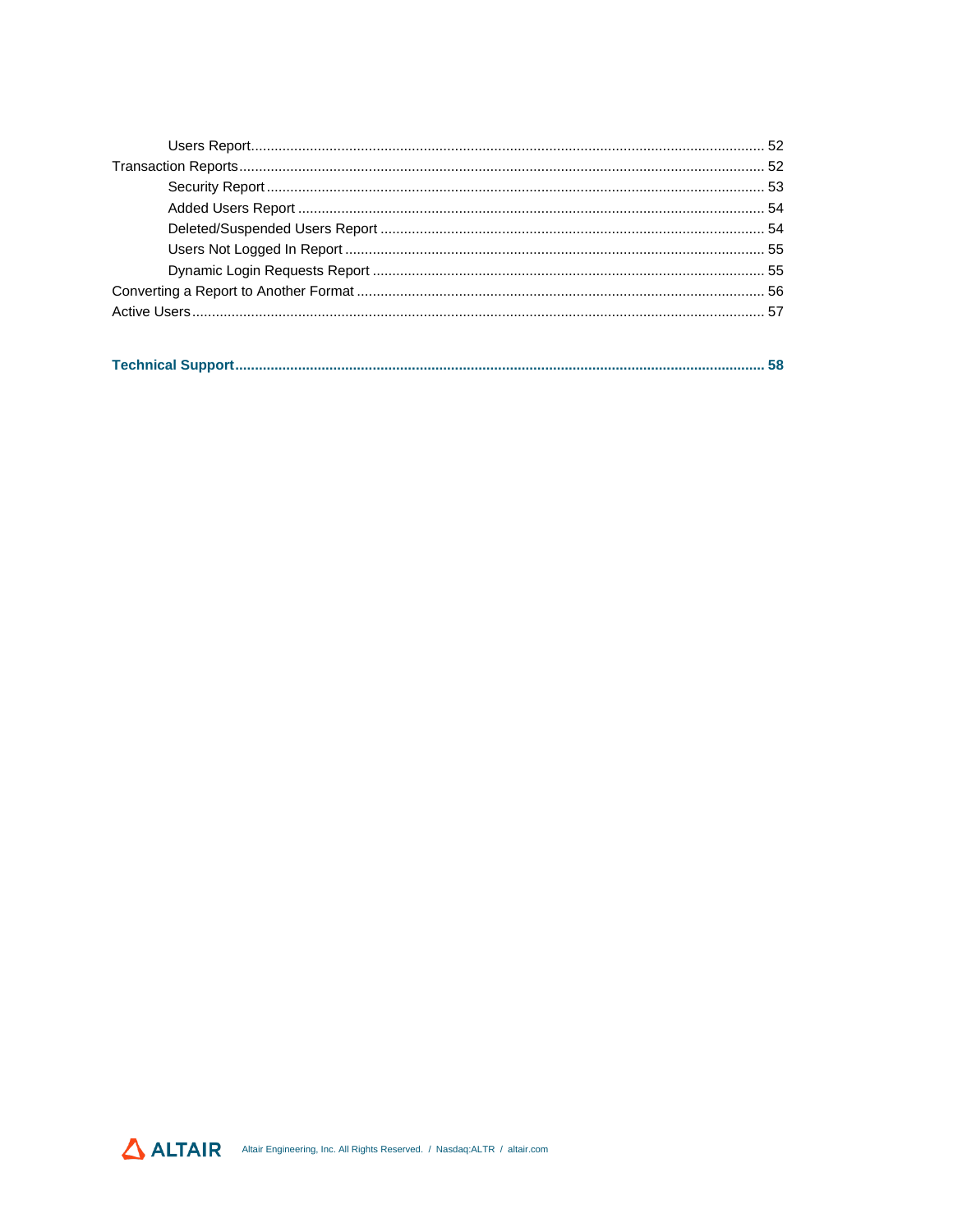- Users Report ... 52
- Transaction Reports ... 52
  - Security Report ... 53
  - Added Users Report ... 54
  - Deleted/Suspended Users Report ... 54
  - Users Not Logged In Report ... 55
  - Dynamic Login Requests Report ... 55
- Converting a Report to Another Format ... 56
- Active Users ... 57

**Technical Support ... 58**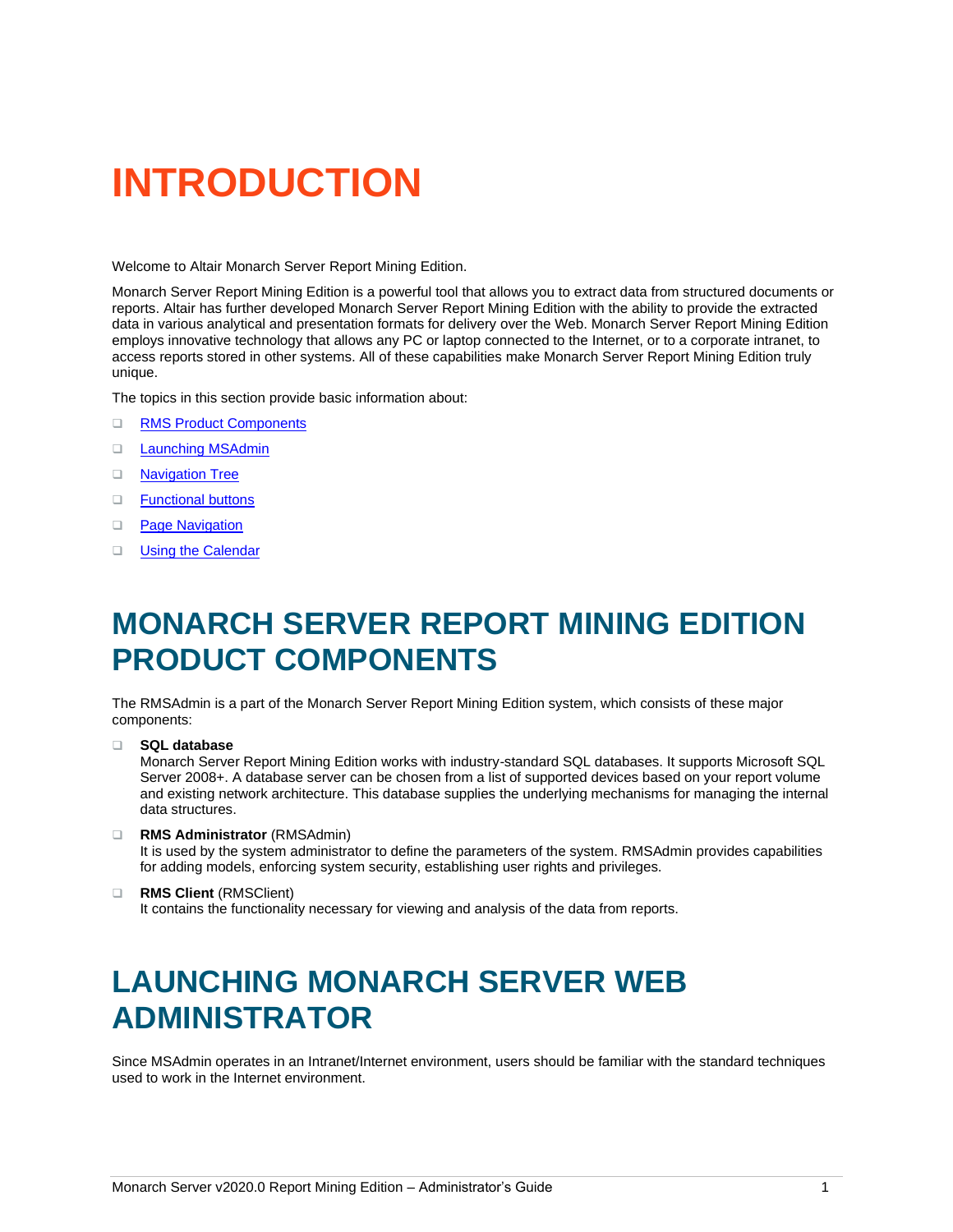# INTRODUCTION

Welcome to Altair Monarch Server Report Mining Edition.

Monarch Server Report Mining Edition is a powerful tool that allows you to extract data from structured documents or reports. Altair has further developed Monarch Server Report Mining Edition with the ability to provide the extracted data in various analytical and presentation formats for delivery over the Web. Monarch Server Report Mining Edition employs innovative technology that allows any PC or laptop connected to the Internet, or to a corporate intranet, to access reports stored in other systems. All of these capabilities make Monarch Server Report Mining Edition truly unique.

The topics in this section provide basic information about:

- RMS Product Components
- Launching MSAdmin
- Navigation Tree
- Functional buttons
- Page Navigation
- Using the Calendar

# MONARCH SERVER REPORT MINING EDITION PRODUCT COMPONENTS

The RMSAdmin is a part of the Monarch Server Report Mining Edition system, which consists of these major components:

- **SQL database**
  Monarch Server Report Mining Edition works with industry-standard SQL databases. It supports Microsoft SQL Server 2008+. A database server can be chosen from a list of supported devices based on your report volume and existing network architecture. This database supplies the underlying mechanisms for managing the internal data structures.
- **RMS Administrator** (RMSAdmin)
  It is used by the system administrator to define the parameters of the system. RMSAdmin provides capabilities for adding models, enforcing system security, establishing user rights and privileges.
- **RMS Client** (RMSClient)
  It contains the functionality necessary for viewing and analysis of the data from reports.

# LAUNCHING MONARCH SERVER WEB ADMINISTRATOR

Since MSAdmin operates in an Intranet/Internet environment, users should be familiar with the standard techniques used to work in the Internet environment.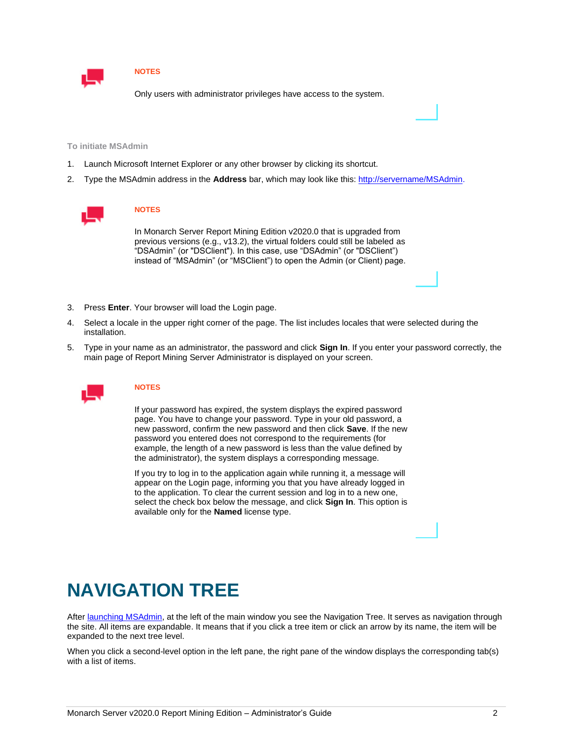**NOTES**

Only users with administrator privileges have access to the system.

**To initiate MSAdmin**

1. Launch Microsoft Internet Explorer or any other browser by clicking its shortcut.
2. Type the MSAdmin address in the **Address** bar, which may look like this: http://servername/MSAdmin.

**NOTES**

In Monarch Server Report Mining Edition v2020.0 that is upgraded from previous versions (e.g., v13.2), the virtual folders could still be labeled as “DSAdmin” (or "DSClient"). In this case, use “DSAdmin” (or "DSClient”) instead of “MSAdmin” (or “MSClient”) to open the Admin (or Client) page.

3. Press **Enter**. Your browser will load the Login page.
4. Select a locale in the upper right corner of the page. The list includes locales that were selected during the installation.
5. Type in your name as an administrator, the password and click **Sign In**. If you enter your password correctly, the main page of Report Mining Server Administrator is displayed on your screen.

**NOTES**

If your password has expired, the system displays the expired password page. You have to change your password. Type in your old password, a new password, confirm the new password and then click **Save**. If the new password you entered does not correspond to the requirements (for example, the length of a new password is less than the value defined by the administrator), the system displays a corresponding message.

If you try to log in to the application again while running it, a message will appear on the Login page, informing you that you have already logged in to the application. To clear the current session and log in to a new one, select the check box below the message, and click **Sign In**. This option is available only for the **Named** license type.

# NAVIGATION TREE

After launching MSAdmin, at the left of the main window you see the Navigation Tree. It serves as navigation through the site. All items are expandable. It means that if you click a tree item or click an arrow by its name, the item will be expanded to the next tree level.

When you click a second-level option in the left pane, the right pane of the window displays the corresponding tab(s) with a list of items.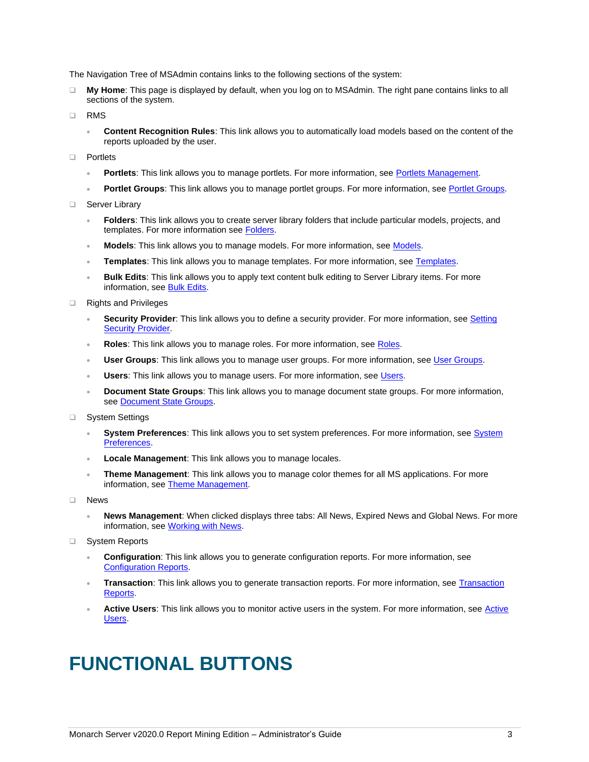The Navigation Tree of MSAdmin contains links to the following sections of the system:

- **My Home**: This page is displayed by default, when you log on to MSAdmin. The right pane contains links to all sections of the system.
- RMS
  - **Content Recognition Rules**: This link allows you to automatically load models based on the content of the reports uploaded by the user.
- Portlets
  - **Portlets**: This link allows you to manage portlets. For more information, see Portlets Management.
  - **Portlet Groups**: This link allows you to manage portlet groups. For more information, see Portlet Groups.
- Server Library
  - **Folders**: This link allows you to create server library folders that include particular models, projects, and templates. For more information see Folders.
  - **Models**: This link allows you to manage models. For more information, see Models.
  - **Templates**: This link allows you to manage templates. For more information, see Templates.
  - **Bulk Edits**: This link allows you to apply text content bulk editing to Server Library items. For more information, see Bulk Edits.
- Rights and Privileges
  - **Security Provider**: This link allows you to define a security provider. For more information, see Setting Security Provider.
  - **Roles**: This link allows you to manage roles. For more information, see Roles.
  - **User Groups**: This link allows you to manage user groups. For more information, see User Groups.
  - **Users**: This link allows you to manage users. For more information, see Users.
  - **Document State Groups**: This link allows you to manage document state groups. For more information, see Document State Groups.
- System Settings
  - **System Preferences**: This link allows you to set system preferences. For more information, see System Preferences.
  - **Locale Management**: This link allows you to manage locales.
  - **Theme Management**: This link allows you to manage color themes for all MS applications. For more information, see Theme Management.
- News
  - **News Management**: When clicked displays three tabs: All News, Expired News and Global News. For more information, see Working with News.
- System Reports
  - **Configuration**: This link allows you to generate configuration reports. For more information, see Configuration Reports.
  - **Transaction**: This link allows you to generate transaction reports. For more information, see Transaction Reports.
  - **Active Users**: This link allows you to monitor active users in the system. For more information, see Active Users.

# FUNCTIONAL BUTTONS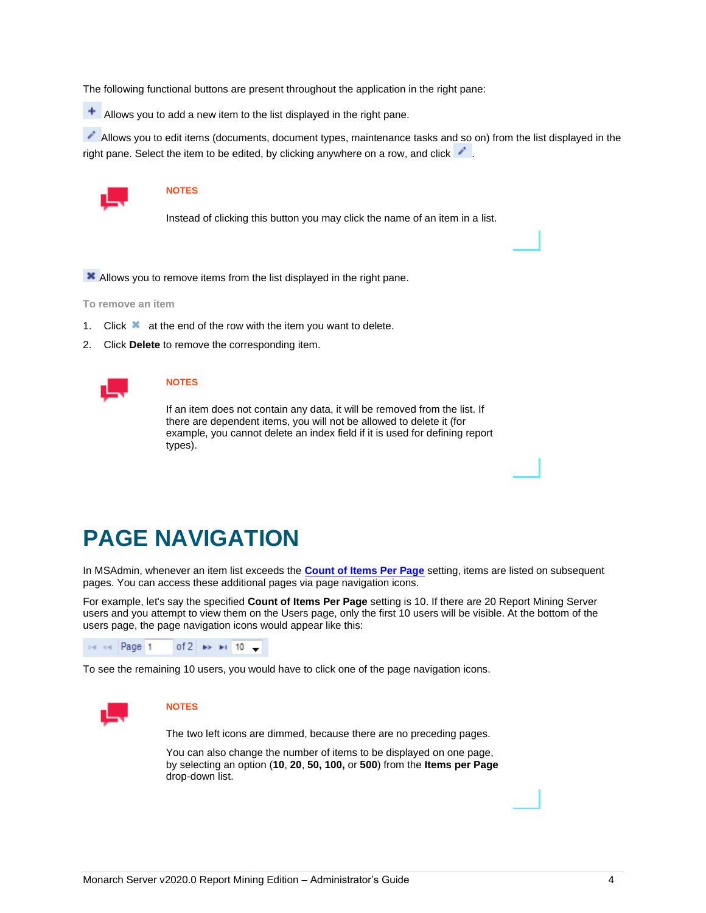The following functional buttons are present throughout the application in the right pane:

Allows you to add a new item to the list displayed in the right pane.

Allows you to edit items (documents, document types, maintenance tasks and so on) from the list displayed in the right pane. Select the item to be edited, by clicking anywhere on a row, and click .

**NOTES**

Instead of clicking this button you may click the name of an item in a list.

Allows you to remove items from the list displayed in the right pane.

**To remove an item**

1. Click at the end of the row with the item you want to delete.
2. Click **Delete** to remove the corresponding item.

**NOTES**

If an item does not contain any data, it will be removed from the list. If there are dependent items, you will not be allowed to delete it (for example, you cannot delete an index field if it is used for defining report types).

# PAGE NAVIGATION

In MSAdmin, whenever an item list exceeds the **Count of Items Per Page** setting, items are listed on subsequent pages. You can access these additional pages via page navigation icons.

For example, let's say the specified **Count of Items Per Page** setting is 10. If there are 20 Report Mining Server users and you attempt to view them on the Users page, only the first 10 users will be visible. At the bottom of the users page, the page navigation icons would appear like this:

Page 1 of 2 10

To see the remaining 10 users, you would have to click one of the page navigation icons.

**NOTES**

The two left icons are dimmed, because there are no preceding pages.

You can also change the number of items to be displayed on one page, by selecting an option (**10**, **20**, **50, 100,** or **500**) from the **Items per Page** drop-down list.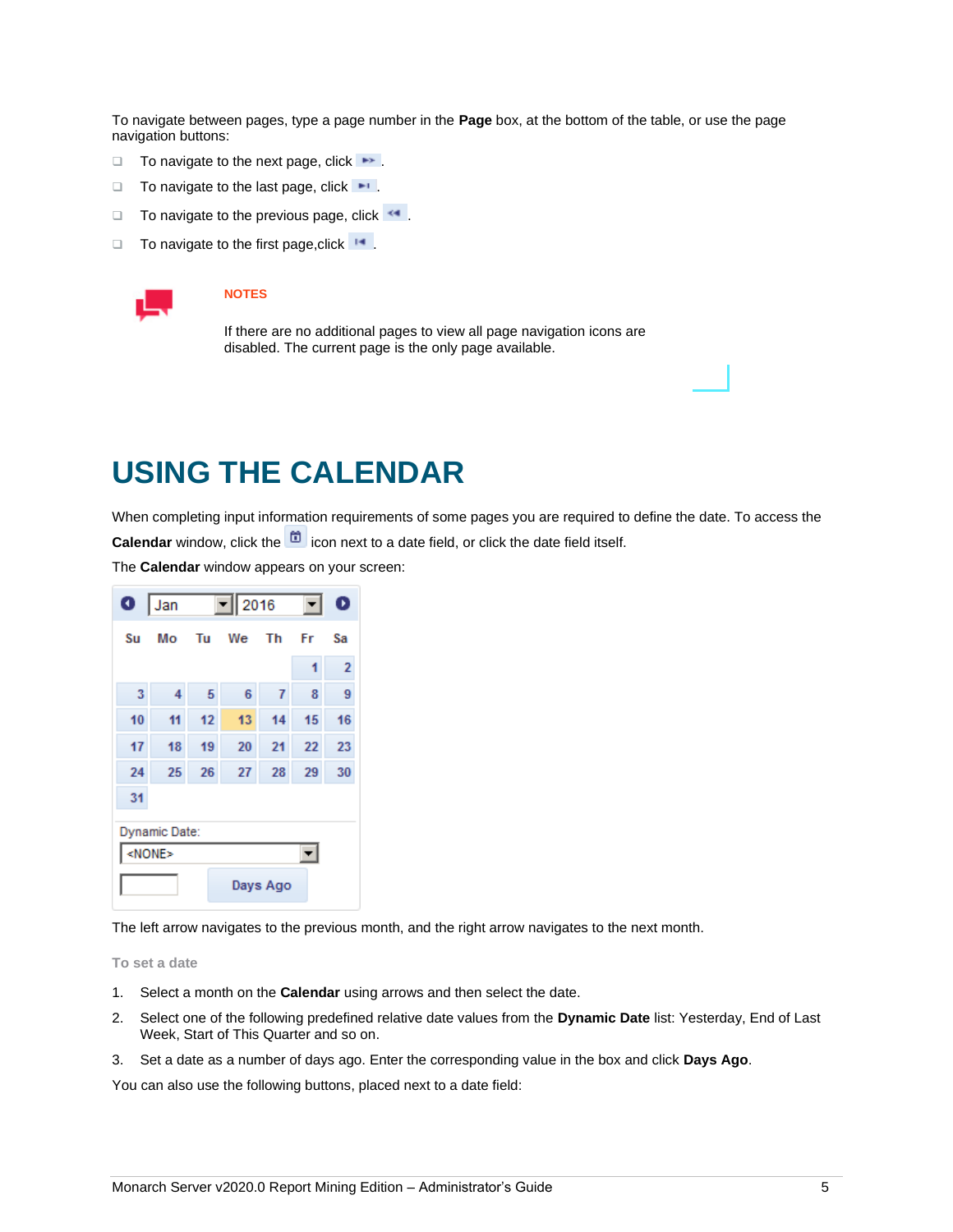To navigate between pages, type a page number in the **Page** box, at the bottom of the table, or use the page navigation buttons:

- To navigate to the next page, click .
- To navigate to the last page, click .
- To navigate to the previous page, click .
- To navigate to the first page,click .

**NOTES**

If there are no additional pages to view all page navigation icons are disabled. The current page is the only page available.

# USING THE CALENDAR

When completing input information requirements of some pages you are required to define the date. To access the **Calendar** window, click the icon next to a date field, or click the date field itself.

The **Calendar** window appears on your screen:

The left arrow navigates to the previous month, and the right arrow navigates to the next month.

### To set a date

1. Select a month on the **Calendar** using arrows and then select the date.
2. Select one of the following predefined relative date values from the **Dynamic Date** list: Yesterday, End of Last Week, Start of This Quarter and so on.
3. Set a date as a number of days ago. Enter the corresponding value in the box and click **Days Ago**.

You can also use the following buttons, placed next to a date field: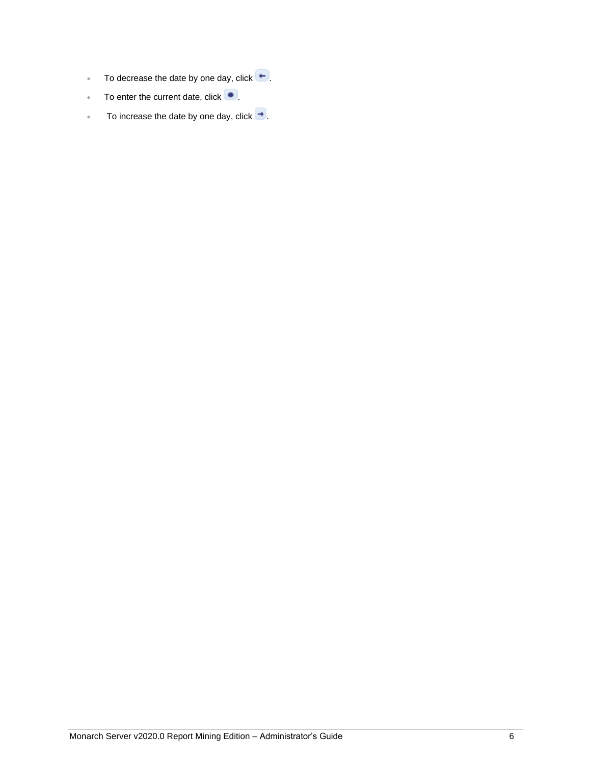- To decrease the date by one day, click ←.
- To enter the current date, click ●.
- To increase the date by one day, click →.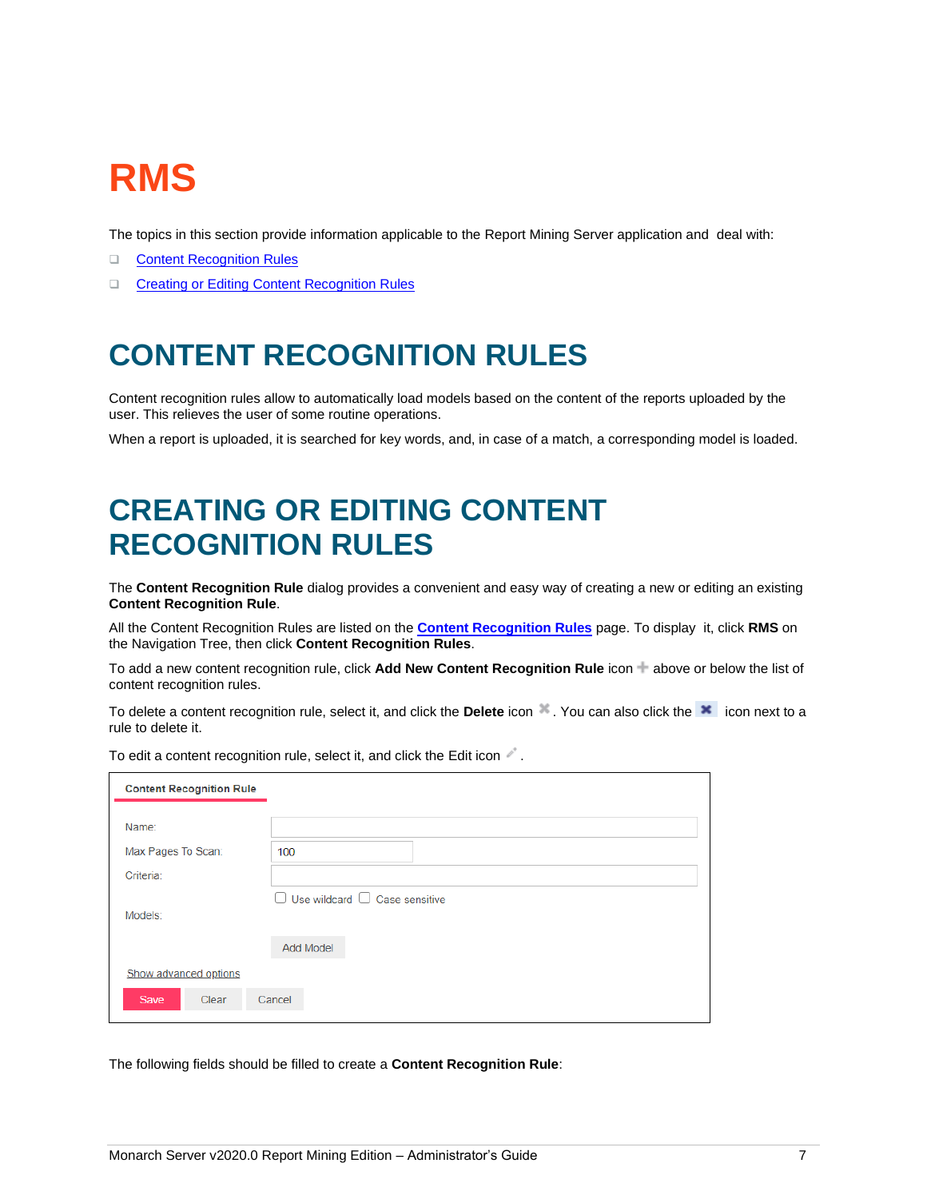# RMS

The topics in this section provide information applicable to the Report Mining Server application and deal with:

- Content Recognition Rules
- Creating or Editing Content Recognition Rules

# CONTENT RECOGNITION RULES

Content recognition rules allow to automatically load models based on the content of the reports uploaded by the user. This relieves the user of some routine operations.

When a report is uploaded, it is searched for key words, and, in case of a match, a corresponding model is loaded.

# CREATING OR EDITING CONTENT RECOGNITION RULES

The **Content Recognition Rule** dialog provides a convenient and easy way of creating a new or editing an existing **Content Recognition Rule**.

All the Content Recognition Rules are listed on the **Content Recognition Rules** page. To display it, click **RMS** on the Navigation Tree, then click **Content Recognition Rules**.

To add a new content recognition rule, click **Add New Content Recognition Rule** icon above or below the list of content recognition rules.

To delete a content recognition rule, select it, and click the **Delete** icon . You can also click the icon next to a rule to delete it.

To edit a content recognition rule, select it, and click the Edit icon .

**Content Recognition Rule**

Name:

Max Pages To Scan: 100

Criteria:

☐ Use wildcard ☐ Case sensitive

Models:

Add Model

Show advanced options

Save | Clear | Cancel

The following fields should be filled to create a **Content Recognition Rule**: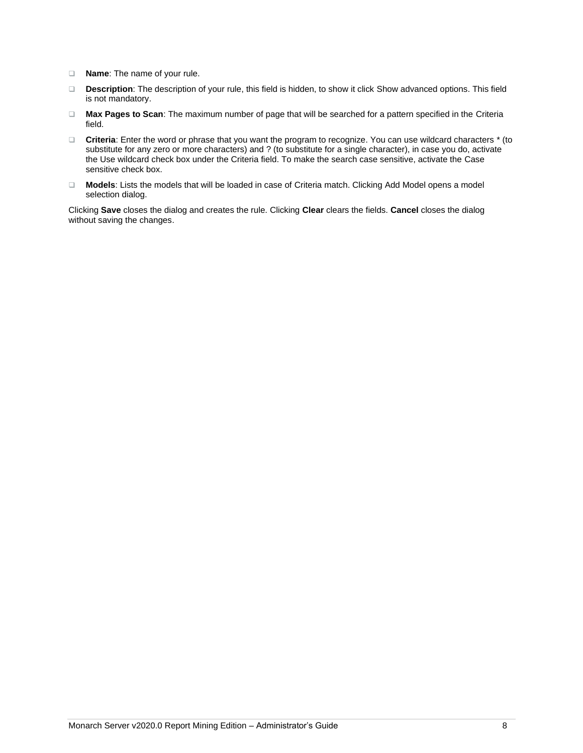- **Name**: The name of your rule.
- **Description**: The description of your rule, this field is hidden, to show it click Show advanced options. This field is not mandatory.
- **Max Pages to Scan**: The maximum number of page that will be searched for a pattern specified in the Criteria field.
- **Criteria**: Enter the word or phrase that you want the program to recognize. You can use wildcard characters * (to substitute for any zero or more characters) and ? (to substitute for a single character), in case you do, activate the Use wildcard check box under the Criteria field. To make the search case sensitive, activate the Case sensitive check box.
- **Models**: Lists the models that will be loaded in case of Criteria match. Clicking Add Model opens a model selection dialog.

Clicking **Save** closes the dialog and creates the rule. Clicking **Clear** clears the fields. **Cancel** closes the dialog without saving the changes.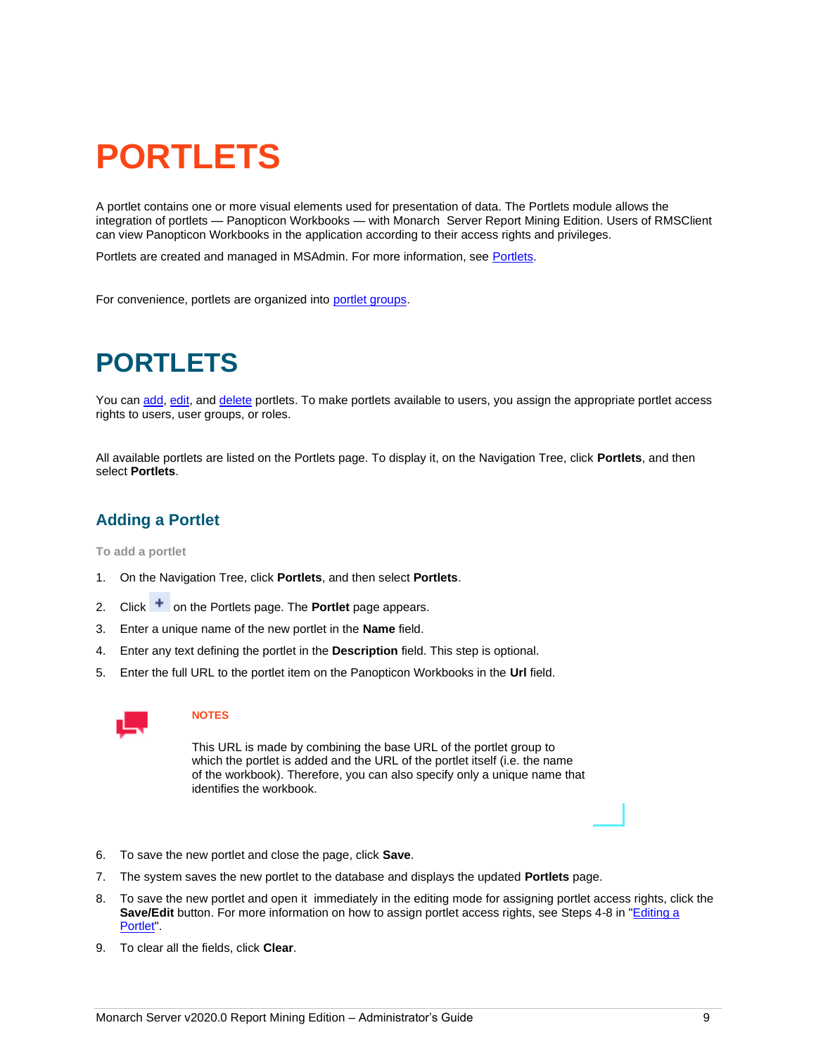# PORTLETS

A portlet contains one or more visual elements used for presentation of data. The Portlets module allows the integration of portlets — Panopticon Workbooks — with Monarch  Server Report Mining Edition. Users of RMSClient can view Panopticon Workbooks in the application according to their access rights and privileges.

Portlets are created and managed in MSAdmin. For more information, see Portlets.

For convenience, portlets are organized into portlet groups.

# PORTLETS

You can add, edit, and delete portlets. To make portlets available to users, you assign the appropriate portlet access rights to users, user groups, or roles.

All available portlets are listed on the Portlets page. To display it, on the Navigation Tree, click **Portlets**, and then select **Portlets**.

## Adding a Portlet

**To add a portlet**

1. On the Navigation Tree, click **Portlets**, and then select **Portlets**.
2. Click + on the Portlets page. The **Portlet** page appears.
3. Enter a unique name of the new portlet in the **Name** field.
4. Enter any text defining the portlet in the **Description** field. This step is optional.
5. Enter the full URL to the portlet item on the Panopticon Workbooks in the **Url** field.

**NOTES**

This URL is made by combining the base URL of the portlet group to which the portlet is added and the URL of the portlet itself (i.e. the name of the workbook). Therefore, you can also specify only a unique name that identifies the workbook.

6. To save the new portlet and close the page, click **Save**.
7. The system saves the new portlet to the database and displays the updated **Portlets** page.
8. To save the new portlet and open it  immediately in the editing mode for assigning portlet access rights, click the **Save/Edit** button. For more information on how to assign portlet access rights, see Steps 4-8 in "Editing a Portlet".
9. To clear all the fields, click **Clear**.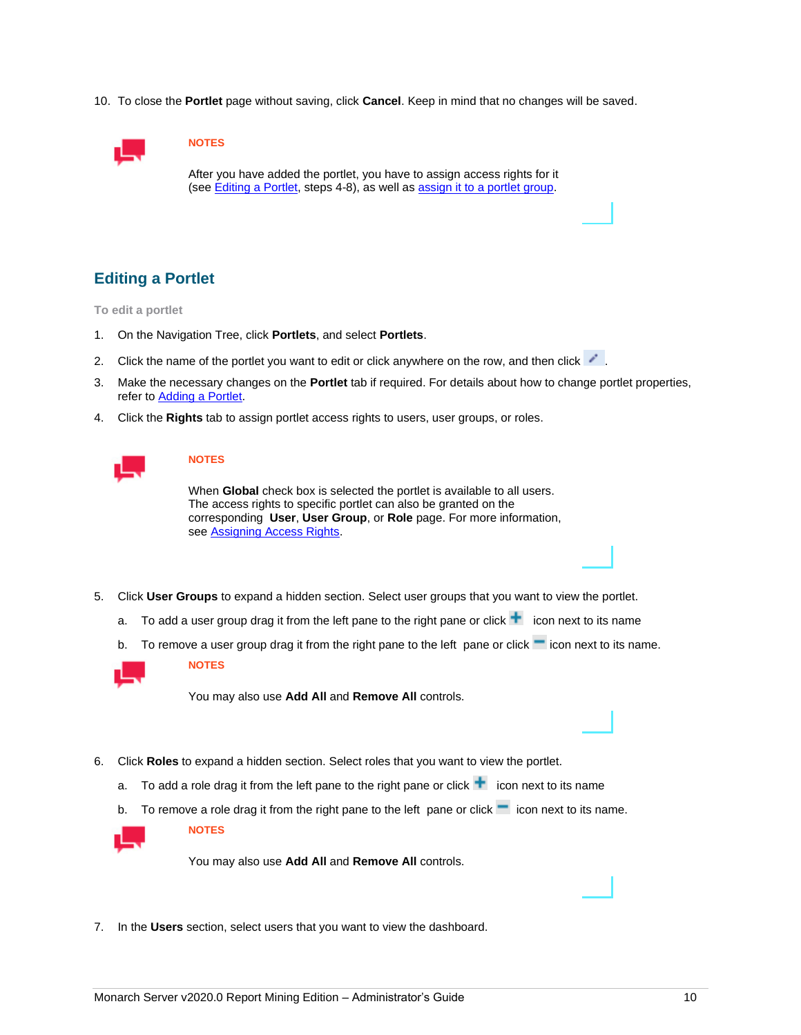10. To close the **Portlet** page without saving, click **Cancel**. Keep in mind that no changes will be saved.

**NOTES**

After you have added the portlet, you have to assign access rights for it (see Editing a Portlet, steps 4-8), as well as assign it to a portlet group.

## Editing a Portlet

**To edit a portlet**

1. On the Navigation Tree, click **Portlets**, and select **Portlets**.
2. Click the name of the portlet you want to edit or click anywhere on the row, and then click .
3. Make the necessary changes on the **Portlet** tab if required. For details about how to change portlet properties, refer to Adding a Portlet.
4. Click the **Rights** tab to assign portlet access rights to users, user groups, or roles.

**NOTES**

When **Global** check box is selected the portlet is available to all users. The access rights to specific portlet can also be granted on the corresponding **User**, **User Group**, or **Role** page. For more information, see Assigning Access Rights.

5. Click **User Groups** to expand a hidden section. Select user groups that you want to view the portlet.
   a. To add a user group drag it from the left pane to the right pane or click icon next to its name
   b. To remove a user group drag it from the right pane to the left pane or click icon next to its name.

**NOTES**

You may also use **Add All** and **Remove All** controls.

6. Click **Roles** to expand a hidden section. Select roles that you want to view the portlet.
   a. To add a role drag it from the left pane to the right pane or click icon next to its name
   b. To remove a role drag it from the right pane to the left pane or click icon next to its name.

**NOTES**

You may also use **Add All** and **Remove All** controls.

7. In the **Users** section, select users that you want to view the dashboard.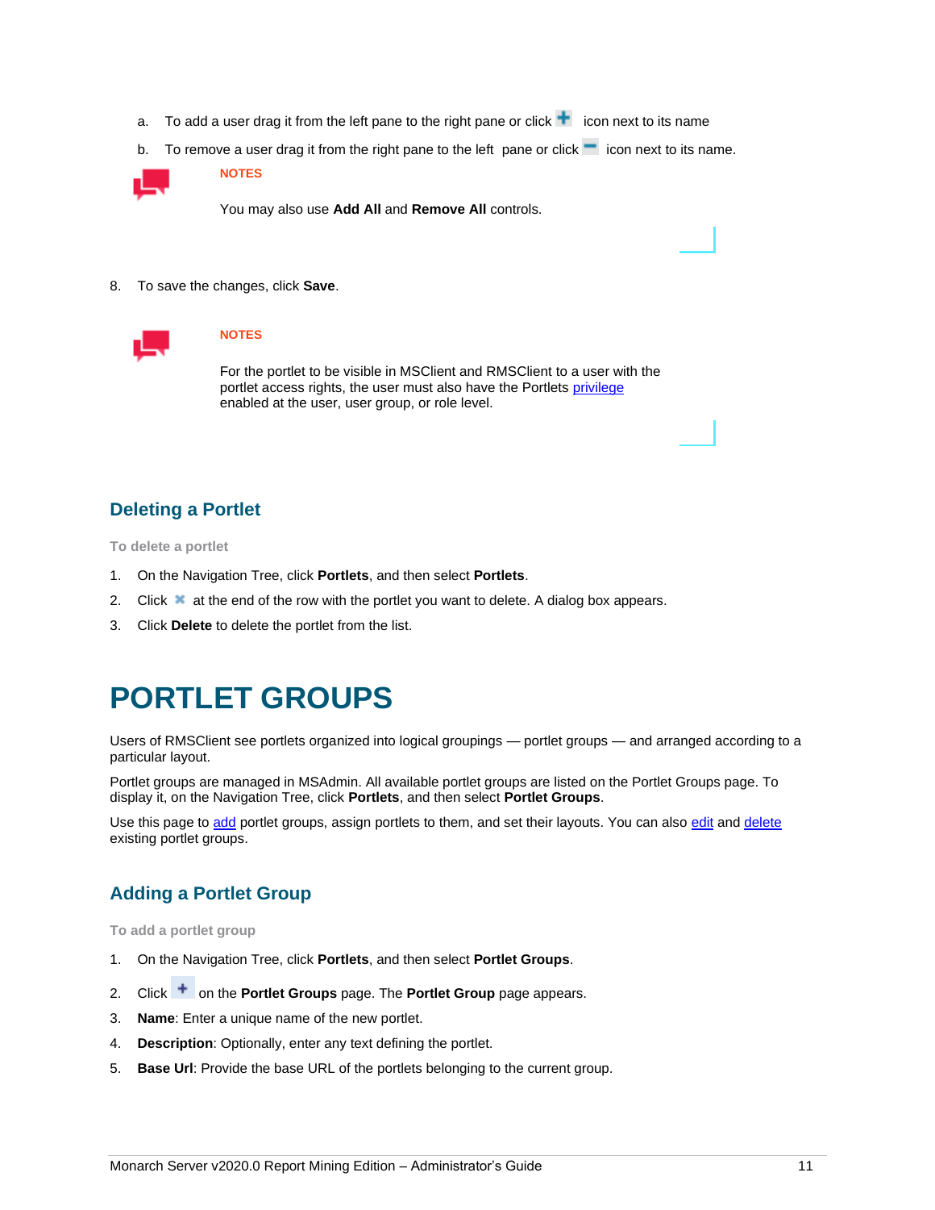a. To add a user drag it from the left pane to the right pane or click icon next to its name

b. To remove a user drag it from the right pane to the left pane or click icon next to its name.

**NOTES**

You may also use **Add All** and **Remove All** controls.

8. To save the changes, click **Save**.

**NOTES**

For the portlet to be visible in MSClient and RMSClient to a user with the portlet access rights, the user must also have the Portlets privilege enabled at the user, user group, or role level.

## Deleting a Portlet

**To delete a portlet**

1. On the Navigation Tree, click **Portlets**, and then select **Portlets**.
2. Click at the end of the row with the portlet you want to delete. A dialog box appears.
3. Click **Delete** to delete the portlet from the list.

# PORTLET GROUPS

Users of RMSClient see portlets organized into logical groupings — portlet groups — and arranged according to a particular layout.

Portlet groups are managed in MSAdmin. All available portlet groups are listed on the Portlet Groups page. To display it, on the Navigation Tree, click **Portlets**, and then select **Portlet Groups**.

Use this page to add portlet groups, assign portlets to them, and set their layouts. You can also edit and delete existing portlet groups.

## Adding a Portlet Group

**To add a portlet group**

1. On the Navigation Tree, click **Portlets**, and then select **Portlet Groups**.
2. Click on the **Portlet Groups** page. The **Portlet Group** page appears.
3. **Name**: Enter a unique name of the new portlet.
4. **Description**: Optionally, enter any text defining the portlet.
5. **Base Url**: Provide the base URL of the portlets belonging to the current group.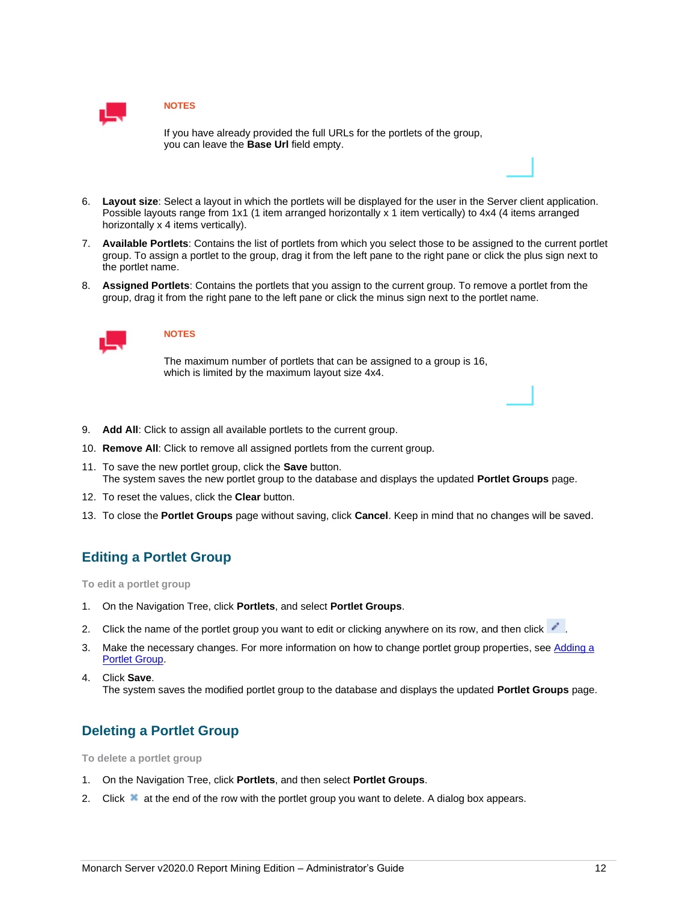**NOTES**

If you have already provided the full URLs for the portlets of the group, you can leave the **Base Url** field empty.

6. **Layout size**: Select a layout in which the portlets will be displayed for the user in the Server client application. Possible layouts range from 1x1 (1 item arranged horizontally x 1 item vertically) to 4x4 (4 items arranged horizontally x 4 items vertically).
7. **Available Portlets**: Contains the list of portlets from which you select those to be assigned to the current portlet group. To assign a portlet to the group, drag it from the left pane to the right pane or click the plus sign next to the portlet name.
8. **Assigned Portlets**: Contains the portlets that you assign to the current group. To remove a portlet from the group, drag it from the right pane to the left pane or click the minus sign next to the portlet name.

**NOTES**

The maximum number of portlets that can be assigned to a group is 16, which is limited by the maximum layout size 4x4.

9. **Add All**: Click to assign all available portlets to the current group.
10. **Remove All**: Click to remove all assigned portlets from the current group.
11. To save the new portlet group, click the **Save** button.
    The system saves the new portlet group to the database and displays the updated **Portlet Groups** page.
12. To reset the values, click the **Clear** button.
13. To close the **Portlet Groups** page without saving, click **Cancel**. Keep in mind that no changes will be saved.

## Editing a Portlet Group

**To edit a portlet group**

1. On the Navigation Tree, click **Portlets**, and select **Portlet Groups**.
2. Click the name of the portlet group you want to edit or clicking anywhere on its row, and then click .
3. Make the necessary changes. For more information on how to change portlet group properties, see Adding a Portlet Group.
4. Click **Save**.
   The system saves the modified portlet group to the database and displays the updated **Portlet Groups** page.

## Deleting a Portlet Group

**To delete a portlet group**

1. On the Navigation Tree, click **Portlets**, and then select **Portlet Groups**.
2. Click at the end of the row with the portlet group you want to delete. A dialog box appears.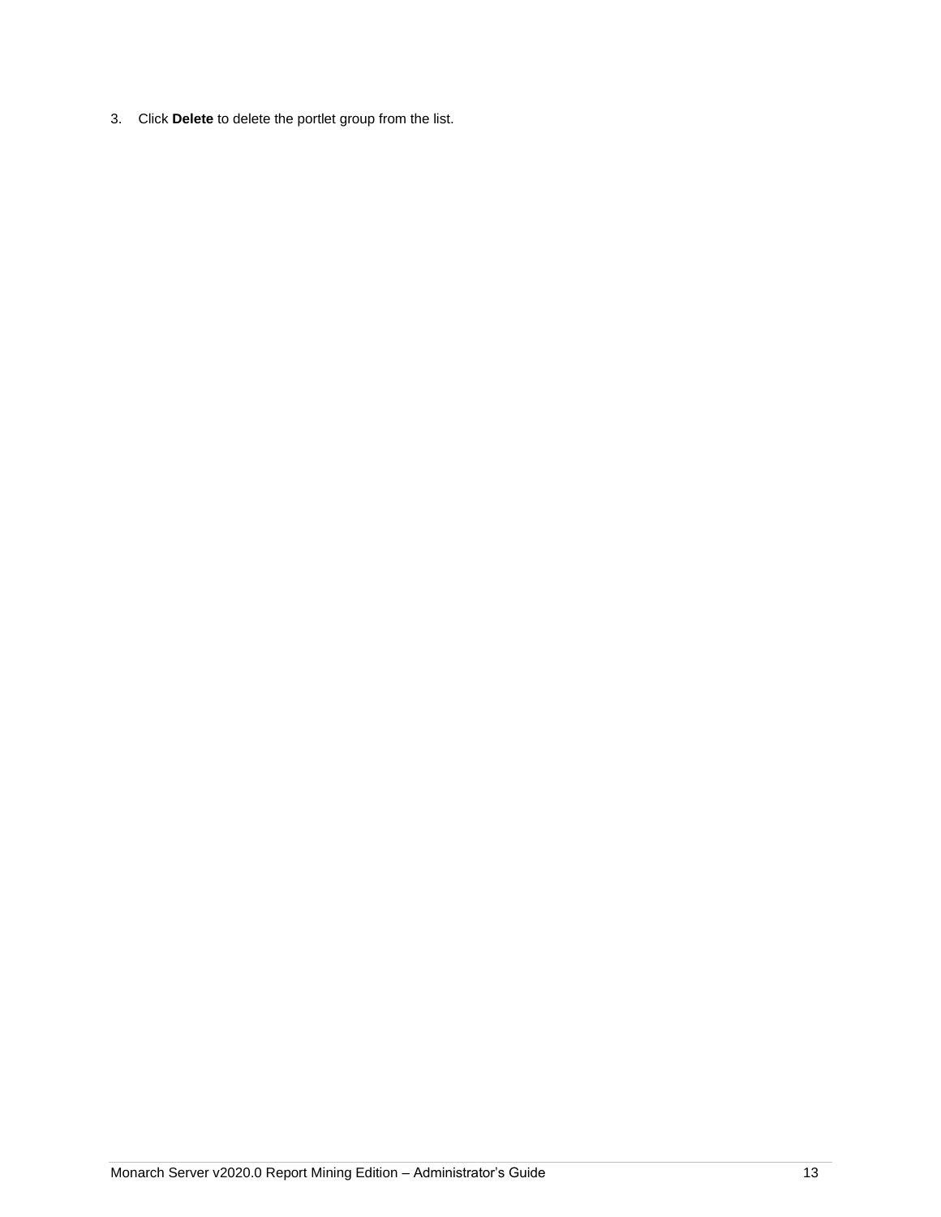3. Click **Delete** to delete the portlet group from the list.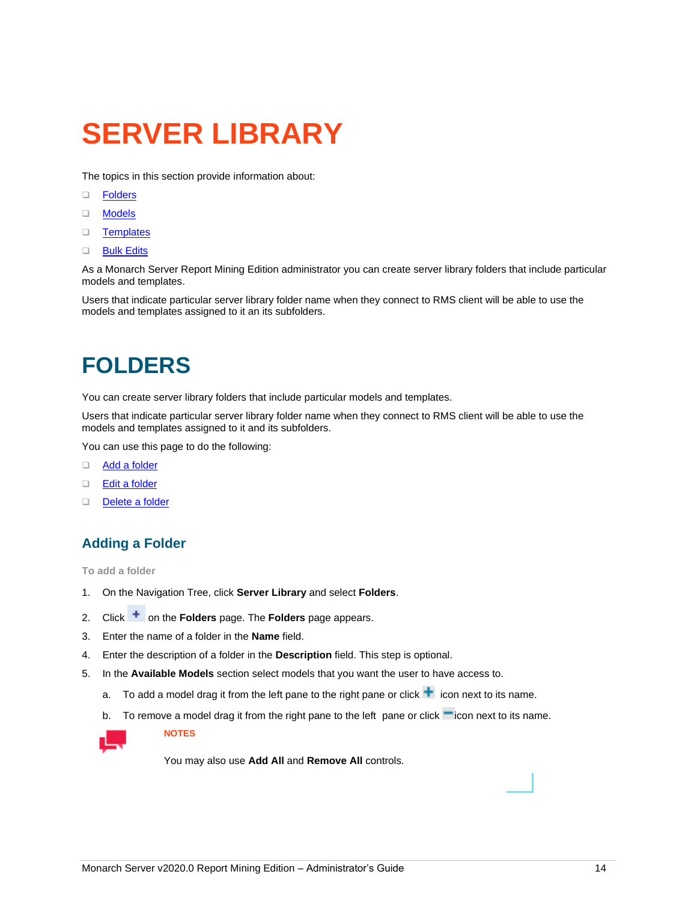# SERVER LIBRARY

The topics in this section provide information about:

- Folders
- Models
- Templates
- Bulk Edits

As a Monarch Server Report Mining Edition administrator you can create server library folders that include particular models and templates.

Users that indicate particular server library folder name when they connect to RMS client will be able to use the models and templates assigned to it an its subfolders.

# FOLDERS

You can create server library folders that include particular models and templates.

Users that indicate particular server library folder name when they connect to RMS client will be able to use the models and templates assigned to it and its subfolders.

You can use this page to do the following:

- Add a folder
- Edit a folder
- Delete a folder

## Adding a Folder

**To add a folder**

1. On the Navigation Tree, click **Server Library** and select **Folders**.
2. Click + on the **Folders** page. The **Folders** page appears.
3. Enter the name of a folder in the **Name** field.
4. Enter the description of a folder in the **Description** field. This step is optional.
5. In the **Available Models** section select models that you want the user to have access to.
   a. To add a model drag it from the left pane to the right pane or click + icon next to its name.
   b. To remove a model drag it from the right pane to the left pane or click − icon next to its name.

**NOTES**

You may also use **Add All** and **Remove All** controls.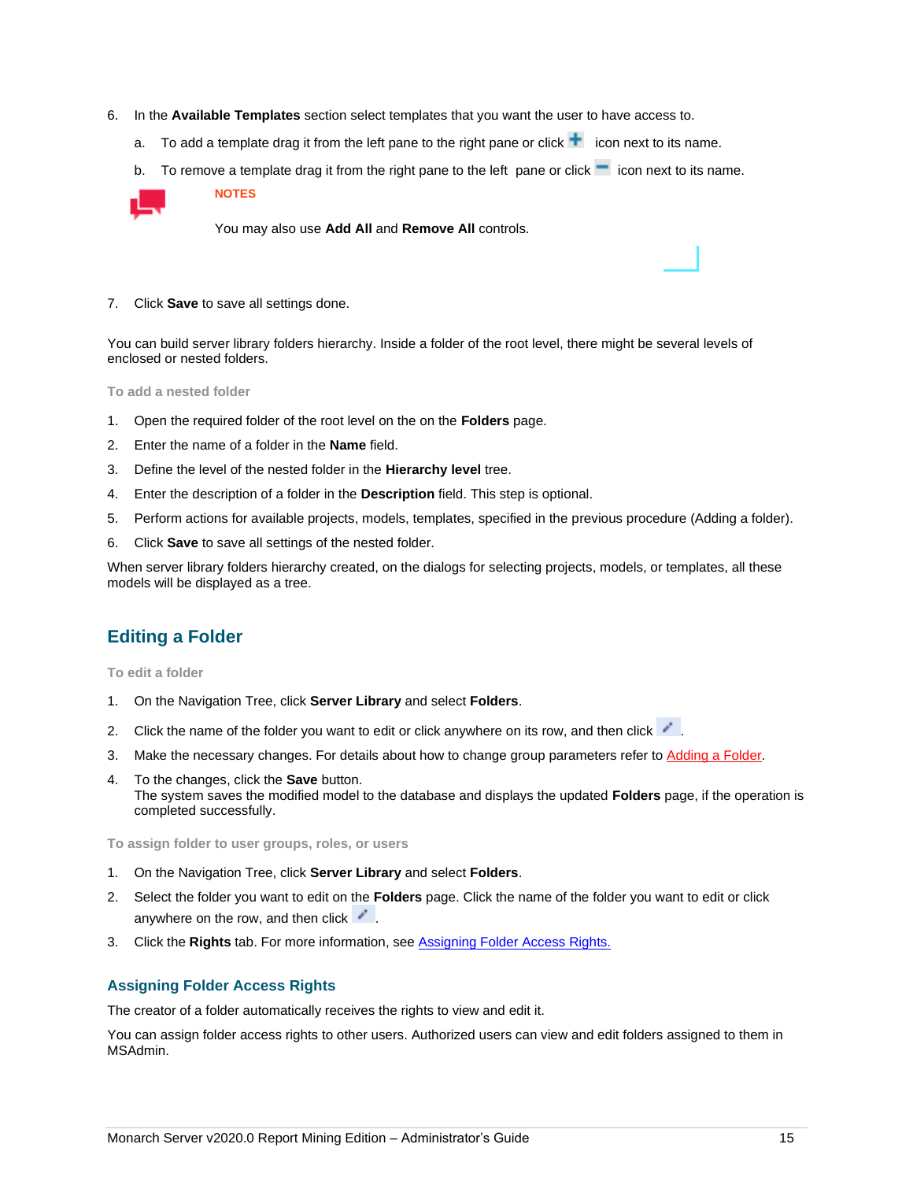6. In the **Available Templates** section select templates that you want the user to have access to.

   a. To add a template drag it from the left pane to the right pane or click + icon next to its name.

   b. To remove a template drag it from the right pane to the left pane or click − icon next to its name.

**NOTES**

You may also use **Add All** and **Remove All** controls.

7. Click **Save** to save all settings done.

You can build server library folders hierarchy. Inside a folder of the root level, there might be several levels of enclosed or nested folders.

#### To add a nested folder

1. Open the required folder of the root level on the on the **Folders** page.
2. Enter the name of a folder in the **Name** field.
3. Define the level of the nested folder in the **Hierarchy level** tree.
4. Enter the description of a folder in the **Description** field. This step is optional.
5. Perform actions for available projects, models, templates, specified in the previous procedure (Adding a folder).
6. Click **Save** to save all settings of the nested folder.

When server library folders hierarchy created, on the dialogs for selecting projects, models, or templates, all these models will be displayed as a tree.

## Editing a Folder

#### To edit a folder

1. On the Navigation Tree, click **Server Library** and select **Folders**.
2. Click the name of the folder you want to edit or click anywhere on its row, and then click .
3. Make the necessary changes. For details about how to change group parameters refer to Adding a Folder.
4. To the changes, click the **Save** button.
   The system saves the modified model to the database and displays the updated **Folders** page, if the operation is completed successfully.

#### To assign folder to user groups, roles, or users

1. On the Navigation Tree, click **Server Library** and select **Folders**.
2. Select the folder you want to edit on the **Folders** page. Click the name of the folder you want to edit or click anywhere on the row, and then click .
3. Click the **Rights** tab. For more information, see Assigning Folder Access Rights.

### Assigning Folder Access Rights

The creator of a folder automatically receives the rights to view and edit it.

You can assign folder access rights to other users. Authorized users can view and edit folders assigned to them in MSAdmin.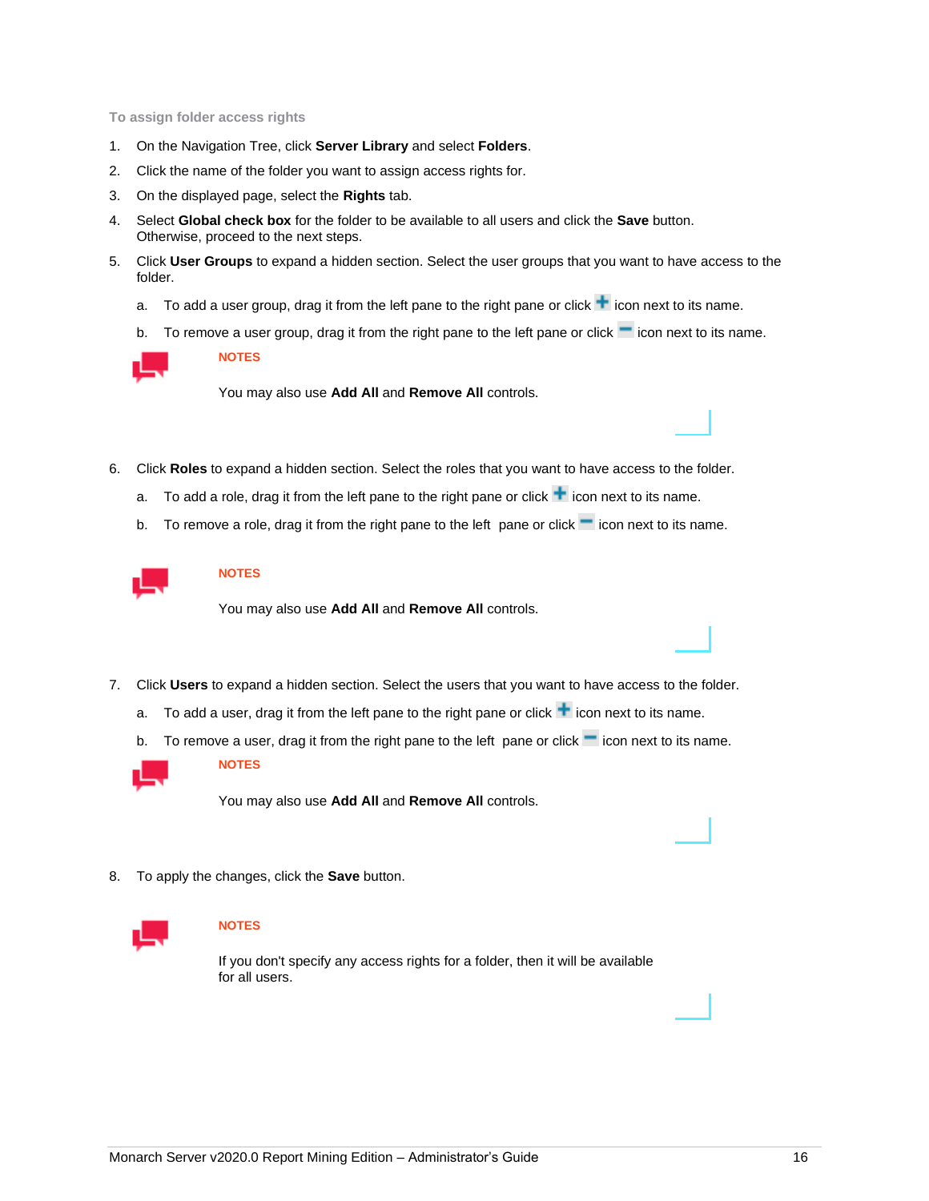**To assign folder access rights**

1. On the Navigation Tree, click **Server Library** and select **Folders**.
2. Click the name of the folder you want to assign access rights for.
3. On the displayed page, select the **Rights** tab.
4. Select **Global check box** for the folder to be available to all users and click the **Save** button. Otherwise, proceed to the next steps.
5. Click **User Groups** to expand a hidden section. Select the user groups that you want to have access to the folder.

   a. To add a user group, drag it from the left pane to the right pane or click + icon next to its name.

   b. To remove a user group, drag it from the right pane to the left pane or click − icon next to its name.

   **NOTES**

   You may also use **Add All** and **Remove All** controls.

6. Click **Roles** to expand a hidden section. Select the roles that you want to have access to the folder.

   a. To add a role, drag it from the left pane to the right pane or click + icon next to its name.

   b. To remove a role, drag it from the right pane to the left pane or click − icon next to its name.

   **NOTES**

   You may also use **Add All** and **Remove All** controls.

7. Click **Users** to expand a hidden section. Select the users that you want to have access to the folder.

   a. To add a user, drag it from the left pane to the right pane or click + icon next to its name.

   b. To remove a user, drag it from the right pane to the left pane or click − icon next to its name.

   **NOTES**

   You may also use **Add All** and **Remove All** controls.

8. To apply the changes, click the **Save** button.

   **NOTES**

   If you don't specify any access rights for a folder, then it will be available for all users.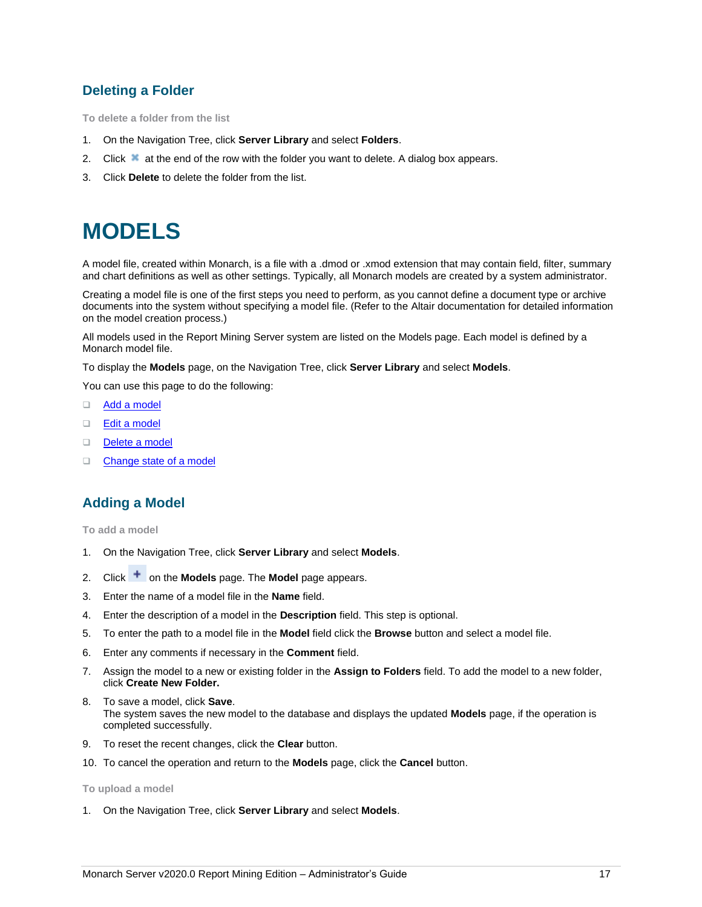## Deleting a Folder

**To delete a folder from the list**

1. On the Navigation Tree, click **Server Library** and select **Folders**.
2. Click ✖ at the end of the row with the folder you want to delete. A dialog box appears.
3. Click **Delete** to delete the folder from the list.

# MODELS

A model file, created within Monarch, is a file with a .dmod or .xmod extension that may contain field, filter, summary and chart definitions as well as other settings. Typically, all Monarch models are created by a system administrator.

Creating a model file is one of the first steps you need to perform, as you cannot define a document type or archive documents into the system without specifying a model file. (Refer to the Altair documentation for detailed information on the model creation process.)

All models used in the Report Mining Server system are listed on the Models page. Each model is defined by a Monarch model file.

To display the **Models** page, on the Navigation Tree, click **Server Library** and select **Models**.

You can use this page to do the following:

- Add a model
- Edit a model
- Delete a model
- Change state of a model

## Adding a Model

**To add a model**

1. On the Navigation Tree, click **Server Library** and select **Models**.
2. Click + on the **Models** page. The **Model** page appears.
3. Enter the name of a model file in the **Name** field.
4. Enter the description of a model in the **Description** field. This step is optional.
5. To enter the path to a model file in the **Model** field click the **Browse** button and select a model file.
6. Enter any comments if necessary in the **Comment** field.
7. Assign the model to a new or existing folder in the **Assign to Folders** field. To add the model to a new folder, click **Create New Folder.**
8. To save a model, click **Save**.
   The system saves the new model to the database and displays the updated **Models** page, if the operation is completed successfully.
9. To reset the recent changes, click the **Clear** button.
10. To cancel the operation and return to the **Models** page, click the **Cancel** button.

**To upload a model**

1. On the Navigation Tree, click **Server Library** and select **Models**.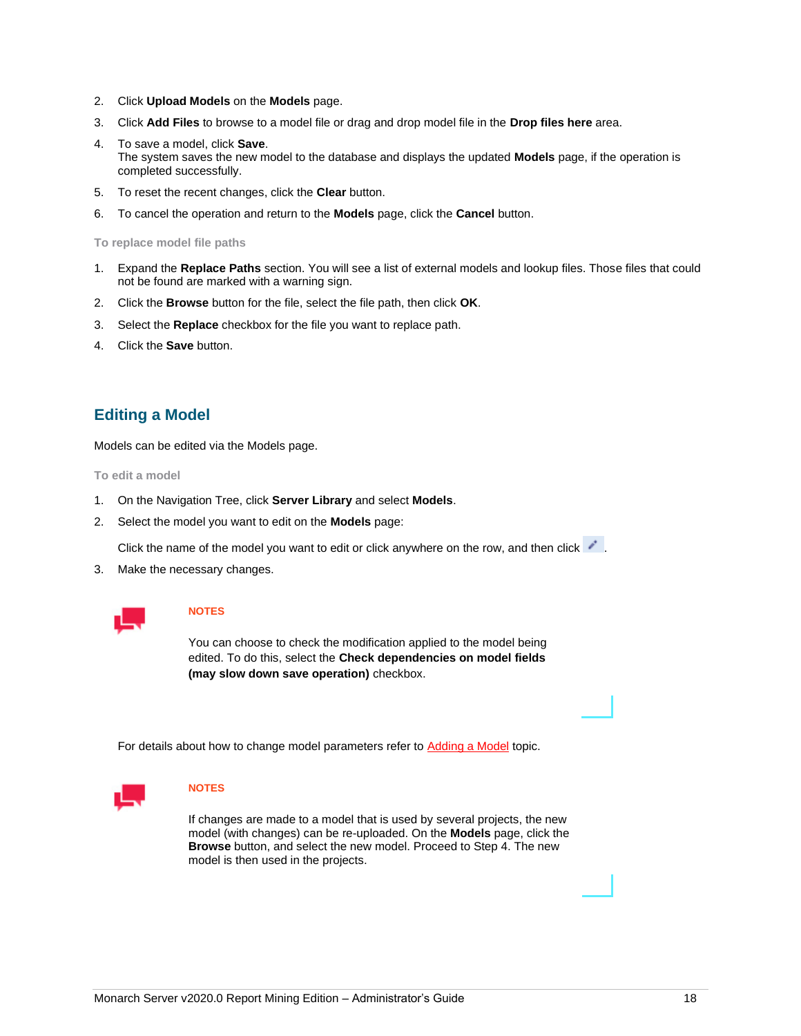2. Click **Upload Models** on the **Models** page.
3. Click **Add Files** to browse to a model file or drag and drop model file in the **Drop files here** area.
4. To save a model, click **Save**.
   The system saves the new model to the database and displays the updated **Models** page, if the operation is completed successfully.
5. To reset the recent changes, click the **Clear** button.
6. To cancel the operation and return to the **Models** page, click the **Cancel** button.

#### To replace model file paths

1. Expand the **Replace Paths** section. You will see a list of external models and lookup files. Those files that could not be found are marked with a warning sign.
2. Click the **Browse** button for the file, select the file path, then click **OK**.
3. Select the **Replace** checkbox for the file you want to replace path.
4. Click the **Save** button.

## Editing a Model

Models can be edited via the Models page.

#### To edit a model

1. On the Navigation Tree, click **Server Library** and select **Models**.
2. Select the model you want to edit on the **Models** page:

   Click the name of the model you want to edit or click anywhere on the row, and then click .
3. Make the necessary changes.

**NOTES**

You can choose to check the modification applied to the model being edited. To do this, select the **Check dependencies on model fields (may slow down save operation)** checkbox.

For details about how to change model parameters refer to Adding a Model topic.

**NOTES**

If changes are made to a model that is used by several projects, the new model (with changes) can be re-uploaded. On the **Models** page, click the **Browse** button, and select the new model. Proceed to Step 4. The new model is then used in the projects.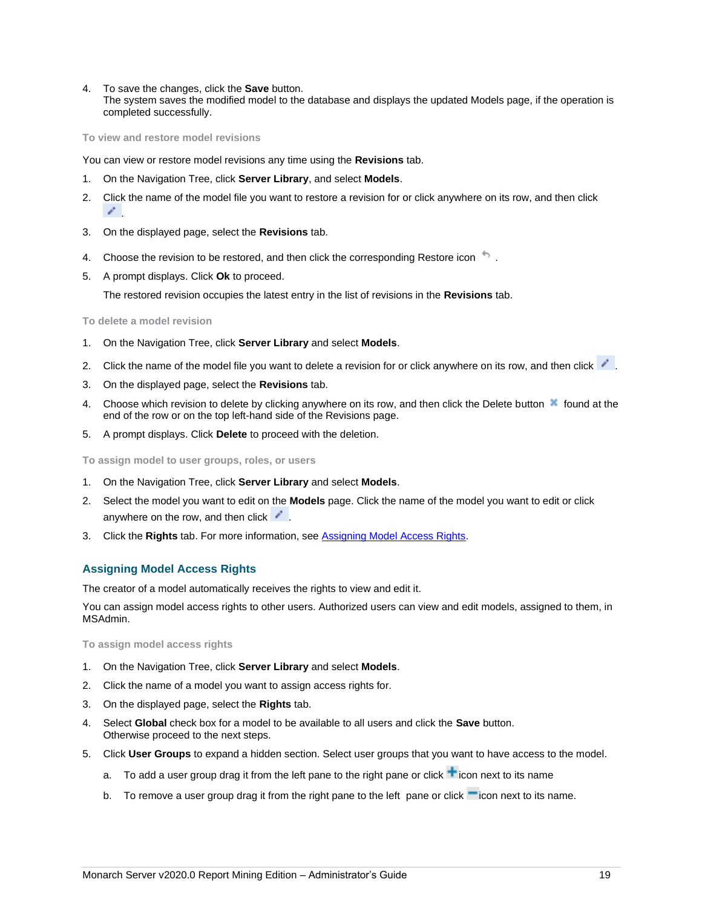4. To save the changes, click the **Save** button.
   The system saves the modified model to the database and displays the updated Models page, if the operation is completed successfully.

#### To view and restore model revisions

You can view or restore model revisions any time using the **Revisions** tab.

1. On the Navigation Tree, click **Server Library**, and select **Models**.
2. Click the name of the model file you want to restore a revision for or click anywhere on its row, and then click .
3. On the displayed page, select the **Revisions** tab.
4. Choose the revision to be restored, and then click the corresponding Restore icon .
5. A prompt displays. Click **Ok** to proceed.

   The restored revision occupies the latest entry in the list of revisions in the **Revisions** tab.

#### To delete a model revision

1. On the Navigation Tree, click **Server Library** and select **Models**.
2. Click the name of the model file you want to delete a revision for or click anywhere on its row, and then click .
3. On the displayed page, select the **Revisions** tab.
4. Choose which revision to delete by clicking anywhere on its row, and then click the Delete button found at the end of the row or on the top left-hand side of the Revisions page.
5. A prompt displays. Click **Delete** to proceed with the deletion.

#### To assign model to user groups, roles, or users

1. On the Navigation Tree, click **Server Library** and select **Models**.
2. Select the model you want to edit on the **Models** page. Click the name of the model you want to edit or click anywhere on the row, and then click .
3. Click the **Rights** tab. For more information, see Assigning Model Access Rights.

## Assigning Model Access Rights

The creator of a model automatically receives the rights to view and edit it.

You can assign model access rights to other users. Authorized users can view and edit models, assigned to them, in MSAdmin.

#### To assign model access rights

1. On the Navigation Tree, click **Server Library** and select **Models**.
2. Click the name of a model you want to assign access rights for.
3. On the displayed page, select the **Rights** tab.
4. Select **Global** check box for a model to be available to all users and click the **Save** button.
   Otherwise proceed to the next steps.
5. Click **User Groups** to expand a hidden section. Select user groups that you want to have access to the model.
   a. To add a user group drag it from the left pane to the right pane or click icon next to its name
   b. To remove a user group drag it from the right pane to the left pane or click icon next to its name.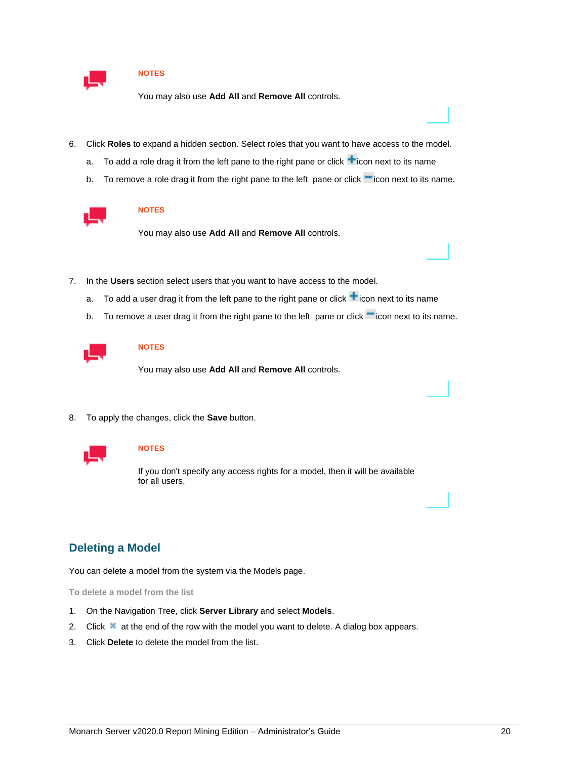**NOTES**

You may also use **Add All** and **Remove All** controls.

6. Click **Roles** to expand a hidden section. Select roles that you want to have access to the model.
   a. To add a role drag it from the left pane to the right pane or click icon next to its name
   b. To remove a role drag it from the right pane to the left pane or click icon next to its name.

**NOTES**

You may also use **Add All** and **Remove All** controls.

7. In the **Users** section select users that you want to have access to the model.
   a. To add a user drag it from the left pane to the right pane or click icon next to its name
   b. To remove a user drag it from the right pane to the left pane or click icon next to its name.

**NOTES**

You may also use **Add All** and **Remove All** controls.

8. To apply the changes, click the **Save** button.

**NOTES**

If you don't specify any access rights for a model, then it will be available for all users.

## Deleting a Model

You can delete a model from the system via the Models page.

**To delete a model from the list**

1. On the Navigation Tree, click **Server Library** and select **Models**.
2. Click at the end of the row with the model you want to delete. A dialog box appears.
3. Click **Delete** to delete the model from the list.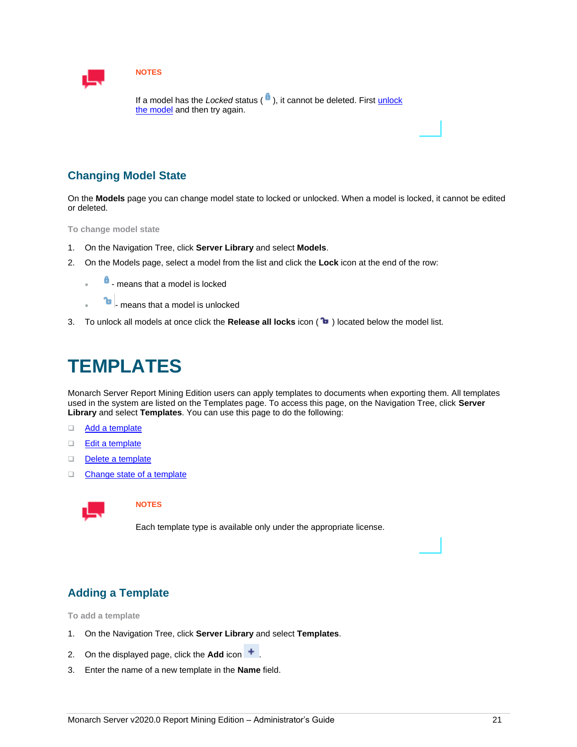**NOTES**

If a model has the *Locked* status ( ), it cannot be deleted. First unlock the model and then try again.

## Changing Model State

On the **Models** page you can change model state to locked or unlocked. When a model is locked, it cannot be edited or deleted.

**To change model state**

1. On the Navigation Tree, click **Server Library** and select **Models**.
2. On the Models page, select a model from the list and click the **Lock** icon at the end of the row:
   - - means that a model is locked
   - - means that a model is unlocked
3. To unlock all models at once click the **Release all locks** icon ( ) located below the model list.

# TEMPLATES

Monarch Server Report Mining Edition users can apply templates to documents when exporting them. All templates used in the system are listed on the Templates page. To access this page, on the Navigation Tree, click **Server Library** and select **Templates**. You can use this page to do the following:

- Add a template
- Edit a template
- Delete a template
- Change state of a template

**NOTES**

Each template type is available only under the appropriate license.

## Adding a Template

**To add a template**

1. On the Navigation Tree, click **Server Library** and select **Templates**.
2. On the displayed page, click the **Add** icon .
3. Enter the name of a new template in the **Name** field.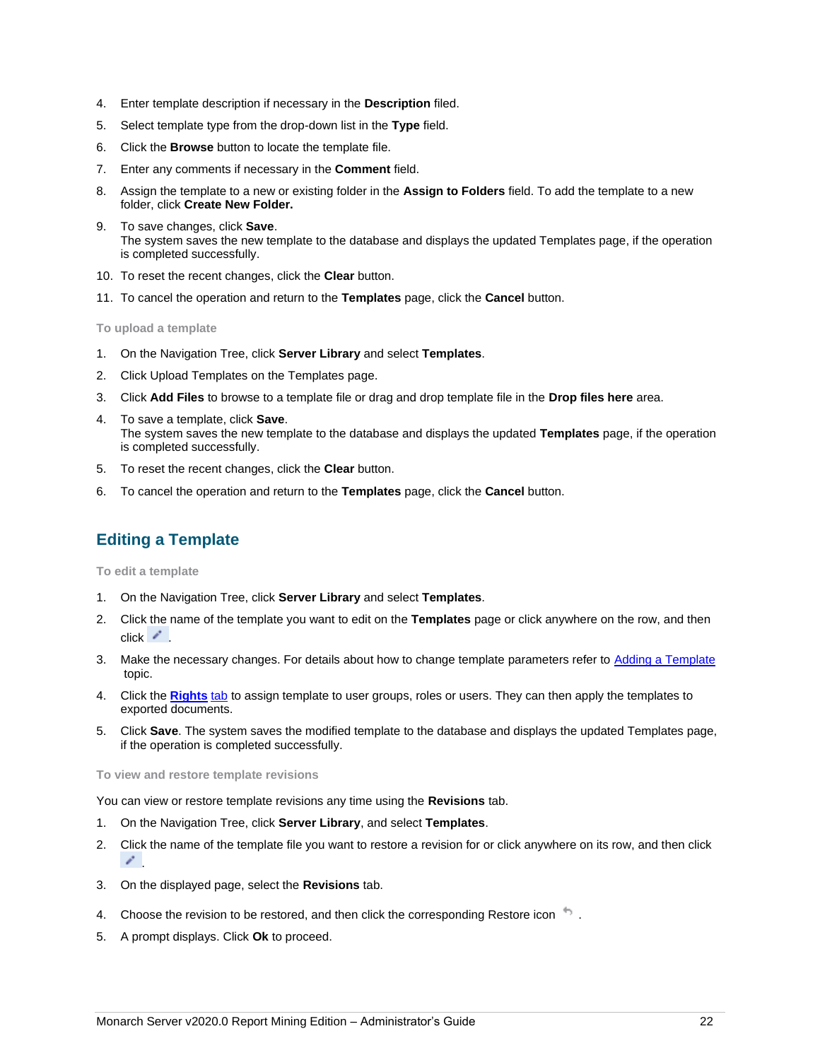4. Enter template description if necessary in the **Description** filed.
5. Select template type from the drop-down list in the **Type** field.
6. Click the **Browse** button to locate the template file.
7. Enter any comments if necessary in the **Comment** field.
8. Assign the template to a new or existing folder in the **Assign to Folders** field. To add the template to a new folder, click **Create New Folder.**
9. To save changes, click **Save**.
   The system saves the new template to the database and displays the updated Templates page, if the operation is completed successfully.
10. To reset the recent changes, click the **Clear** button.
11. To cancel the operation and return to the **Templates** page, click the **Cancel** button.

#### To upload a template

1. On the Navigation Tree, click **Server Library** and select **Templates**.
2. Click Upload Templates on the Templates page.
3. Click **Add Files** to browse to a template file or drag and drop template file in the **Drop files here** area.
4. To save a template, click **Save**.
   The system saves the new template to the database and displays the updated **Templates** page, if the operation is completed successfully.
5. To reset the recent changes, click the **Clear** button.
6. To cancel the operation and return to the **Templates** page, click the **Cancel** button.

## Editing a Template

#### To edit a template

1. On the Navigation Tree, click **Server Library** and select **Templates**.
2. Click the name of the template you want to edit on the **Templates** page or click anywhere on the row, and then click .
3. Make the necessary changes. For details about how to change template parameters refer to Adding a Template topic.
4. Click the **Rights** tab to assign template to user groups, roles or users. They can then apply the templates to exported documents.
5. Click **Save**. The system saves the modified template to the database and displays the updated Templates page, if the operation is completed successfully.

#### To view and restore template revisions

You can view or restore template revisions any time using the **Revisions** tab.

1. On the Navigation Tree, click **Server Library**, and select **Templates**.
2. Click the name of the template file you want to restore a revision for or click anywhere on its row, and then click .
3. On the displayed page, select the **Revisions** tab.
4. Choose the revision to be restored, and then click the corresponding Restore icon .
5. A prompt displays. Click **Ok** to proceed.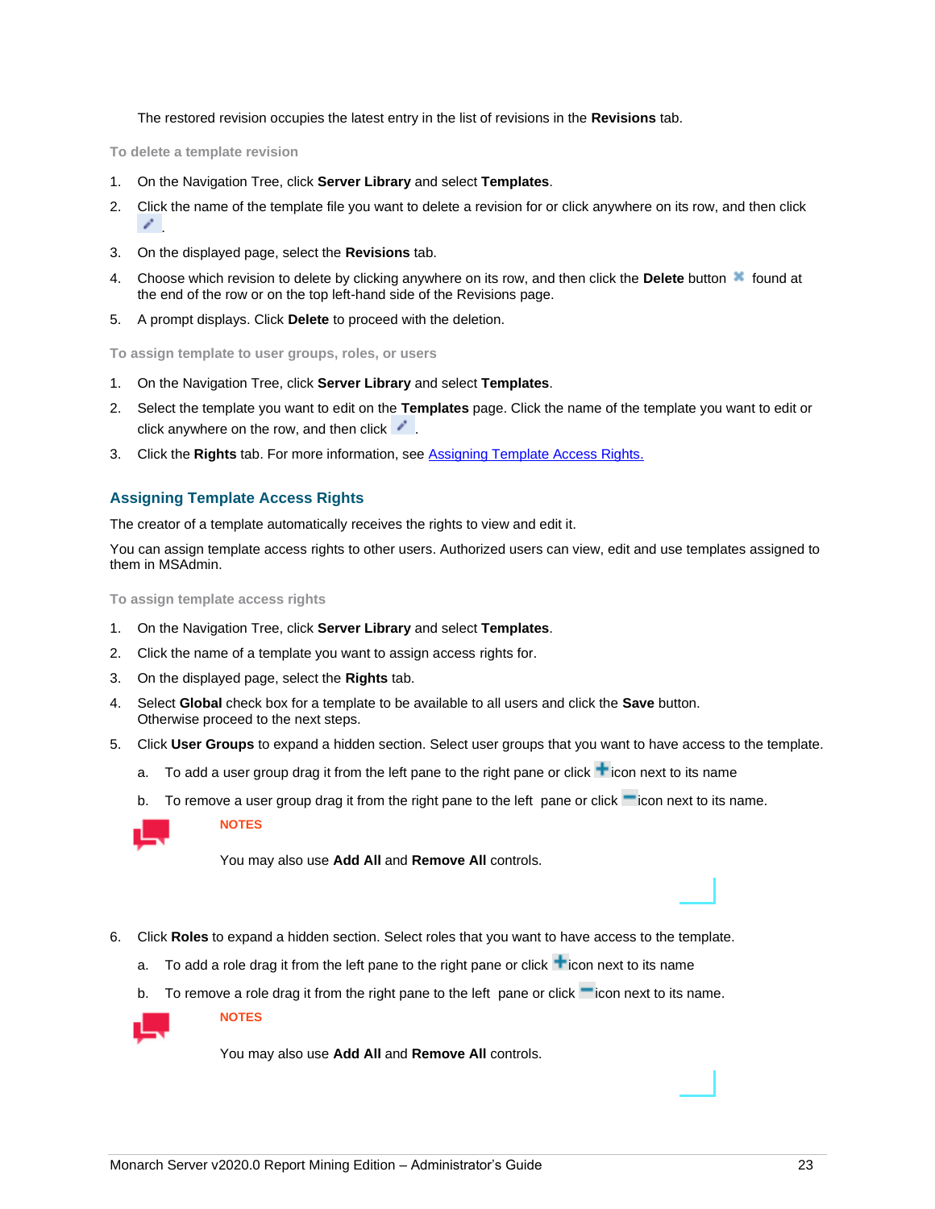The restored revision occupies the latest entry in the list of revisions in the **Revisions** tab.

#### To delete a template revision

1. On the Navigation Tree, click **Server Library** and select **Templates**.
2. Click the name of the template file you want to delete a revision for or click anywhere on its row, and then click .
3. On the displayed page, select the **Revisions** tab.
4. Choose which revision to delete by clicking anywhere on its row, and then click the **Delete** button found at the end of the row or on the top left-hand side of the Revisions page.
5. A prompt displays. Click **Delete** to proceed with the deletion.

#### To assign template to user groups, roles, or users

1. On the Navigation Tree, click **Server Library** and select **Templates**.
2. Select the template you want to edit on the **Templates** page. Click the name of the template you want to edit or click anywhere on the row, and then click .
3. Click the **Rights** tab. For more information, see Assigning Template Access Rights.

## Assigning Template Access Rights

The creator of a template automatically receives the rights to view and edit it.

You can assign template access rights to other users. Authorized users can view, edit and use templates assigned to them in MSAdmin.

#### To assign template access rights

1. On the Navigation Tree, click **Server Library** and select **Templates**.
2. Click the name of a template you want to assign access rights for.
3. On the displayed page, select the **Rights** tab.
4. Select **Global** check box for a template to be available to all users and click the **Save** button. Otherwise proceed to the next steps.
5. Click **User Groups** to expand a hidden section. Select user groups that you want to have access to the template.
   a. To add a user group drag it from the left pane to the right pane or click icon next to its name
   b. To remove a user group drag it from the right pane to the left pane or click icon next to its name.

   **NOTES**

   You may also use **Add All** and **Remove All** controls.

6. Click **Roles** to expand a hidden section. Select roles that you want to have access to the template.
   a. To add a role drag it from the left pane to the right pane or click icon next to its name
   b. To remove a role drag it from the right pane to the left pane or click icon next to its name.

   **NOTES**

   You may also use **Add All** and **Remove All** controls.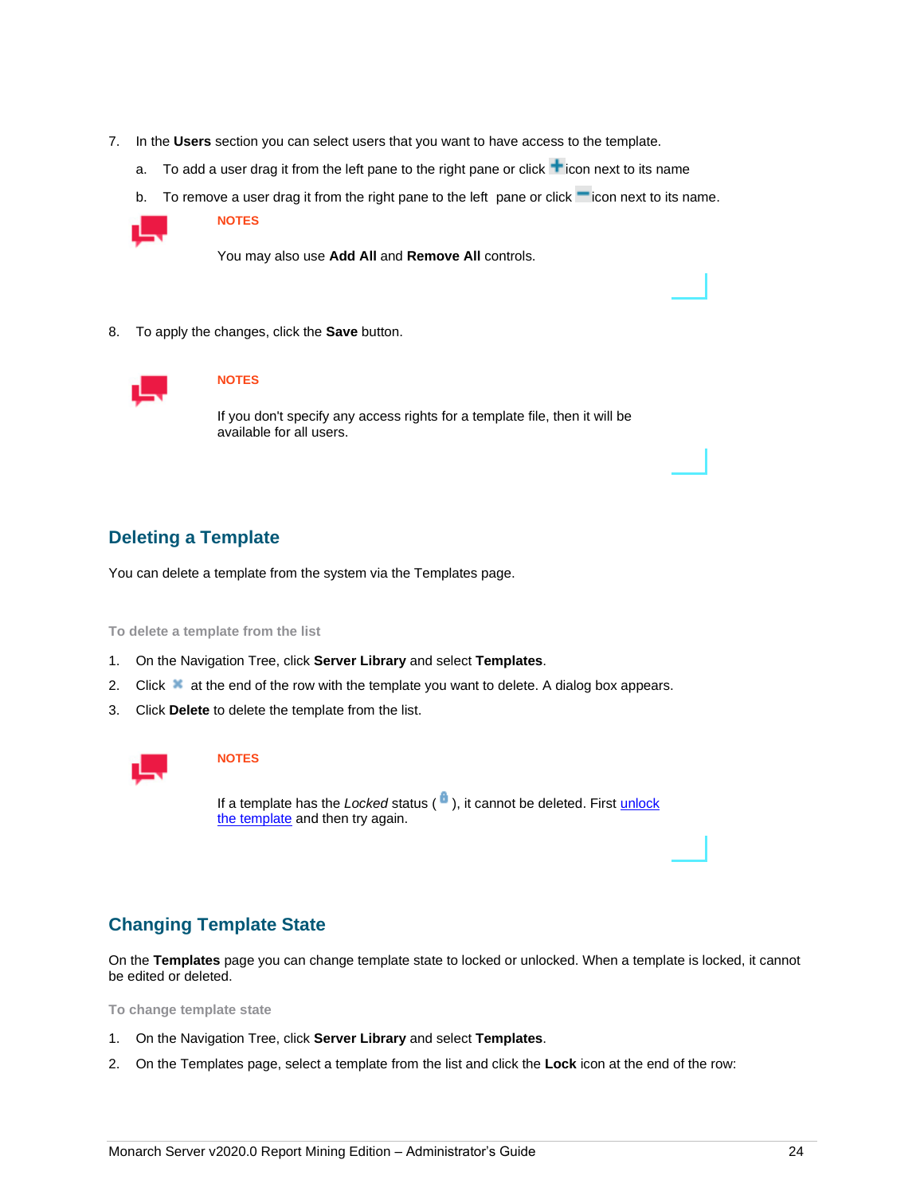7. In the **Users** section you can select users that you want to have access to the template.

   a. To add a user drag it from the left pane to the right pane or click icon next to its name

   b. To remove a user drag it from the right pane to the left pane or click icon next to its name.

> **NOTES**
>
> You may also use **Add All** and **Remove All** controls.

8. To apply the changes, click the **Save** button.

> **NOTES**
>
> If you don't specify any access rights for a template file, then it will be available for all users.

## Deleting a Template

You can delete a template from the system via the Templates page.

#### To delete a template from the list

1. On the Navigation Tree, click **Server Library** and select **Templates**.
2. Click at the end of the row with the template you want to delete. A dialog box appears.
3. Click **Delete** to delete the template from the list.

> **NOTES**
>
> If a template has the *Locked* status ( ), it cannot be deleted. First unlock the template and then try again.

## Changing Template State

On the **Templates** page you can change template state to locked or unlocked. When a template is locked, it cannot be edited or deleted.

#### To change template state

1. On the Navigation Tree, click **Server Library** and select **Templates**.
2. On the Templates page, select a template from the list and click the **Lock** icon at the end of the row: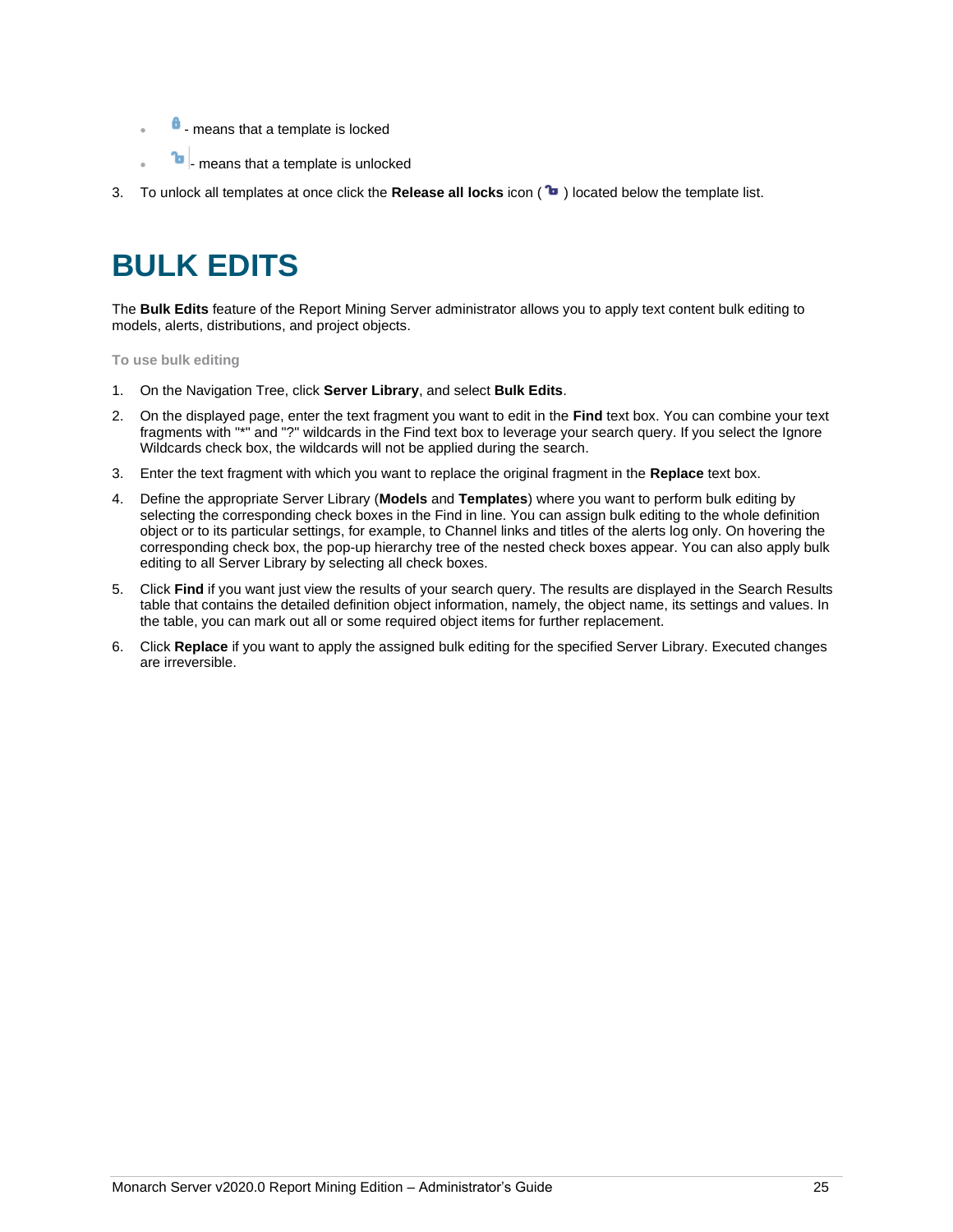- - means that a template is locked
- - means that a template is unlocked

3. To unlock all templates at once click the **Release all locks** icon ( ) located below the template list.

# BULK EDITS

The **Bulk Edits** feature of the Report Mining Server administrator allows you to apply text content bulk editing to models, alerts, distributions, and project objects.

**To use bulk editing**

1. On the Navigation Tree, click **Server Library**, and select **Bulk Edits**.
2. On the displayed page, enter the text fragment you want to edit in the **Find** text box. You can combine your text fragments with "*" and "?" wildcards in the Find text box to leverage your search query. If you select the Ignore Wildcards check box, the wildcards will not be applied during the search.
3. Enter the text fragment with which you want to replace the original fragment in the **Replace** text box.
4. Define the appropriate Server Library (**Models** and **Templates**) where you want to perform bulk editing by selecting the corresponding check boxes in the Find in line. You can assign bulk editing to the whole definition object or to its particular settings, for example, to Channel links and titles of the alerts log only. On hovering the corresponding check box, the pop-up hierarchy tree of the nested check boxes appear. You can also apply bulk editing to all Server Library by selecting all check boxes.
5. Click **Find** if you want just view the results of your search query. The results are displayed in the Search Results table that contains the detailed definition object information, namely, the object name, its settings and values. In the table, you can mark out all or some required object items for further replacement.
6. Click **Replace** if you want to apply the assigned bulk editing for the specified Server Library. Executed changes are irreversible.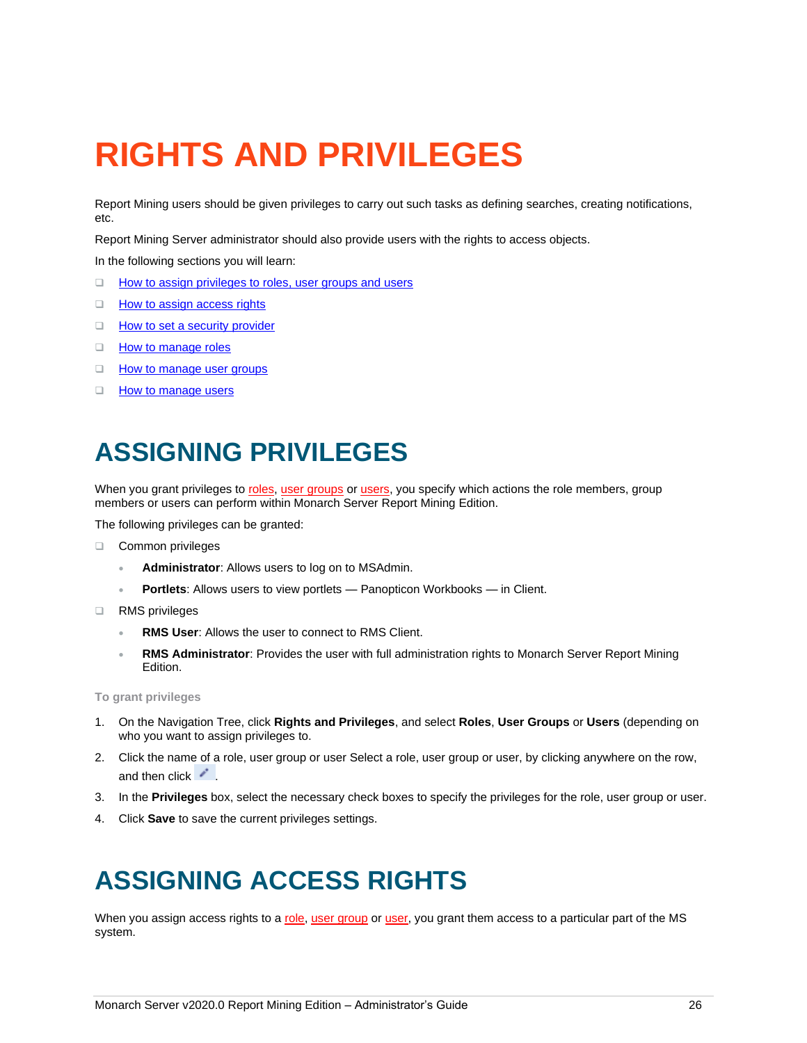# RIGHTS AND PRIVILEGES

Report Mining users should be given privileges to carry out such tasks as defining searches, creating notifications, etc.

Report Mining Server administrator should also provide users with the rights to access objects.

In the following sections you will learn:

- How to assign privileges to roles, user groups and users
- How to assign access rights
- How to set a security provider
- How to manage roles
- How to manage user groups
- How to manage users

## ASSIGNING PRIVILEGES

When you grant privileges to roles, user groups or users, you specify which actions the role members, group members or users can perform within Monarch Server Report Mining Edition.

The following privileges can be granted:

- Common privileges
  - **Administrator**: Allows users to log on to MSAdmin.
  - **Portlets**: Allows users to view portlets — Panopticon Workbooks — in Client.
- RMS privileges
  - **RMS User**: Allows the user to connect to RMS Client.
  - **RMS Administrator**: Provides the user with full administration rights to Monarch Server Report Mining Edition.

**To grant privileges**

1. On the Navigation Tree, click **Rights and Privileges**, and select **Roles**, **User Groups** or **Users** (depending on who you want to assign privileges to.
2. Click the name of a role, user group or user Select a role, user group or user, by clicking anywhere on the row, and then click .
3. In the **Privileges** box, select the necessary check boxes to specify the privileges for the role, user group or user.
4. Click **Save** to save the current privileges settings.

## ASSIGNING ACCESS RIGHTS

When you assign access rights to a role, user group or user, you grant them access to a particular part of the MS system.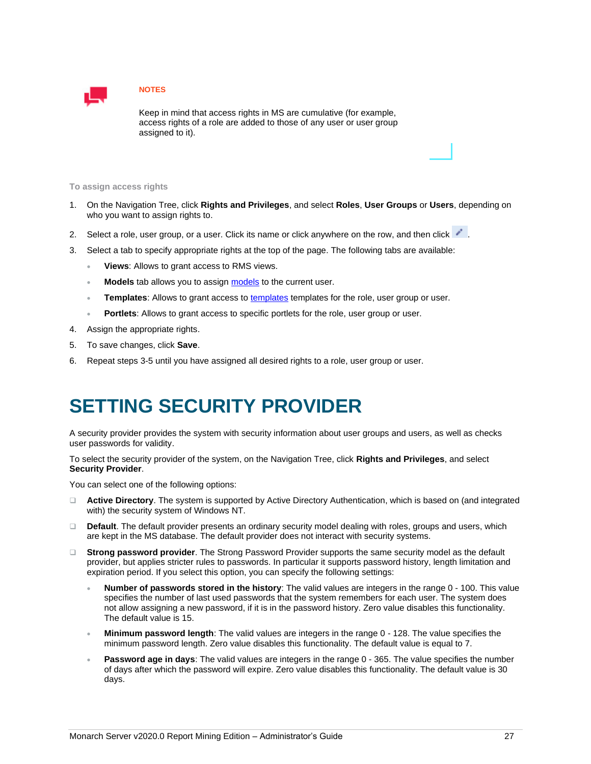**NOTES**

Keep in mind that access rights in MS are cumulative (for example, access rights of a role are added to those of any user or user group assigned to it).

**To assign access rights**

1. On the Navigation Tree, click **Rights and Privileges**, and select **Roles**, **User Groups** or **Users**, depending on who you want to assign rights to.
2. Select a role, user group, or a user. Click its name or click anywhere on the row, and then click .
3. Select a tab to specify appropriate rights at the top of the page. The following tabs are available:
   - **Views**: Allows to grant access to RMS views.
   - **Models** tab allows you to assign models to the current user.
   - **Templates**: Allows to grant access to templates templates for the role, user group or user.
   - **Portlets**: Allows to grant access to specific portlets for the role, user group or user.
4. Assign the appropriate rights.
5. To save changes, click **Save**.
6. Repeat steps 3-5 until you have assigned all desired rights to a role, user group or user.

# SETTING SECURITY PROVIDER

A security provider provides the system with security information about user groups and users, as well as checks user passwords for validity.

To select the security provider of the system, on the Navigation Tree, click **Rights and Privileges**, and select **Security Provider**.

You can select one of the following options:

- **Active Directory**. The system is supported by Active Directory Authentication, which is based on (and integrated with) the security system of Windows NT.
- **Default**. The default provider presents an ordinary security model dealing with roles, groups and users, which are kept in the MS database. The default provider does not interact with security systems.
- **Strong password provider**. The Strong Password Provider supports the same security model as the default provider, but applies stricter rules to passwords. In particular it supports password history, length limitation and expiration period. If you select this option, you can specify the following settings:
  - **Number of passwords stored in the history**: The valid values are integers in the range 0 - 100. This value specifies the number of last used passwords that the system remembers for each user. The system does not allow assigning a new password, if it is in the password history. Zero value disables this functionality. The default value is 15.
  - **Minimum password length**: The valid values are integers in the range 0 - 128. The value specifies the minimum password length. Zero value disables this functionality. The default value is equal to 7.
  - **Password age in days**: The valid values are integers in the range 0 - 365. The value specifies the number of days after which the password will expire. Zero value disables this functionality. The default value is 30 days.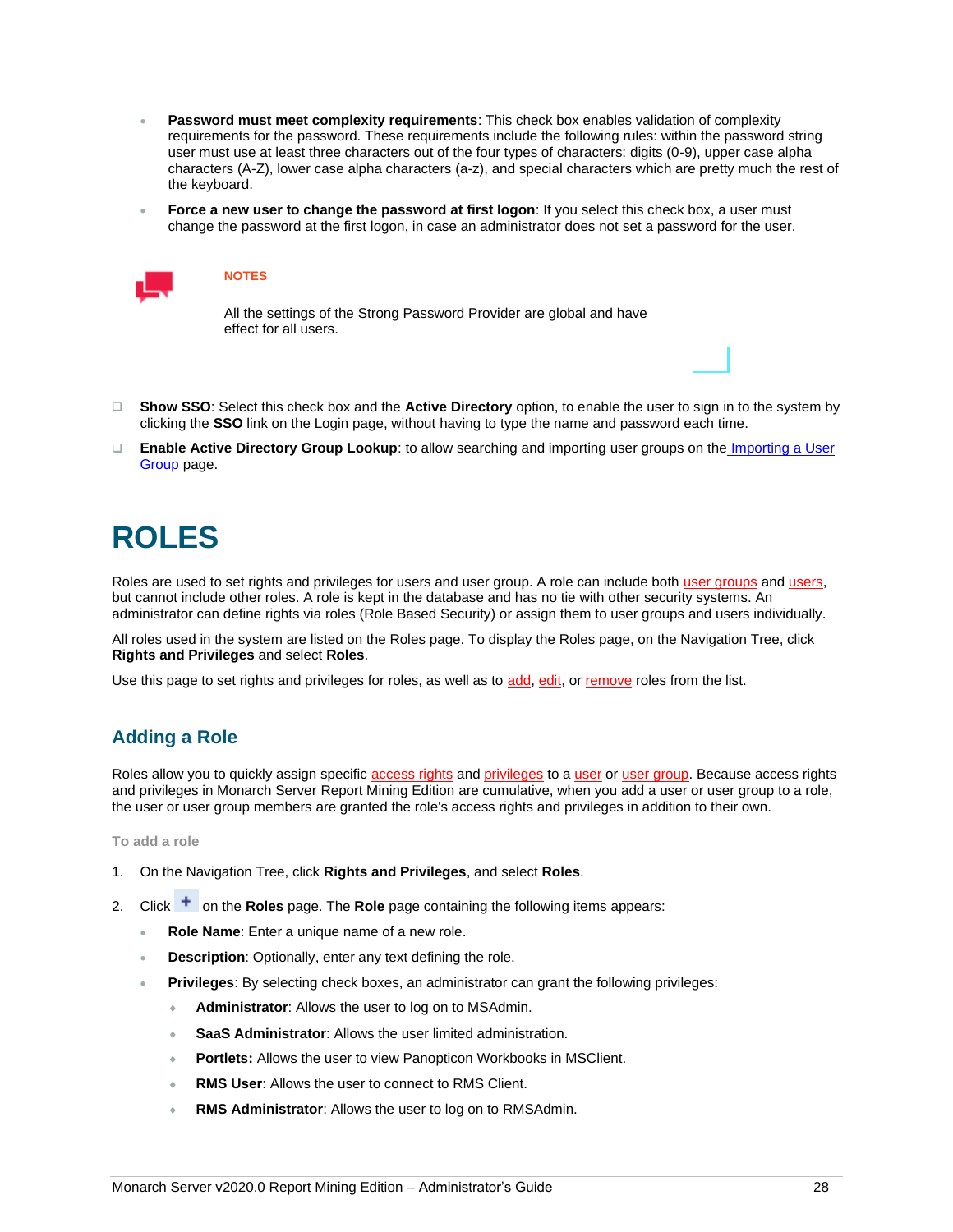- **Password must meet complexity requirements**: This check box enables validation of complexity requirements for the password. These requirements include the following rules: within the password string user must use at least three characters out of the four types of characters: digits (0-9), upper case alpha characters (A-Z), lower case alpha characters (a-z), and special characters which are pretty much the rest of the keyboard.
- **Force a new user to change the password at first logon**: If you select this check box, a user must change the password at the first logon, in case an administrator does not set a password for the user.

NOTES

All the settings of the Strong Password Provider are global and have effect for all users.

- **Show SSO**: Select this check box and the **Active Directory** option, to enable the user to sign in to the system by clicking the **SSO** link on the Login page, without having to type the name and password each time.
- **Enable Active Directory Group Lookup**: to allow searching and importing user groups on the Importing a User Group page.

# ROLES

Roles are used to set rights and privileges for users and user group. A role can include both user groups and users, but cannot include other roles. A role is kept in the database and has no tie with other security systems. An administrator can define rights via roles (Role Based Security) or assign them to user groups and users individually.

All roles used in the system are listed on the Roles page. To display the Roles page, on the Navigation Tree, click **Rights and Privileges** and select **Roles**.

Use this page to set rights and privileges for roles, as well as to add, edit, or remove roles from the list.

## Adding a Role

Roles allow you to quickly assign specific access rights and privileges to a user or user group. Because access rights and privileges in Monarch Server Report Mining Edition are cumulative, when you add a user or user group to a role, the user or user group members are granted the role's access rights and privileges in addition to their own.

To add a role

1. On the Navigation Tree, click **Rights and Privileges**, and select **Roles**.
2. Click + on the **Roles** page. The **Role** page containing the following items appears:
   - **Role Name**: Enter a unique name of a new role.
   - **Description**: Optionally, enter any text defining the role.
   - **Privileges**: By selecting check boxes, an administrator can grant the following privileges:
     - **Administrator**: Allows the user to log on to MSAdmin.
     - **SaaS Administrator**: Allows the user limited administration.
     - **Portlets:** Allows the user to view Panopticon Workbooks in MSClient.
     - **RMS User**: Allows the user to connect to RMS Client.
     - **RMS Administrator**: Allows the user to log on to RMSAdmin.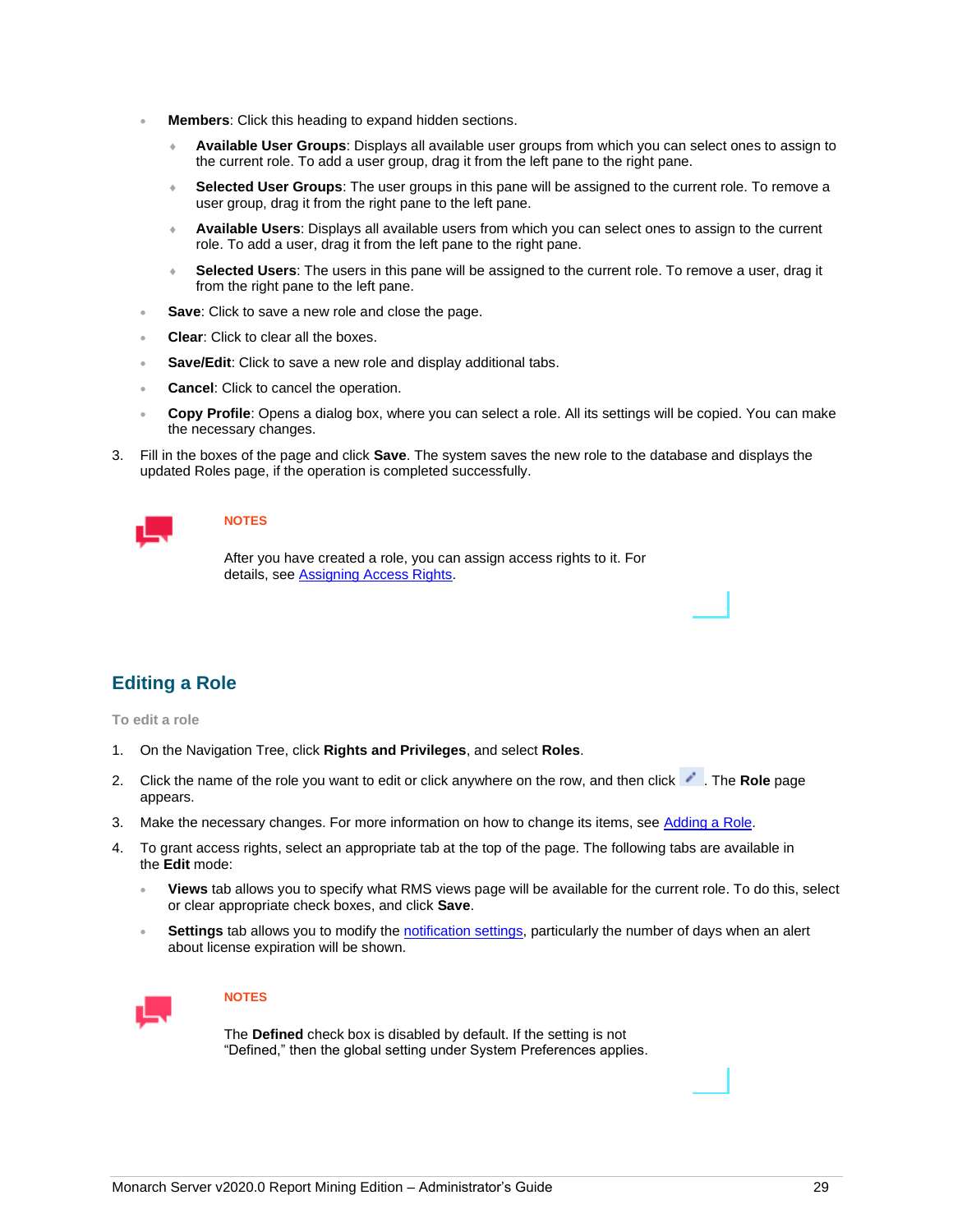- **Members**: Click this heading to expand hidden sections.
  - **Available User Groups**: Displays all available user groups from which you can select ones to assign to the current role. To add a user group, drag it from the left pane to the right pane.
  - **Selected User Groups**: The user groups in this pane will be assigned to the current role. To remove a user group, drag it from the right pane to the left pane.
  - **Available Users**: Displays all available users from which you can select ones to assign to the current role. To add a user, drag it from the left pane to the right pane.
  - **Selected Users**: The users in this pane will be assigned to the current role. To remove a user, drag it from the right pane to the left pane.
- **Save**: Click to save a new role and close the page.
- **Clear**: Click to clear all the boxes.
- **Save/Edit**: Click to save a new role and display additional tabs.
- **Cancel**: Click to cancel the operation.
- **Copy Profile**: Opens a dialog box, where you can select a role. All its settings will be copied. You can make the necessary changes.

3. Fill in the boxes of the page and click **Save**. The system saves the new role to the database and displays the updated Roles page, if the operation is completed successfully.

**NOTES**

After you have created a role, you can assign access rights to it. For details, see Assigning Access Rights.

## Editing a Role

**To edit a role**

1. On the Navigation Tree, click **Rights and Privileges**, and select **Roles**.
2. Click the name of the role you want to edit or click anywhere on the row, and then click . The **Role** page appears.
3. Make the necessary changes. For more information on how to change its items, see Adding a Role.
4. To grant access rights, select an appropriate tab at the top of the page. The following tabs are available in the **Edit** mode:
   - **Views** tab allows you to specify what RMS views page will be available for the current role. To do this, select or clear appropriate check boxes, and click **Save**.
   - **Settings** tab allows you to modify the notification settings, particularly the number of days when an alert about license expiration will be shown.

**NOTES**

The **Defined** check box is disabled by default. If the setting is not "Defined," then the global setting under System Preferences applies.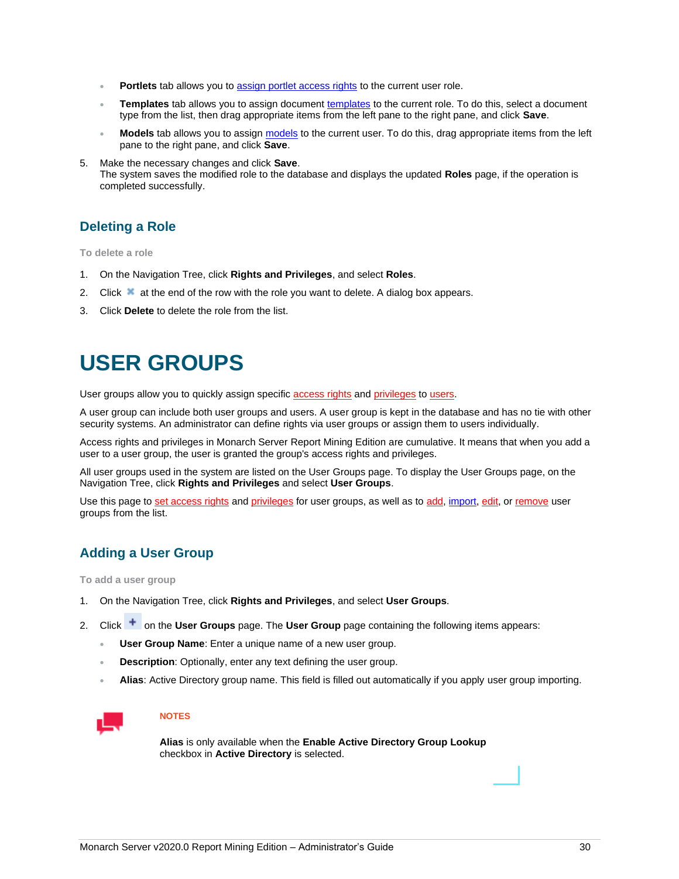- **Portlets** tab allows you to assign portlet access rights to the current user role.
- **Templates** tab allows you to assign document templates to the current role. To do this, select a document type from the list, then drag appropriate items from the left pane to the right pane, and click **Save**.
- **Models** tab allows you to assign models to the current user. To do this, drag appropriate items from the left pane to the right pane, and click **Save**.

5. Make the necessary changes and click **Save**.
   The system saves the modified role to the database and displays the updated **Roles** page, if the operation is completed successfully.

## Deleting a Role

**To delete a role**

1. On the Navigation Tree, click **Rights and Privileges**, and select **Roles**.
2. Click ✖ at the end of the row with the role you want to delete. A dialog box appears.
3. Click **Delete** to delete the role from the list.

# USER GROUPS

User groups allow you to quickly assign specific access rights and privileges to users.

A user group can include both user groups and users. A user group is kept in the database and has no tie with other security systems. An administrator can define rights via user groups or assign them to users individually.

Access rights and privileges in Monarch Server Report Mining Edition are cumulative. It means that when you add a user to a user group, the user is granted the group's access rights and privileges.

All user groups used in the system are listed on the User Groups page. To display the User Groups page, on the Navigation Tree, click **Rights and Privileges** and select **User Groups**.

Use this page to set access rights and privileges for user groups, as well as to add, import, edit, or remove user groups from the list.

## Adding a User Group

**To add a user group**

1. On the Navigation Tree, click **Rights and Privileges**, and select **User Groups**.
2. Click + on the **User Groups** page. The **User Group** page containing the following items appears:
   - **User Group Name**: Enter a unique name of a new user group.
   - **Description**: Optionally, enter any text defining the user group.
   - **Alias**: Active Directory group name. This field is filled out automatically if you apply user group importing.

**NOTES**

**Alias** is only available when the **Enable Active Directory Group Lookup** checkbox in **Active Directory** is selected.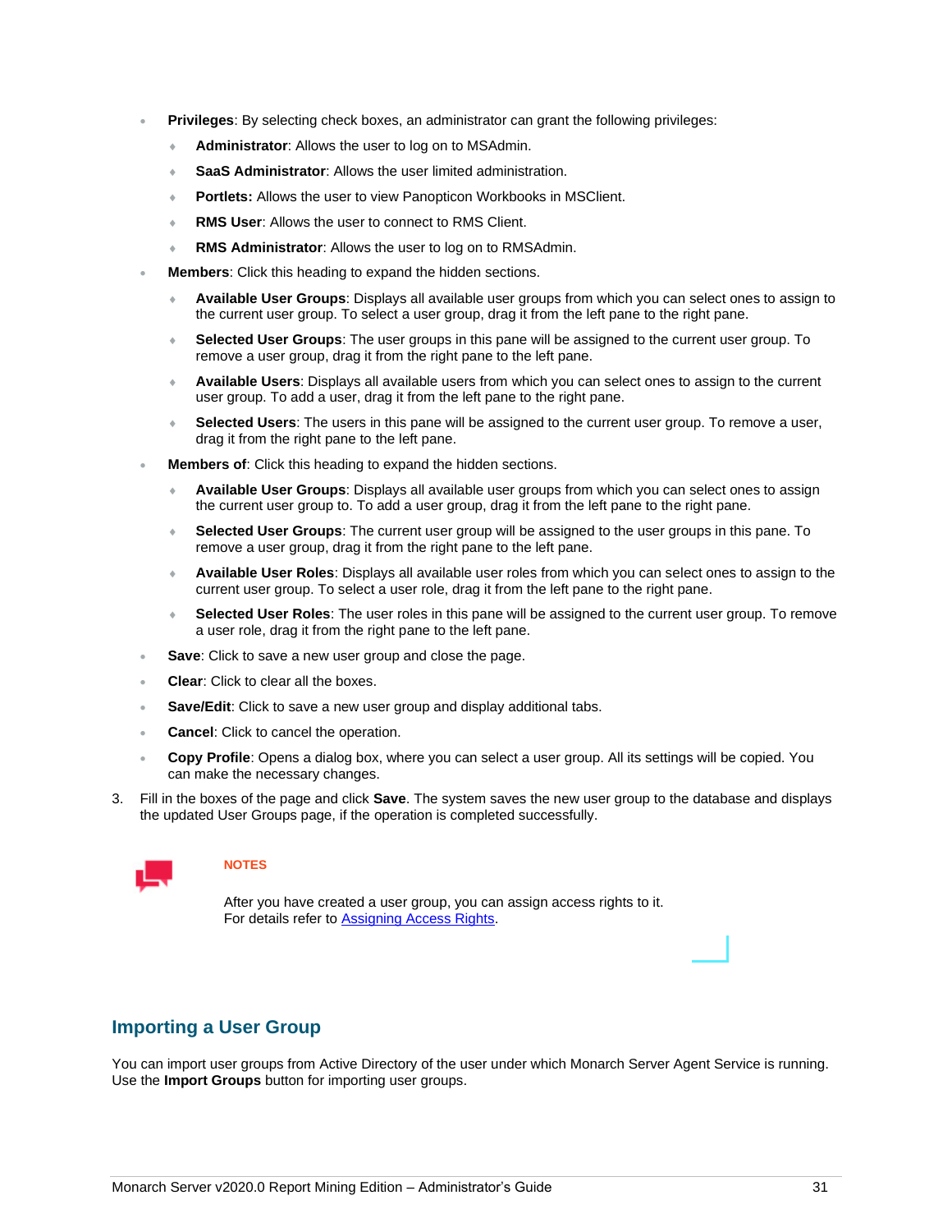- **Privileges**: By selecting check boxes, an administrator can grant the following privileges:
  - **Administrator**: Allows the user to log on to MSAdmin.
  - **SaaS Administrator**: Allows the user limited administration.
  - **Portlets:** Allows the user to view Panopticon Workbooks in MSClient.
  - **RMS User**: Allows the user to connect to RMS Client.
  - **RMS Administrator**: Allows the user to log on to RMSAdmin.
- **Members**: Click this heading to expand the hidden sections.
  - **Available User Groups**: Displays all available user groups from which you can select ones to assign to the current user group. To select a user group, drag it from the left pane to the right pane.
  - **Selected User Groups**: The user groups in this pane will be assigned to the current user group. To remove a user group, drag it from the right pane to the left pane.
  - **Available Users**: Displays all available users from which you can select ones to assign to the current user group. To add a user, drag it from the left pane to the right pane.
  - **Selected Users**: The users in this pane will be assigned to the current user group. To remove a user, drag it from the right pane to the left pane.
- **Members of**: Click this heading to expand the hidden sections.
  - **Available User Groups**: Displays all available user groups from which you can select ones to assign the current user group to. To add a user group, drag it from the left pane to the right pane.
  - **Selected User Groups**: The current user group will be assigned to the user groups in this pane. To remove a user group, drag it from the right pane to the left pane.
  - **Available User Roles**: Displays all available user roles from which you can select ones to assign to the current user group. To select a user role, drag it from the left pane to the right pane.
  - **Selected User Roles**: The user roles in this pane will be assigned to the current user group. To remove a user role, drag it from the right pane to the left pane.
- **Save**: Click to save a new user group and close the page.
- **Clear**: Click to clear all the boxes.
- **Save/Edit**: Click to save a new user group and display additional tabs.
- **Cancel**: Click to cancel the operation.
- **Copy Profile**: Opens a dialog box, where you can select a user group. All its settings will be copied. You can make the necessary changes.

3. Fill in the boxes of the page and click **Save**. The system saves the new user group to the database and displays the updated User Groups page, if the operation is completed successfully.

**NOTES**

After you have created a user group, you can assign access rights to it.
For details refer to Assigning Access Rights.

## Importing a User Group

You can import user groups from Active Directory of the user under which Monarch Server Agent Service is running. Use the **Import Groups** button for importing user groups.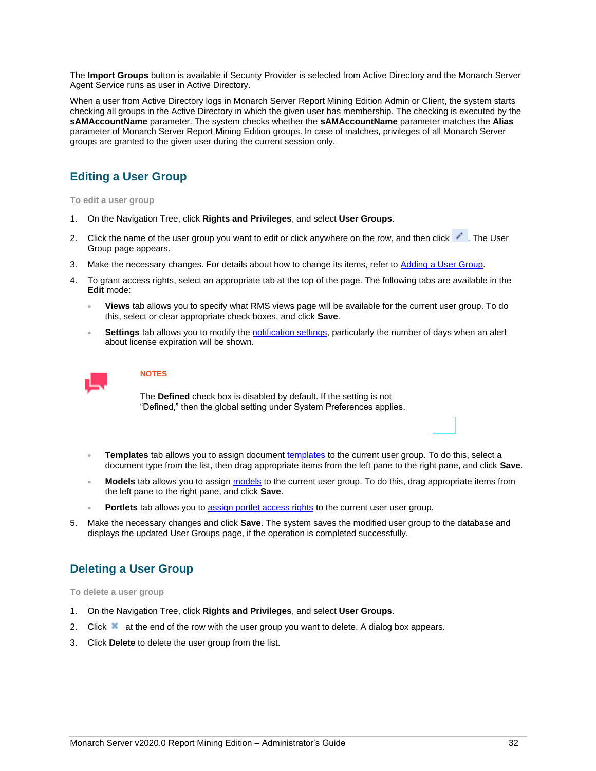The **Import Groups** button is available if Security Provider is selected from Active Directory and the Monarch Server Agent Service runs as user in Active Directory.

When a user from Active Directory logs in Monarch Server Report Mining Edition Admin or Client, the system starts checking all groups in the Active Directory in which the given user has membership. The checking is executed by the **sAMAccountName** parameter. The system checks whether the **sAMAccountName** parameter matches the **Alias** parameter of Monarch Server Report Mining Edition groups. In case of matches, privileges of all Monarch Server groups are granted to the given user during the current session only.

## Editing a User Group

**To edit a user group**

1. On the Navigation Tree, click **Rights and Privileges**, and select **User Groups**.
2. Click the name of the user group you want to edit or click anywhere on the row, and then click . The User Group page appears.
3. Make the necessary changes. For details about how to change its items, refer to Adding a User Group.
4. To grant access rights, select an appropriate tab at the top of the page. The following tabs are available in the **Edit** mode:
   - **Views** tab allows you to specify what RMS views page will be available for the current user group. To do this, select or clear appropriate check boxes, and click **Save**.
   - **Settings** tab allows you to modify the notification settings, particularly the number of days when an alert about license expiration will be shown.

     **NOTES**

     The **Defined** check box is disabled by default. If the setting is not "Defined," then the global setting under System Preferences applies.

   - **Templates** tab allows you to assign document templates to the current user group. To do this, select a document type from the list, then drag appropriate items from the left pane to the right pane, and click **Save**.
   - **Models** tab allows you to assign models to the current user group. To do this, drag appropriate items from the left pane to the right pane, and click **Save**.
   - **Portlets** tab allows you to assign portlet access rights to the current user user group.
5. Make the necessary changes and click **Save**. The system saves the modified user group to the database and displays the updated User Groups page, if the operation is completed successfully.

## Deleting a User Group

**To delete a user group**

1. On the Navigation Tree, click **Rights and Privileges**, and select **User Groups**.
2. Click at the end of the row with the user group you want to delete. A dialog box appears.
3. Click **Delete** to delete the user group from the list.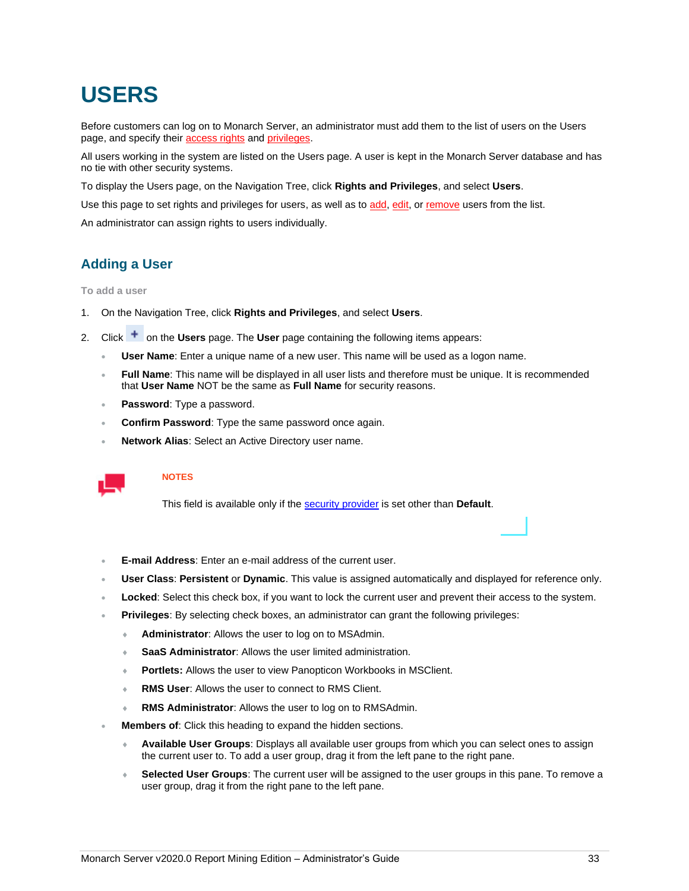# USERS

Before customers can log on to Monarch Server, an administrator must add them to the list of users on the Users page, and specify their access rights and privileges.

All users working in the system are listed on the Users page. A user is kept in the Monarch Server database and has no tie with other security systems.

To display the Users page, on the Navigation Tree, click **Rights and Privileges**, and select **Users**.

Use this page to set rights and privileges for users, as well as to add, edit, or remove users from the list.

An administrator can assign rights to users individually.

## Adding a User

To add a user

1. On the Navigation Tree, click **Rights and Privileges**, and select **Users**.

2. Click + on the **Users** page. The **User** page containing the following items appears:
   - **User Name**: Enter a unique name of a new user. This name will be used as a logon name.
   - **Full Name**: This name will be displayed in all user lists and therefore must be unique. It is recommended that **User Name** NOT be the same as **Full Name** for security reasons.
   - **Password**: Type a password.
   - **Confirm Password**: Type the same password once again.
   - **Network Alias**: Select an Active Directory user name.

   NOTES

   This field is available only if the security provider is set other than **Default**.

   - **E-mail Address**: Enter an e-mail address of the current user.
   - **User Class**: **Persistent** or **Dynamic**. This value is assigned automatically and displayed for reference only.
   - **Locked**: Select this check box, if you want to lock the current user and prevent their access to the system.
   - **Privileges**: By selecting check boxes, an administrator can grant the following privileges:
     - **Administrator**: Allows the user to log on to MSAdmin.
     - **SaaS Administrator**: Allows the user limited administration.
     - **Portlets:** Allows the user to view Panopticon Workbooks in MSClient.
     - **RMS User**: Allows the user to connect to RMS Client.
     - **RMS Administrator**: Allows the user to log on to RMSAdmin.
   - **Members of**: Click this heading to expand the hidden sections.
     - **Available User Groups**: Displays all available user groups from which you can select ones to assign the current user to. To add a user group, drag it from the left pane to the right pane.
     - **Selected User Groups**: The current user will be assigned to the user groups in this pane. To remove a user group, drag it from the right pane to the left pane.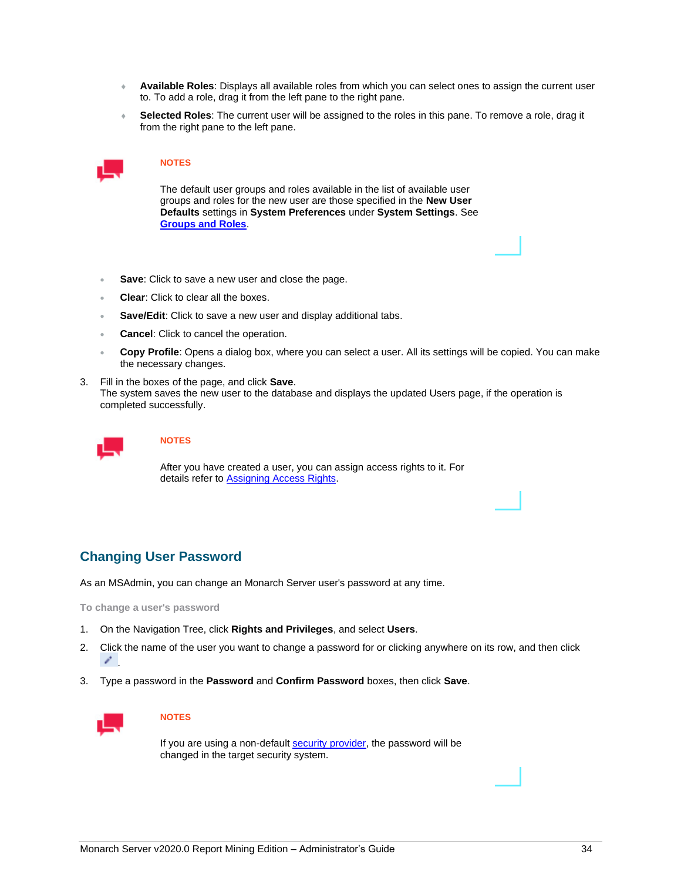- **Available Roles**: Displays all available roles from which you can select ones to assign the current user to. To add a role, drag it from the left pane to the right pane.
- **Selected Roles**: The current user will be assigned to the roles in this pane. To remove a role, drag it from the right pane to the left pane.

> **NOTES**
>
> The default user groups and roles available in the list of available user groups and roles for the new user are those specified in the **New User Defaults** settings in **System Preferences** under **System Settings**. See **Groups and Roles**.

- **Save**: Click to save a new user and close the page.
- **Clear**: Click to clear all the boxes.
- **Save/Edit**: Click to save a new user and display additional tabs.
- **Cancel**: Click to cancel the operation.
- **Copy Profile**: Opens a dialog box, where you can select a user. All its settings will be copied. You can make the necessary changes.

3. Fill in the boxes of the page, and click **Save**.
   The system saves the new user to the database and displays the updated Users page, if the operation is completed successfully.

> **NOTES**
>
> After you have created a user, you can assign access rights to it. For details refer to Assigning Access Rights.

## Changing User Password

As an MSAdmin, you can change an Monarch Server user's password at any time.

**To change a user's password**

1. On the Navigation Tree, click **Rights and Privileges**, and select **Users**.
2. Click the name of the user you want to change a password for or clicking anywhere on its row, and then click .
3. Type a password in the **Password** and **Confirm Password** boxes, then click **Save**.

> **NOTES**
>
> If you are using a non-default security provider, the password will be changed in the target security system.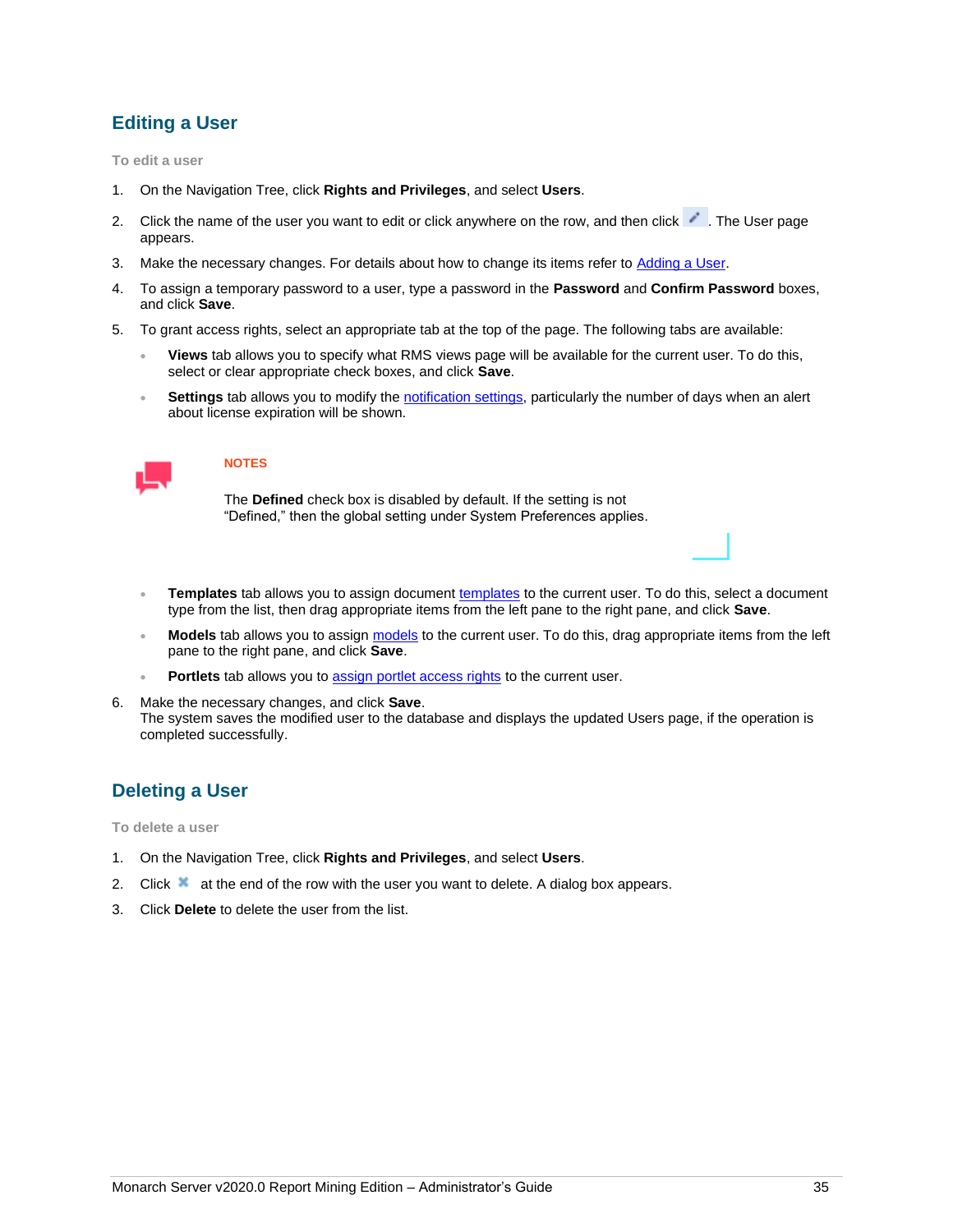## Editing a User

**To edit a user**

1. On the Navigation Tree, click **Rights and Privileges**, and select **Users**.
2. Click the name of the user you want to edit or click anywhere on the row, and then click . The User page appears.
3. Make the necessary changes. For details about how to change its items refer to Adding a User.
4. To assign a temporary password to a user, type a password in the **Password** and **Confirm Password** boxes, and click **Save**.
5. To grant access rights, select an appropriate tab at the top of the page. The following tabs are available:
   - **Views** tab allows you to specify what RMS views page will be available for the current user. To do this, select or clear appropriate check boxes, and click **Save**.
   - **Settings** tab allows you to modify the notification settings, particularly the number of days when an alert about license expiration will be shown.

   > **NOTES**
   >
   > The **Defined** check box is disabled by default. If the setting is not "Defined," then the global setting under System Preferences applies.

   - **Templates** tab allows you to assign document templates to the current user. To do this, select a document type from the list, then drag appropriate items from the left pane to the right pane, and click **Save**.
   - **Models** tab allows you to assign models to the current user. To do this, drag appropriate items from the left pane to the right pane, and click **Save**.
   - **Portlets** tab allows you to assign portlet access rights to the current user.
6. Make the necessary changes, and click **Save**.
   The system saves the modified user to the database and displays the updated Users page, if the operation is completed successfully.

## Deleting a User

**To delete a user**

1. On the Navigation Tree, click **Rights and Privileges**, and select **Users**.
2. Click at the end of the row with the user you want to delete. A dialog box appears.
3. Click **Delete** to delete the user from the list.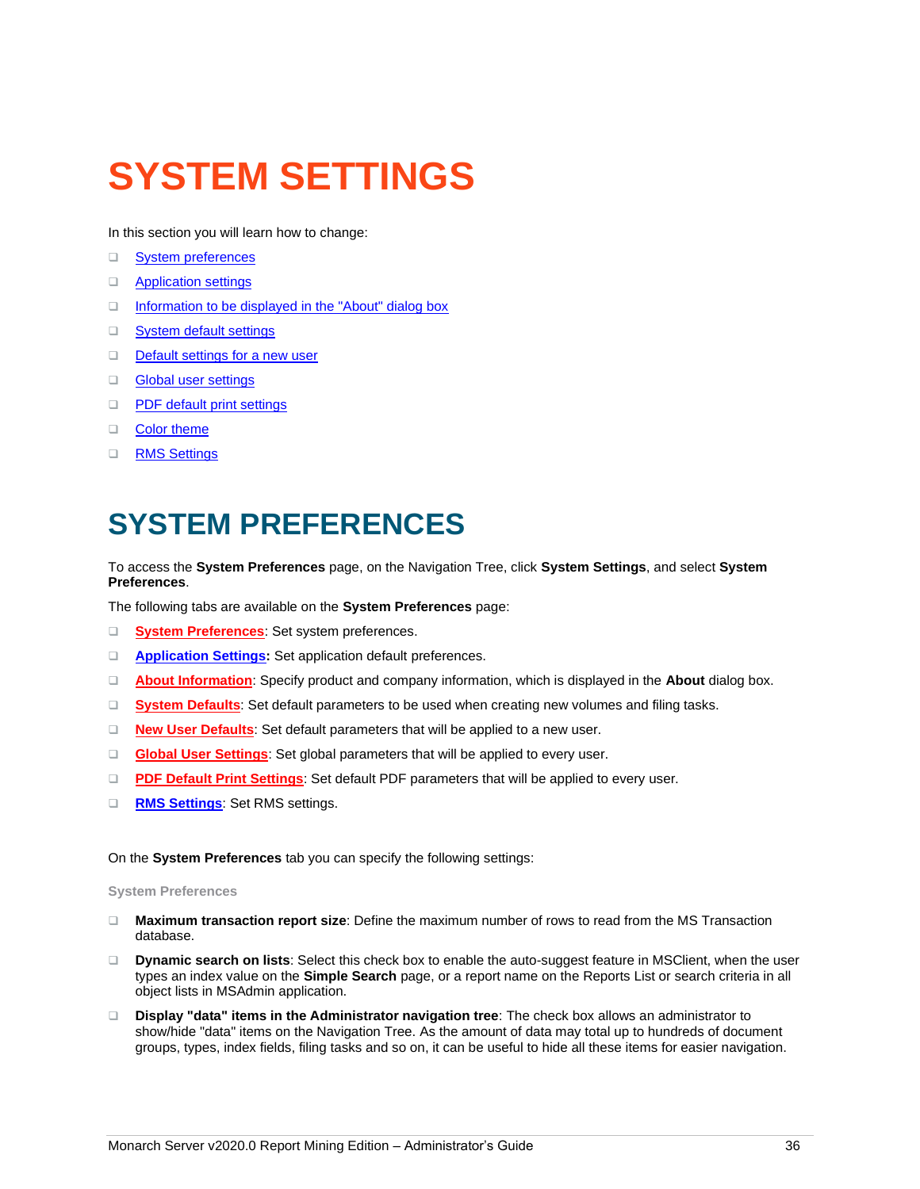# SYSTEM SETTINGS

In this section you will learn how to change:

- System preferences
- Application settings
- Information to be displayed in the "About" dialog box
- System default settings
- Default settings for a new user
- Global user settings
- PDF default print settings
- Color theme
- RMS Settings

# SYSTEM PREFERENCES

To access the **System Preferences** page, on the Navigation Tree, click **System Settings**, and select **System Preferences**.

The following tabs are available on the **System Preferences** page:

- **System Preferences**: Set system preferences.
- **Application Settings:** Set application default preferences.
- **About Information**: Specify product and company information, which is displayed in the **About** dialog box.
- **System Defaults**: Set default parameters to be used when creating new volumes and filing tasks.
- **New User Defaults**: Set default parameters that will be applied to a new user.
- **Global User Settings**: Set global parameters that will be applied to every user.
- **PDF Default Print Settings**: Set default PDF parameters that will be applied to every user.
- **RMS Settings**: Set RMS settings.

On the **System Preferences** tab you can specify the following settings:

#### System Preferences

- **Maximum transaction report size**: Define the maximum number of rows to read from the MS Transaction database.
- **Dynamic search on lists**: Select this check box to enable the auto-suggest feature in MSClient, when the user types an index value on the **Simple Search** page, or a report name on the Reports List or search criteria in all object lists in MSAdmin application.
- **Display "data" items in the Administrator navigation tree**: The check box allows an administrator to show/hide "data" items on the Navigation Tree. As the amount of data may total up to hundreds of document groups, types, index fields, filing tasks and so on, it can be useful to hide all these items for easier navigation.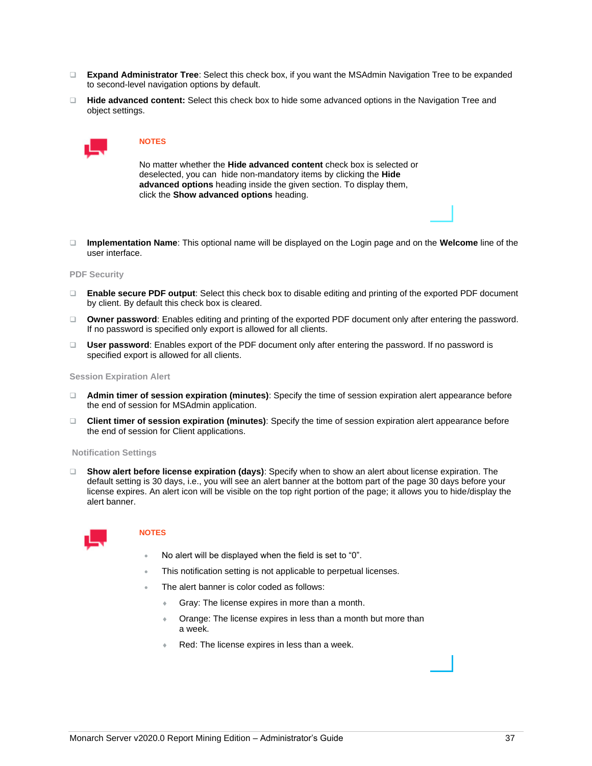- **Expand Administrator Tree**: Select this check box, if you want the MSAdmin Navigation Tree to be expanded to second-level navigation options by default.
- **Hide advanced content:** Select this check box to hide some advanced options in the Navigation Tree and object settings.

> **NOTES**
>
> No matter whether the **Hide advanced content** check box is selected or deselected, you can hide non-mandatory items by clicking the **Hide advanced options** heading inside the given section. To display them, click the **Show advanced options** heading.

- **Implementation Name**: This optional name will be displayed on the Login page and on the **Welcome** line of the user interface.

### PDF Security

- **Enable secure PDF output**: Select this check box to disable editing and printing of the exported PDF document by client. By default this check box is cleared.
- **Owner password**: Enables editing and printing of the exported PDF document only after entering the password. If no password is specified only export is allowed for all clients.
- **User password**: Enables export of the PDF document only after entering the password. If no password is specified export is allowed for all clients.

### Session Expiration Alert

- **Admin timer of session expiration (minutes)**: Specify the time of session expiration alert appearance before the end of session for MSAdmin application.
- **Client timer of session expiration (minutes)**: Specify the time of session expiration alert appearance before the end of session for Client applications.

### Notification Settings

- **Show alert before license expiration (days)**: Specify when to show an alert about license expiration. The default setting is 30 days, i.e., you will see an alert banner at the bottom part of the page 30 days before your license expires. An alert icon will be visible on the top right portion of the page; it allows you to hide/display the alert banner.

> **NOTES**
>
> - No alert will be displayed when the field is set to “0”.
> - This notification setting is not applicable to perpetual licenses.
> - The alert banner is color coded as follows:
>   - Gray: The license expires in more than a month.
>   - Orange: The license expires in less than a month but more than a week.
>   - Red: The license expires in less than a week.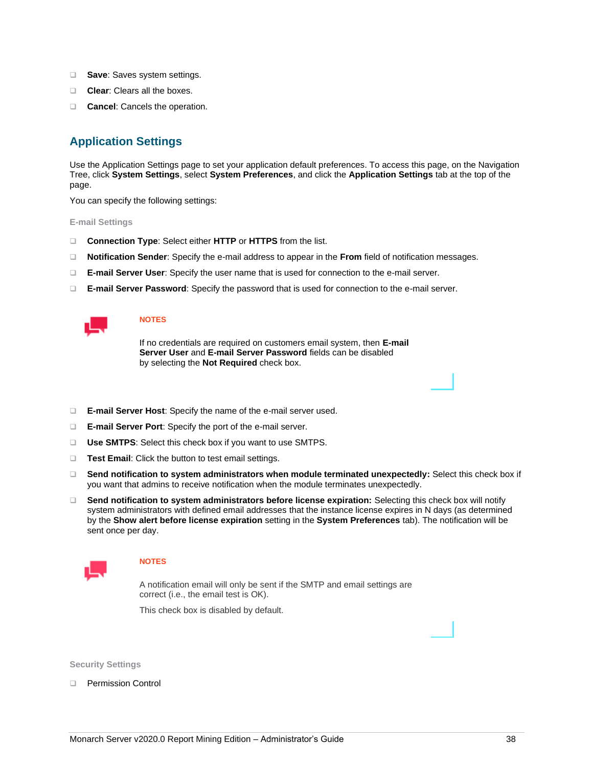- **Save**: Saves system settings.
- **Clear**: Clears all the boxes.
- **Cancel**: Cancels the operation.

## Application Settings

Use the Application Settings page to set your application default preferences. To access this page, on the Navigation Tree, click **System Settings**, select **System Preferences**, and click the **Application Settings** tab at the top of the page.

You can specify the following settings:

#### E-mail Settings

- **Connection Type**: Select either **HTTP** or **HTTPS** from the list.
- **Notification Sender**: Specify the e-mail address to appear in the **From** field of notification messages.
- **E-mail Server User**: Specify the user name that is used for connection to the e-mail server.
- **E-mail Server Password**: Specify the password that is used for connection to the e-mail server.

> **NOTES**
>
> If no credentials are required on customers email system, then **E-mail Server User** and **E-mail Server Password** fields can be disabled by selecting the **Not Required** check box.

- **E-mail Server Host**: Specify the name of the e-mail server used.
- **E-mail Server Port**: Specify the port of the e-mail server.
- **Use SMTPS**: Select this check box if you want to use SMTPS.
- **Test Email**: Click the button to test email settings.
- **Send notification to system administrators when module terminated unexpectedly:** Select this check box if you want that admins to receive notification when the module terminates unexpectedly.
- **Send notification to system administrators before license expiration:** Selecting this check box will notify system administrators with defined email addresses that the instance license expires in N days (as determined by the **Show alert before license expiration** setting in the **System Preferences** tab). The notification will be sent once per day.

> **NOTES**
>
> A notification email will only be sent if the SMTP and email settings are correct (i.e., the email test is OK).
>
> This check box is disabled by default.

#### Security Settings

- Permission Control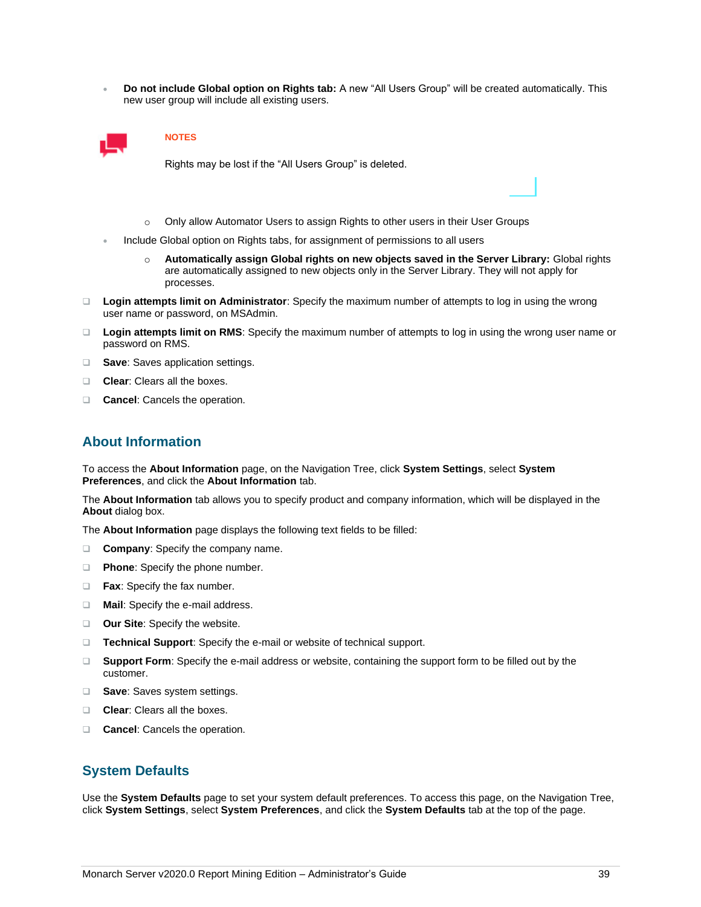- **Do not include Global option on Rights tab:** A new “All Users Group” will be created automatically. This new user group will include all existing users.

**NOTES**

Rights may be lost if the “All Users Group” is deleted.

  - Only allow Automator Users to assign Rights to other users in their User Groups
- Include Global option on Rights tabs, for assignment of permissions to all users
  - **Automatically assign Global rights on new objects saved in the Server Library:** Global rights are automatically assigned to new objects only in the Server Library. They will not apply for processes.

- **Login attempts limit on Administrator**: Specify the maximum number of attempts to log in using the wrong user name or password, on MSAdmin.
- **Login attempts limit on RMS**: Specify the maximum number of attempts to log in using the wrong user name or password on RMS.
- **Save**: Saves application settings.
- **Clear**: Clears all the boxes.
- **Cancel**: Cancels the operation.

## About Information

To access the **About Information** page, on the Navigation Tree, click **System Settings**, select **System Preferences**, and click the **About Information** tab.

The **About Information** tab allows you to specify product and company information, which will be displayed in the **About** dialog box.

The **About Information** page displays the following text fields to be filled:

- **Company**: Specify the company name.
- **Phone**: Specify the phone number.
- **Fax**: Specify the fax number.
- **Mail**: Specify the e-mail address.
- **Our Site**: Specify the website.
- **Technical Support**: Specify the e-mail or website of technical support.
- **Support Form**: Specify the e-mail address or website, containing the support form to be filled out by the customer.
- **Save**: Saves system settings.
- **Clear**: Clears all the boxes.
- **Cancel**: Cancels the operation.

## System Defaults

Use the **System Defaults** page to set your system default preferences. To access this page, on the Navigation Tree, click **System Settings**, select **System Preferences**, and click the **System Defaults** tab at the top of the page.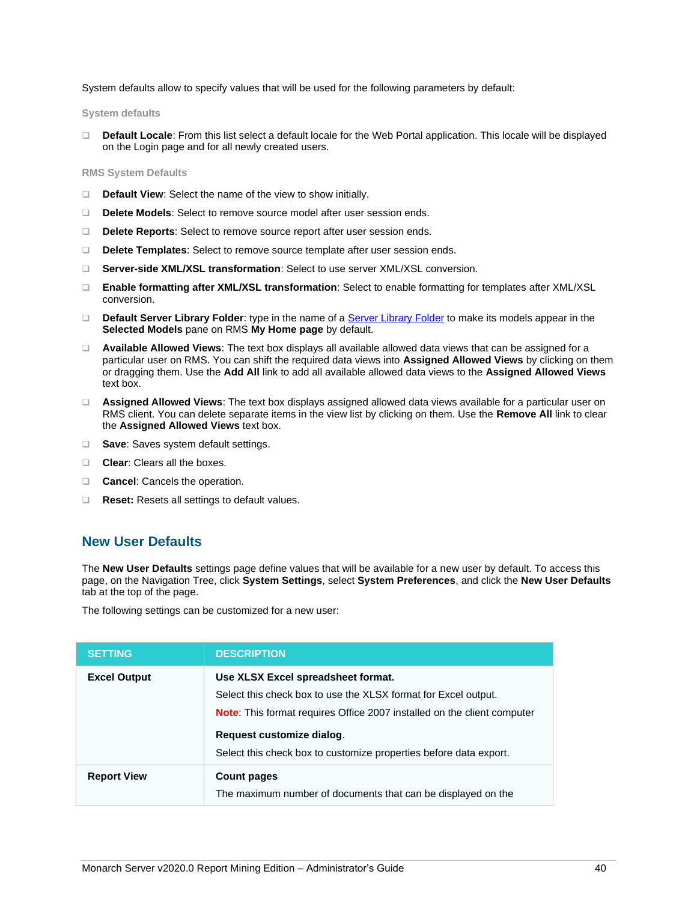System defaults allow to specify values that will be used for the following parameters by default:

#### System defaults

- **Default Locale**: From this list select a default locale for the Web Portal application. This locale will be displayed on the Login page and for all newly created users.

#### RMS System Defaults

- **Default View**: Select the name of the view to show initially.
- **Delete Models**: Select to remove source model after user session ends.
- **Delete Reports**: Select to remove source report after user session ends.
- **Delete Templates**: Select to remove source template after user session ends.
- **Server-side XML/XSL transformation**: Select to use server XML/XSL conversion.
- **Enable formatting after XML/XSL transformation**: Select to enable formatting for templates after XML/XSL conversion.
- **Default Server Library Folder**: type in the name of a Server Library Folder to make its models appear in the **Selected Models** pane on RMS **My Home page** by default.
- **Available Allowed Views**: The text box displays all available allowed data views that can be assigned for a particular user on RMS. You can shift the required data views into **Assigned Allowed Views** by clicking on them or dragging them. Use the **Add All** link to add all available allowed data views to the **Assigned Allowed Views** text box.
- **Assigned Allowed Views**: The text box displays assigned allowed data views available for a particular user on RMS client. You can delete separate items in the view list by clicking on them. Use the **Remove All** link to clear the **Assigned Allowed Views** text box.
- **Save**: Saves system default settings.
- **Clear**: Clears all the boxes.
- **Cancel**: Cancels the operation.
- **Reset:** Resets all settings to default values.

## New User Defaults

The **New User Defaults** settings page define values that will be available for a new user by default. To access this page, on the Navigation Tree, click **System Settings**, select **System Preferences**, and click the **New User Defaults** tab at the top of the page.

The following settings can be customized for a new user:

| SETTING | DESCRIPTION |
|---|---|
| **Excel Output** | **Use XLSX Excel spreadsheet format.**<br>Select this check box to use the XLSX format for Excel output.<br>**Note**: This format requires Office 2007 installed on the client computer<br>**Request customize dialog**.<br>Select this check box to customize properties before data export. |
| **Report View** | **Count pages**<br>The maximum number of documents that can be displayed on the |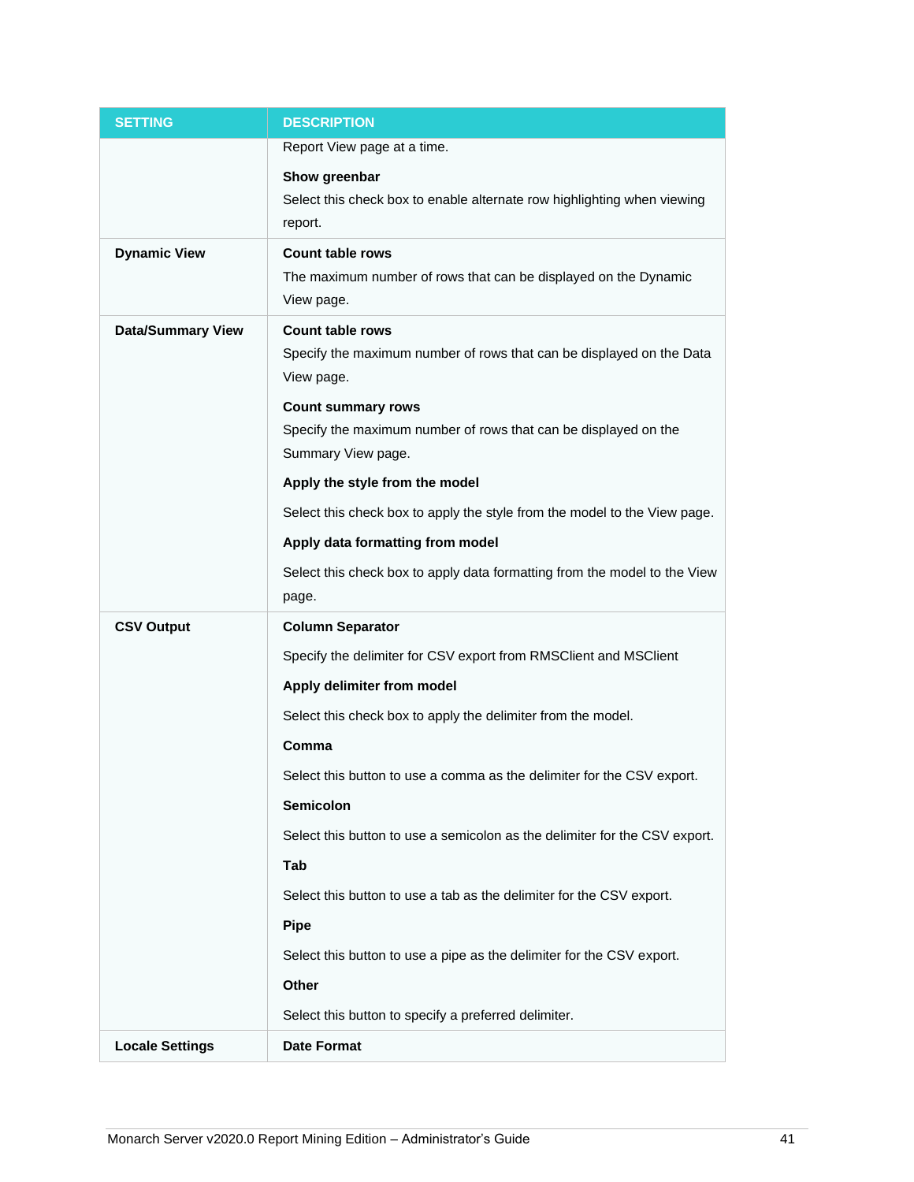| SETTING | DESCRIPTION |
| --- | --- |
| | Report View page at a time.<br><br>**Show greenbar**<br>Select this check box to enable alternate row highlighting when viewing report. |
| **Dynamic View** | **Count table rows**<br>The maximum number of rows that can be displayed on the Dynamic View page. |
| **Data/Summary View** | **Count table rows**<br>Specify the maximum number of rows that can be displayed on the Data View page.<br><br>**Count summary rows**<br>Specify the maximum number of rows that can be displayed on the Summary View page.<br><br>**Apply the style from the model**<br>Select this check box to apply the style from the model to the View page.<br><br>**Apply data formatting from model**<br>Select this check box to apply data formatting from the model to the View page. |
| **CSV Output** | **Column Separator**<br>Specify the delimiter for CSV export from RMSClient and MSClient<br><br>**Apply delimiter from model**<br>Select this check box to apply the delimiter from the model.<br><br>**Comma**<br>Select this button to use a comma as the delimiter for the CSV export.<br><br>**Semicolon**<br>Select this button to use a semicolon as the delimiter for the CSV export.<br><br>**Tab**<br>Select this button to use a tab as the delimiter for the CSV export.<br><br>**Pipe**<br>Select this button to use a pipe as the delimiter for the CSV export.<br><br>**Other**<br>Select this button to specify a preferred delimiter. |
| **Locale Settings** | **Date Format** |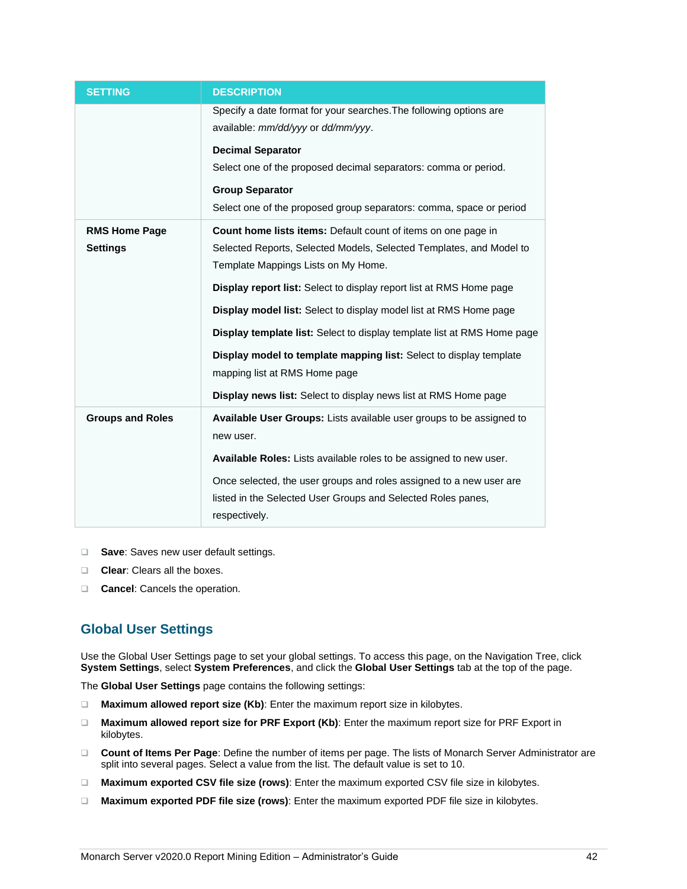| SETTING | DESCRIPTION |
|---|---|
| | Specify a date format for your searches.The following options are available: *mm/dd/yyy* or *dd/mm/yyy*.<br><br>**Decimal Separator**<br>Select one of the proposed decimal separators: comma or period.<br><br>**Group Separator**<br>Select one of the proposed group separators: comma, space or period |
| **RMS Home Page Settings** | **Count home lists items:** Default count of items on one page in Selected Reports, Selected Models, Selected Templates, and Model to Template Mappings Lists on My Home.<br><br>**Display report list:** Select to display report list at RMS Home page<br><br>**Display model list:** Select to display model list at RMS Home page<br><br>**Display template list:** Select to display template list at RMS Home page<br><br>**Display model to template mapping list:** Select to display template mapping list at RMS Home page<br><br>**Display news list:** Select to display news list at RMS Home page |
| **Groups and Roles** | **Available User Groups:** Lists available user groups to be assigned to new user.<br><br>**Available Roles:** Lists available roles to be assigned to new user.<br><br>Once selected, the user groups and roles assigned to a new user are listed in the Selected User Groups and Selected Roles panes, respectively. |

- **Save**: Saves new user default settings.
- **Clear**: Clears all the boxes.
- **Cancel**: Cancels the operation.

## Global User Settings

Use the Global User Settings page to set your global settings. To access this page, on the Navigation Tree, click **System Settings**, select **System Preferences**, and click the **Global User Settings** tab at the top of the page.

The **Global User Settings** page contains the following settings:

- **Maximum allowed report size (Kb)**: Enter the maximum report size in kilobytes.
- **Maximum allowed report size for PRF Export (Kb)**: Enter the maximum report size for PRF Export in kilobytes.
- **Count of Items Per Page**: Define the number of items per page. The lists of Monarch Server Administrator are split into several pages. Select a value from the list. The default value is set to 10.
- **Maximum exported CSV file size (rows)**: Enter the maximum exported CSV file size in kilobytes.
- **Maximum exported PDF file size (rows)**: Enter the maximum exported PDF file size in kilobytes.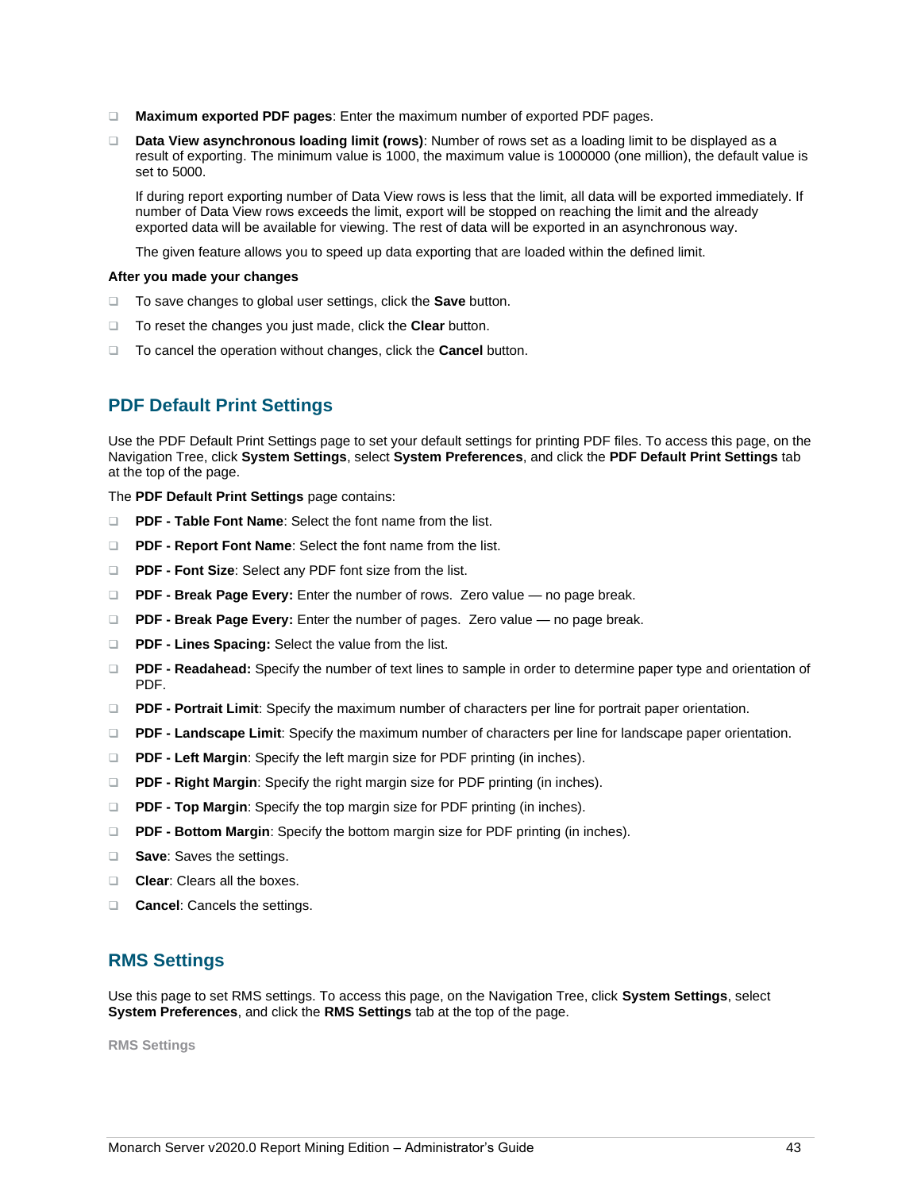- **Maximum exported PDF pages**: Enter the maximum number of exported PDF pages.
- **Data View asynchronous loading limit (rows)**: Number of rows set as a loading limit to be displayed as a result of exporting. The minimum value is 1000, the maximum value is 1000000 (one million), the default value is set to 5000.

  If during report exporting number of Data View rows is less that the limit, all data will be exported immediately. If number of Data View rows exceeds the limit, export will be stopped on reaching the limit and the already exported data will be available for viewing. The rest of data will be exported in an asynchronous way.

  The given feature allows you to speed up data exporting that are loaded within the defined limit.

**After you made your changes**

- To save changes to global user settings, click the **Save** button.
- To reset the changes you just made, click the **Clear** button.
- To cancel the operation without changes, click the **Cancel** button.

## PDF Default Print Settings

Use the PDF Default Print Settings page to set your default settings for printing PDF files. To access this page, on the Navigation Tree, click **System Settings**, select **System Preferences**, and click the **PDF Default Print Settings** tab at the top of the page.

The **PDF Default Print Settings** page contains:

- **PDF - Table Font Name**: Select the font name from the list.
- **PDF - Report Font Name**: Select the font name from the list.
- **PDF - Font Size**: Select any PDF font size from the list.
- **PDF - Break Page Every:** Enter the number of rows. Zero value — no page break.
- **PDF - Break Page Every:** Enter the number of pages. Zero value — no page break.
- **PDF - Lines Spacing:** Select the value from the list.
- **PDF - Readahead:** Specify the number of text lines to sample in order to determine paper type and orientation of PDF.
- **PDF - Portrait Limit**: Specify the maximum number of characters per line for portrait paper orientation.
- **PDF - Landscape Limit**: Specify the maximum number of characters per line for landscape paper orientation.
- **PDF - Left Margin**: Specify the left margin size for PDF printing (in inches).
- **PDF - Right Margin**: Specify the right margin size for PDF printing (in inches).
- **PDF - Top Margin**: Specify the top margin size for PDF printing (in inches).
- **PDF - Bottom Margin**: Specify the bottom margin size for PDF printing (in inches).
- **Save**: Saves the settings.
- **Clear**: Clears all the boxes.
- **Cancel**: Cancels the settings.

## RMS Settings

Use this page to set RMS settings. To access this page, on the Navigation Tree, click **System Settings**, select **System Preferences**, and click the **RMS Settings** tab at the top of the page.

**RMS Settings**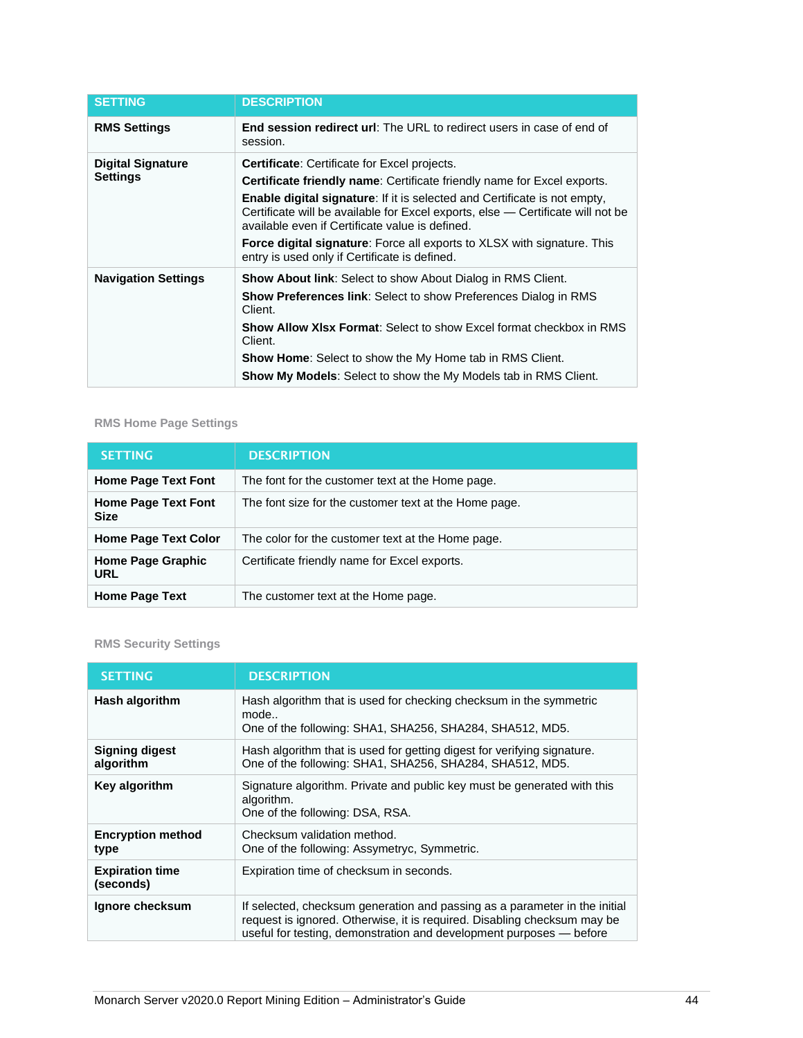| SETTING | DESCRIPTION |
| --- | --- |
| **RMS Settings** | **End session redirect url**: The URL to redirect users in case of end of session. |
| **Digital Signature Settings** | **Certificate**: Certificate for Excel projects.<br>**Certificate friendly name**: Certificate friendly name for Excel exports.<br>**Enable digital signature**: If it is selected and Certificate is not empty, Certificate will be available for Excel exports, else — Certificate will not be available even if Certificate value is defined.<br>**Force digital signature**: Force all exports to XLSX with signature. This entry is used only if Certificate is defined. |
| **Navigation Settings** | **Show About link**: Select to show About Dialog in RMS Client.<br>**Show Preferences link**: Select to show Preferences Dialog in RMS Client.<br>**Show Allow Xlsx Format**: Select to show Excel format checkbox in RMS Client.<br>**Show Home**: Select to show the My Home tab in RMS Client.<br>**Show My Models**: Select to show the My Models tab in RMS Client. |

RMS Home Page Settings

| SETTING | DESCRIPTION |
| --- | --- |
| **Home Page Text Font** | The font for the customer text at the Home page. |
| **Home Page Text Font Size** | The font size for the customer text at the Home page. |
| **Home Page Text Color** | The color for the customer text at the Home page. |
| **Home Page Graphic URL** | Certificate friendly name for Excel exports. |
| **Home Page Text** | The customer text at the Home page. |

RMS Security Settings

| SETTING | DESCRIPTION |
| --- | --- |
| **Hash algorithm** | Hash algorithm that is used for checking checksum in the symmetric mode..<br>One of the following: SHA1, SHA256, SHA284, SHA512, MD5. |
| **Signing digest algorithm** | Hash algorithm that is used for getting digest for verifying signature.<br>One of the following: SHA1, SHA256, SHA284, SHA512, MD5. |
| **Key algorithm** | Signature algorithm. Private and public key must be generated with this algorithm.<br>One of the following: DSA, RSA. |
| **Encryption method type** | Checksum validation method.<br>One of the following: Assymetryc, Symmetric. |
| **Expiration time (seconds)** | Expiration time of checksum in seconds. |
| **Ignore checksum** | If selected, checksum generation and passing as a parameter in the initial request is ignored. Otherwise, it is required. Disabling checksum may be useful for testing, demonstration and development purposes — before |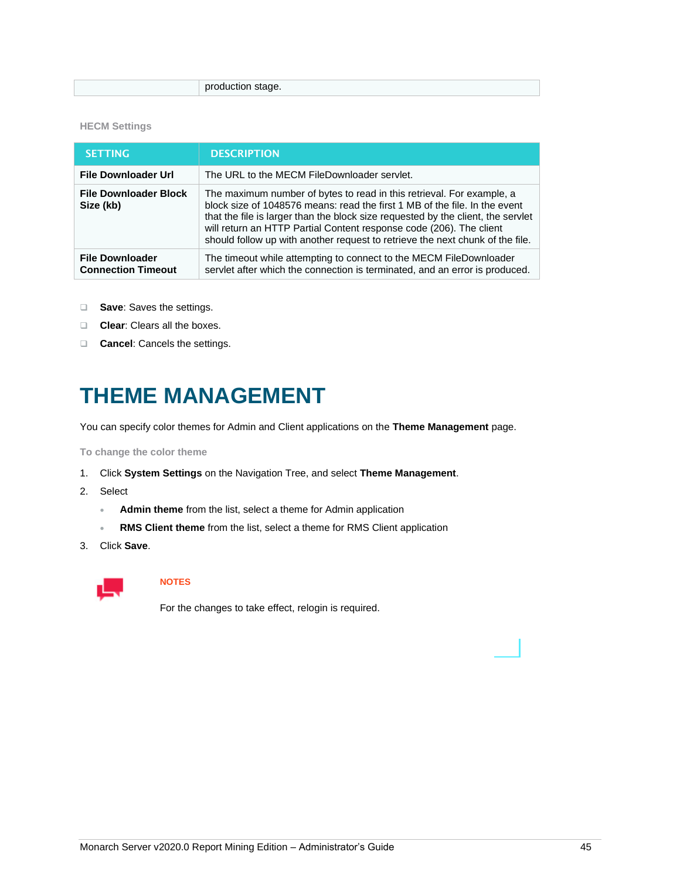| | production stage. |
|---|---|

HECM Settings

| SETTING | DESCRIPTION |
|---|---|
| **File Downloader Url** | The URL to the MECM FileDownloader servlet. |
| **File Downloader Block Size (kb)** | The maximum number of bytes to read in this retrieval. For example, a block size of 1048576 means: read the first 1 MB of the file. In the event that the file is larger than the block size requested by the client, the servlet will return an HTTP Partial Content response code (206). The client should follow up with another request to retrieve the next chunk of the file. |
| **File Downloader Connection Timeout** | The timeout while attempting to connect to the MECM FileDownloader servlet after which the connection is terminated, and an error is produced. |

- **Save**: Saves the settings.
- **Clear**: Clears all the boxes.
- **Cancel**: Cancels the settings.

# THEME MANAGEMENT

You can specify color themes for Admin and Client applications on the **Theme Management** page.

To change the color theme

1. Click **System Settings** on the Navigation Tree, and select **Theme Management**.
2. Select
   - **Admin theme** from the list, select a theme for Admin application
   - **RMS Client theme** from the list, select a theme for RMS Client application
3. Click **Save**.

NOTES

For the changes to take effect, relogin is required.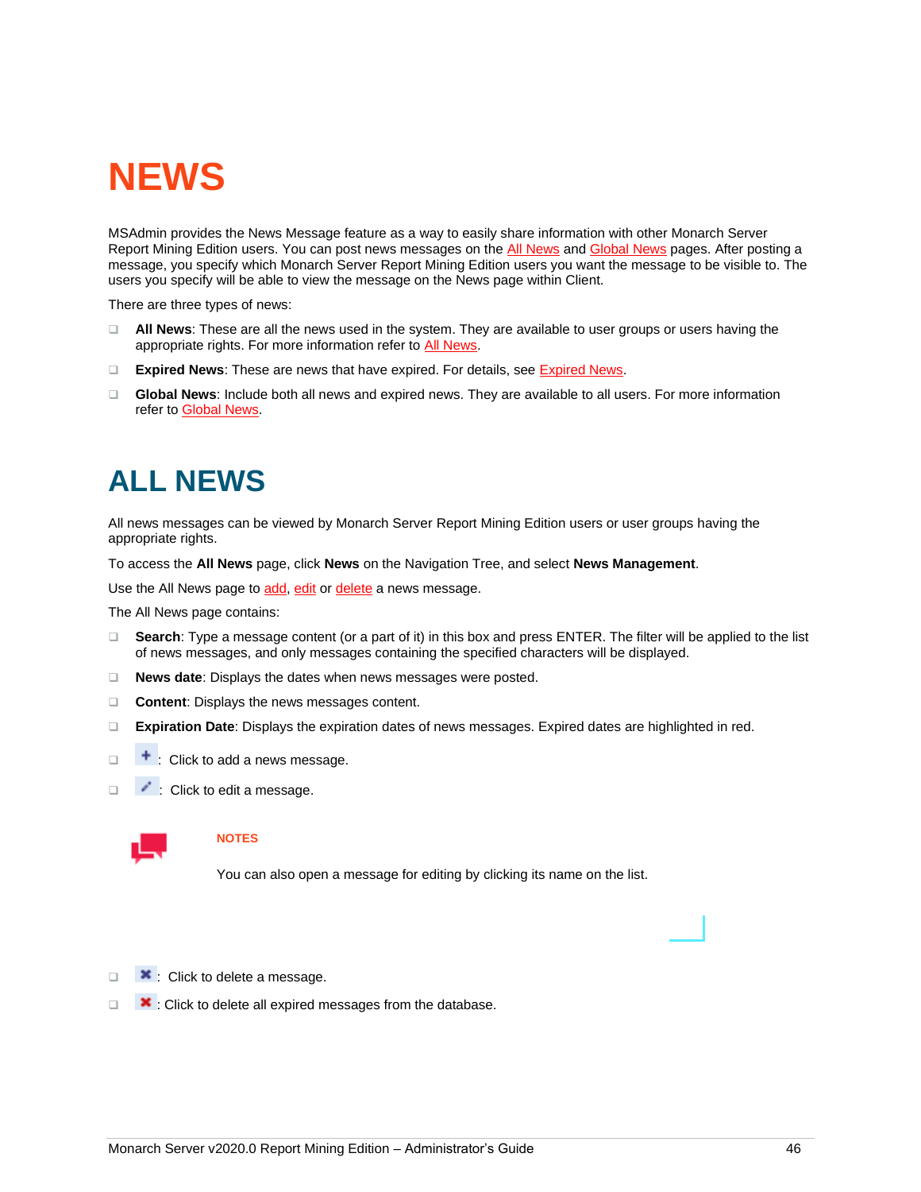# NEWS

MSAdmin provides the News Message feature as a way to easily share information with other Monarch Server Report Mining Edition users. You can post news messages on the All News and Global News pages. After posting a message, you specify which Monarch Server Report Mining Edition users you want the message to be visible to. The users you specify will be able to view the message on the News page within Client.

There are three types of news:

- **All News**: These are all the news used in the system. They are available to user groups or users having the appropriate rights. For more information refer to All News.
- **Expired News**: These are news that have expired. For details, see Expired News.
- **Global News**: Include both all news and expired news. They are available to all users. For more information refer to Global News.

# ALL NEWS

All news messages can be viewed by Monarch Server Report Mining Edition users or user groups having the appropriate rights.

To access the **All News** page, click **News** on the Navigation Tree, and select **News Management**.

Use the All News page to add, edit or delete a news message.

The All News page contains:

- **Search**: Type a message content (or a part of it) in this box and press ENTER. The filter will be applied to the list of news messages, and only messages containing the specified characters will be displayed.
- **News date**: Displays the dates when news messages were posted.
- **Content**: Displays the news messages content.
- **Expiration Date**: Displays the expiration dates of news messages. Expired dates are highlighted in red.
- : Click to add a news message.
- : Click to edit a message.

**NOTES**

You can also open a message for editing by clicking its name on the list.

- : Click to delete a message.
- : Click to delete all expired messages from the database.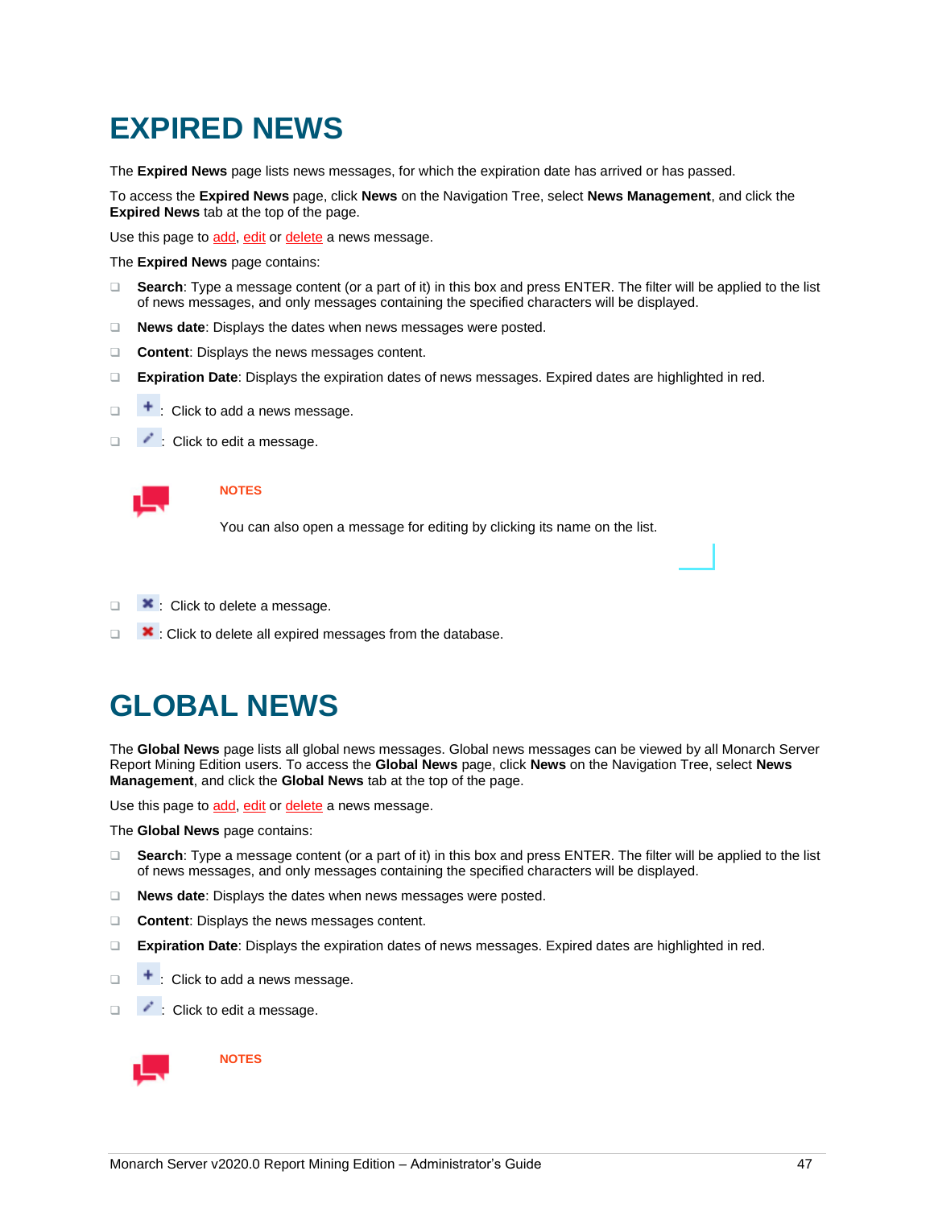# EXPIRED NEWS

The **Expired News** page lists news messages, for which the expiration date has arrived or has passed.

To access the **Expired News** page, click **News** on the Navigation Tree, select **News Management**, and click the **Expired News** tab at the top of the page.

Use this page to add, edit or delete a news message.

The **Expired News** page contains:

- **Search**: Type a message content (or a part of it) in this box and press ENTER. The filter will be applied to the list of news messages, and only messages containing the specified characters will be displayed.
- **News date**: Displays the dates when news messages were posted.
- **Content**: Displays the news messages content.
- **Expiration Date**: Displays the expiration dates of news messages. Expired dates are highlighted in red.
- : Click to add a news message.
- : Click to edit a message.

**NOTES**

You can also open a message for editing by clicking its name on the list.

- : Click to delete a message.
- : Click to delete all expired messages from the database.

# GLOBAL NEWS

The **Global News** page lists all global news messages. Global news messages can be viewed by all Monarch Server Report Mining Edition users. To access the **Global News** page, click **News** on the Navigation Tree, select **News Management**, and click the **Global News** tab at the top of the page.

Use this page to add, edit or delete a news message.

The **Global News** page contains:

- **Search**: Type a message content (or a part of it) in this box and press ENTER. The filter will be applied to the list of news messages, and only messages containing the specified characters will be displayed.
- **News date**: Displays the dates when news messages were posted.
- **Content**: Displays the news messages content.
- **Expiration Date**: Displays the expiration dates of news messages. Expired dates are highlighted in red.
- : Click to add a news message.
- : Click to edit a message.

**NOTES**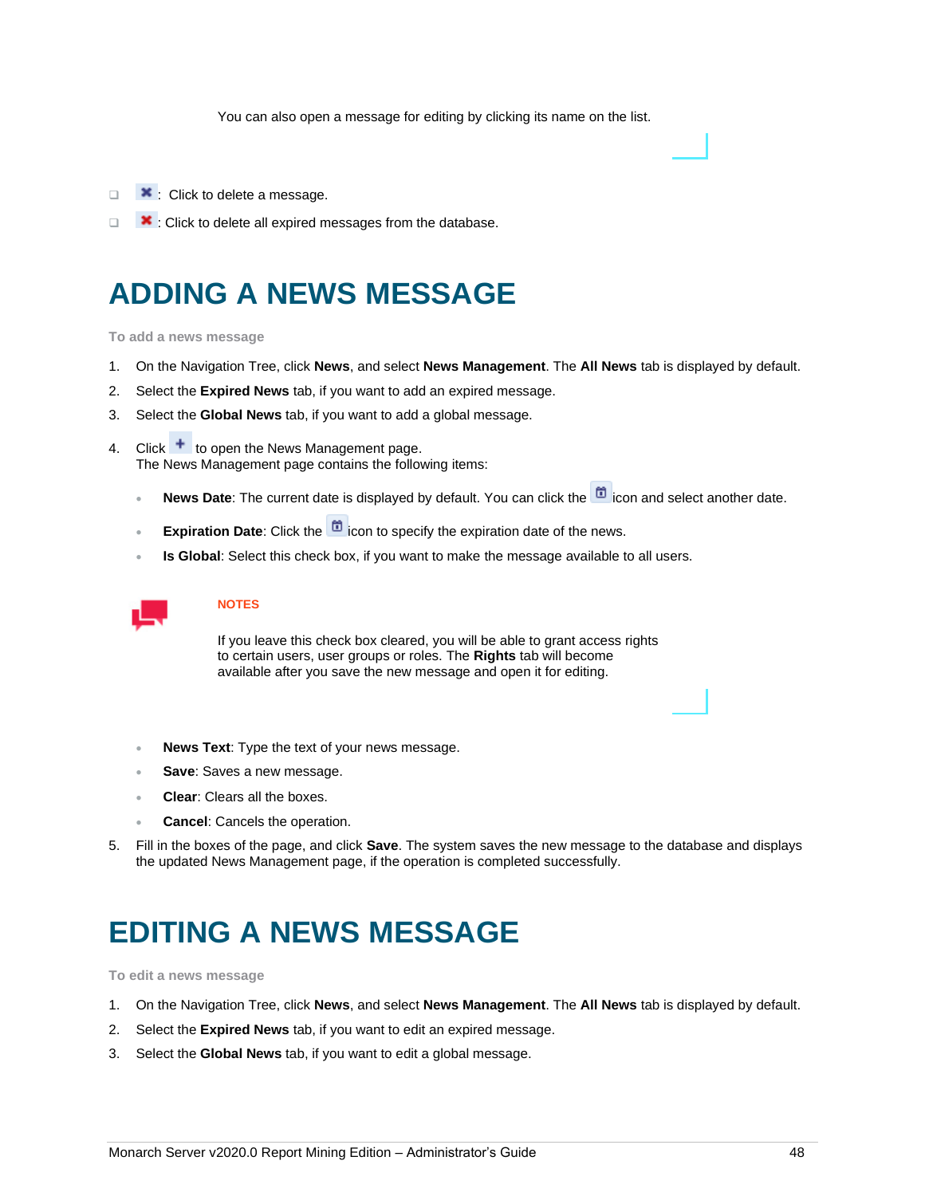You can also open a message for editing by clicking its name on the list.

- : Click to delete a message.
- : Click to delete all expired messages from the database.

# ADDING A NEWS MESSAGE

**To add a news message**

1. On the Navigation Tree, click **News**, and select **News Management**. The **All News** tab is displayed by default.
2. Select the **Expired News** tab, if you want to add an expired message.
3. Select the **Global News** tab, if you want to add a global message.
4. Click  to open the News Management page.
   The News Management page contains the following items:
   - **News Date**: The current date is displayed by default. You can click the  icon and select another date.
   - **Expiration Date**: Click the  icon to specify the expiration date of the news.
   - **Is Global**: Select this check box, if you want to make the message available to all users.

   **NOTES**

   If you leave this check box cleared, you will be able to grant access rights to certain users, user groups or roles. The **Rights** tab will become available after you save the new message and open it for editing.

   - **News Text**: Type the text of your news message.
   - **Save**: Saves a new message.
   - **Clear**: Clears all the boxes.
   - **Cancel**: Cancels the operation.
5. Fill in the boxes of the page, and click **Save**. The system saves the new message to the database and displays the updated News Management page, if the operation is completed successfully.

# EDITING A NEWS MESSAGE

**To edit a news message**

1. On the Navigation Tree, click **News**, and select **News Management**. The **All News** tab is displayed by default.
2. Select the **Expired News** tab, if you want to edit an expired message.
3. Select the **Global News** tab, if you want to edit a global message.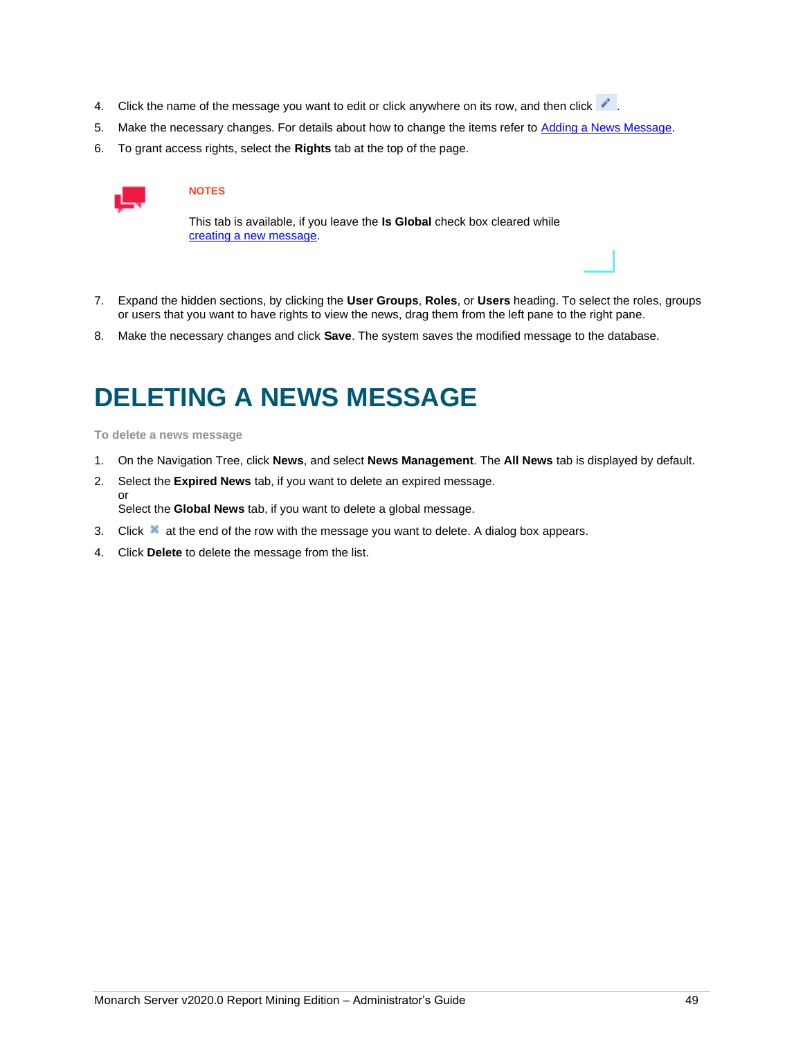4. Click the name of the message you want to edit or click anywhere on its row, and then click .
5. Make the necessary changes. For details about how to change the items refer to Adding a News Message.
6. To grant access rights, select the **Rights** tab at the top of the page.

**NOTES**

This tab is available, if you leave the **Is Global** check box cleared while creating a new message.

7. Expand the hidden sections, by clicking the **User Groups**, **Roles**, or **Users** heading. To select the roles, groups or users that you want to have rights to view the news, drag them from the left pane to the right pane.
8. Make the necessary changes and click **Save**. The system saves the modified message to the database.

# DELETING A NEWS MESSAGE

**To delete a news message**

1. On the Navigation Tree, click **News**, and select **News Management**. The **All News** tab is displayed by default.
2. Select the **Expired News** tab, if you want to delete an expired message.
   or
   Select the **Global News** tab, if you want to delete a global message.
3. Click at the end of the row with the message you want to delete. A dialog box appears.
4. Click **Delete** to delete the message from the list.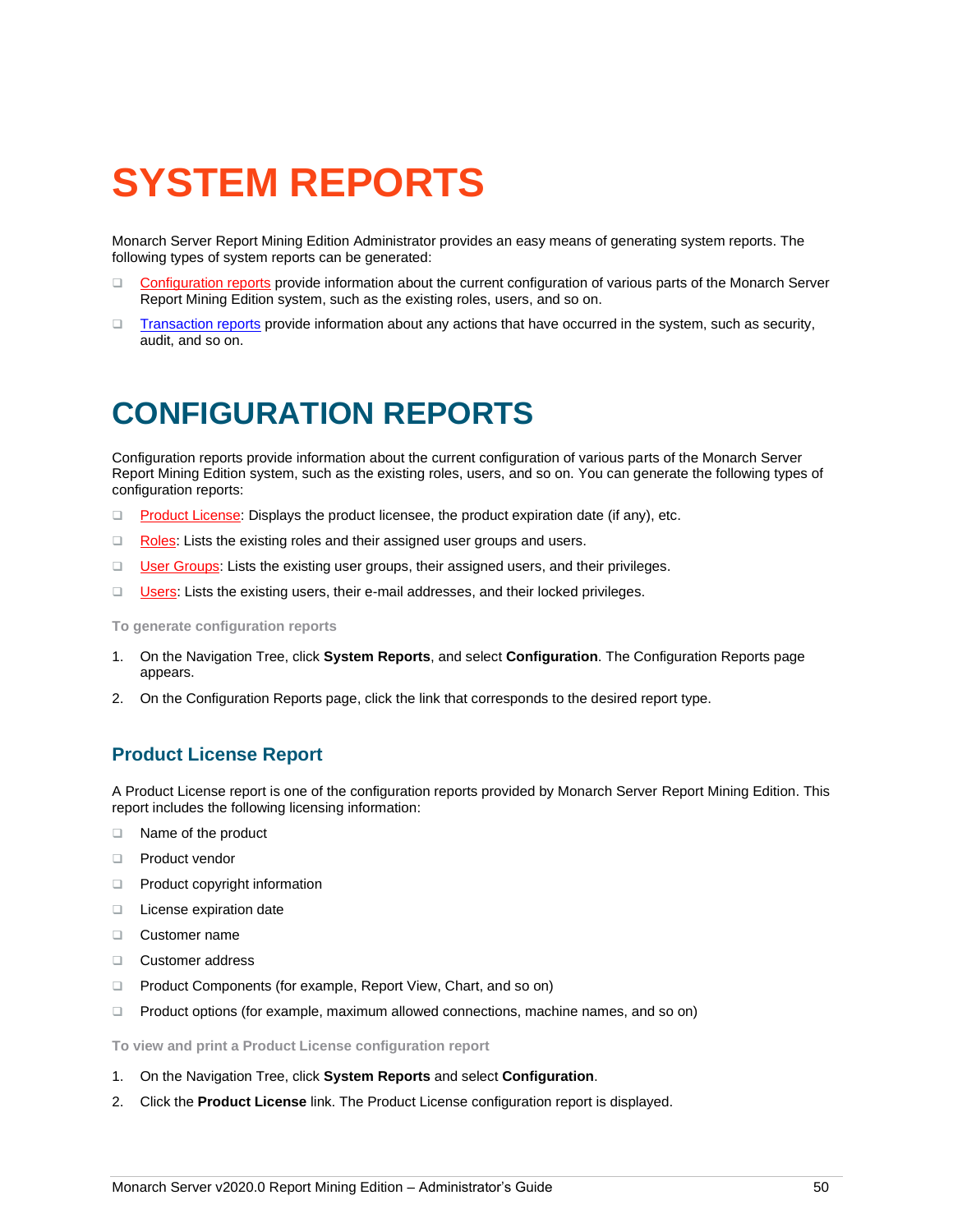# SYSTEM REPORTS

Monarch Server Report Mining Edition Administrator provides an easy means of generating system reports. The following types of system reports can be generated:

- Configuration reports provide information about the current configuration of various parts of the Monarch Server Report Mining Edition system, such as the existing roles, users, and so on.
- Transaction reports provide information about any actions that have occurred in the system, such as security, audit, and so on.

# CONFIGURATION REPORTS

Configuration reports provide information about the current configuration of various parts of the Monarch Server Report Mining Edition system, such as the existing roles, users, and so on. You can generate the following types of configuration reports:

- Product License: Displays the product licensee, the product expiration date (if any), etc.
- Roles: Lists the existing roles and their assigned user groups and users.
- User Groups: Lists the existing user groups, their assigned users, and their privileges.
- Users: Lists the existing users, their e-mail addresses, and their locked privileges.

**To generate configuration reports**

1. On the Navigation Tree, click **System Reports**, and select **Configuration**. The Configuration Reports page appears.
2. On the Configuration Reports page, click the link that corresponds to the desired report type.

## Product License Report

A Product License report is one of the configuration reports provided by Monarch Server Report Mining Edition. This report includes the following licensing information:

- Name of the product
- Product vendor
- Product copyright information
- License expiration date
- Customer name
- Customer address
- Product Components (for example, Report View, Chart, and so on)
- Product options (for example, maximum allowed connections, machine names, and so on)

**To view and print a Product License configuration report**

1. On the Navigation Tree, click **System Reports** and select **Configuration**.
2. Click the **Product License** link. The Product License configuration report is displayed.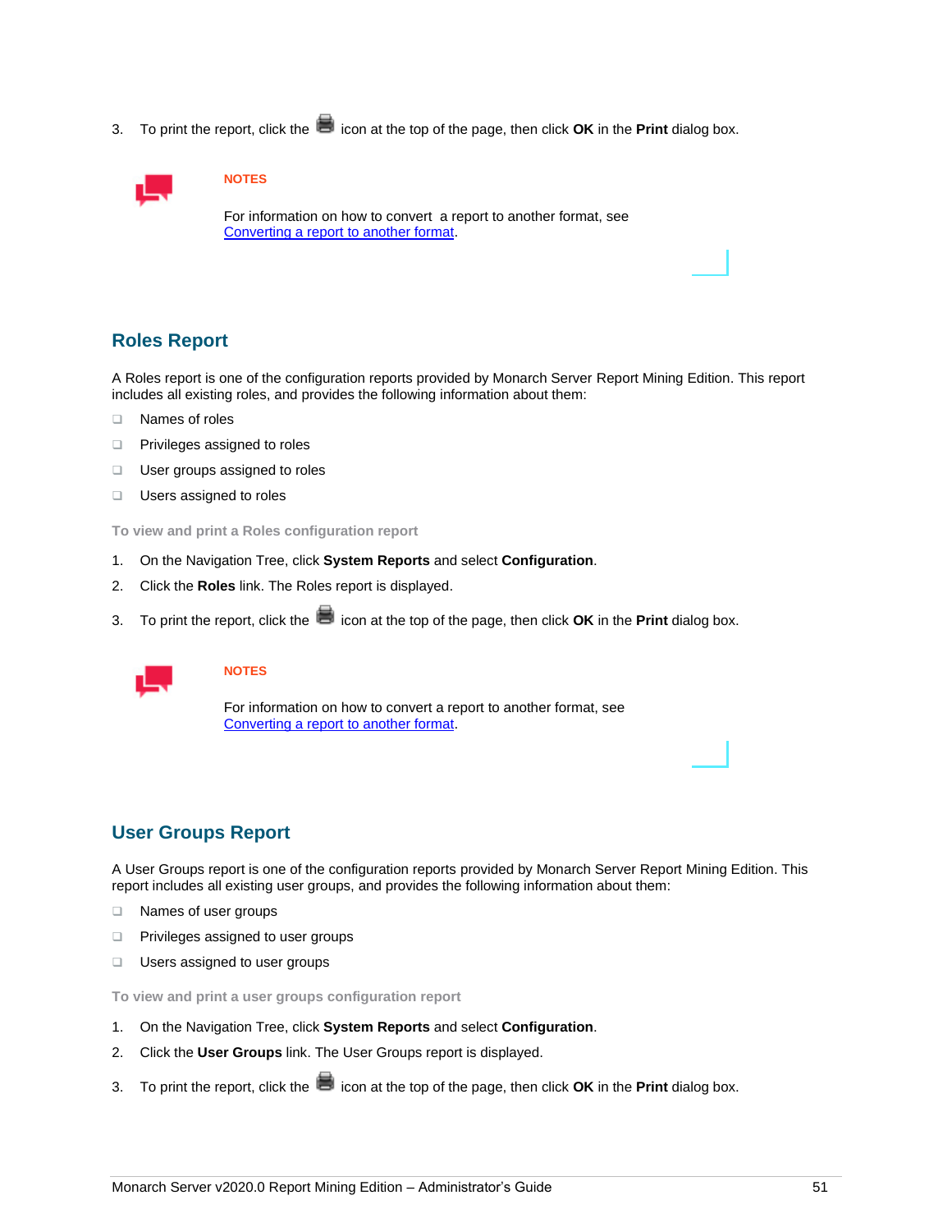3. To print the report, click the icon at the top of the page, then click **OK** in the **Print** dialog box.

**NOTES**

For information on how to convert a report to another format, see [Converting a report to another format](#).

## Roles Report

A Roles report is one of the configuration reports provided by Monarch Server Report Mining Edition. This report includes all existing roles, and provides the following information about them:

- Names of roles
- Privileges assigned to roles
- User groups assigned to roles
- Users assigned to roles

**To view and print a Roles configuration report**

1. On the Navigation Tree, click **System Reports** and select **Configuration**.
2. Click the **Roles** link. The Roles report is displayed.
3. To print the report, click the icon at the top of the page, then click **OK** in the **Print** dialog box.

**NOTES**

For information on how to convert a report to another format, see [Converting a report to another format](#).

## User Groups Report

A User Groups report is one of the configuration reports provided by Monarch Server Report Mining Edition. This report includes all existing user groups, and provides the following information about them:

- Names of user groups
- Privileges assigned to user groups
- Users assigned to user groups

**To view and print a user groups configuration report**

1. On the Navigation Tree, click **System Reports** and select **Configuration**.
2. Click the **User Groups** link. The User Groups report is displayed.
3. To print the report, click the icon at the top of the page, then click **OK** in the **Print** dialog box.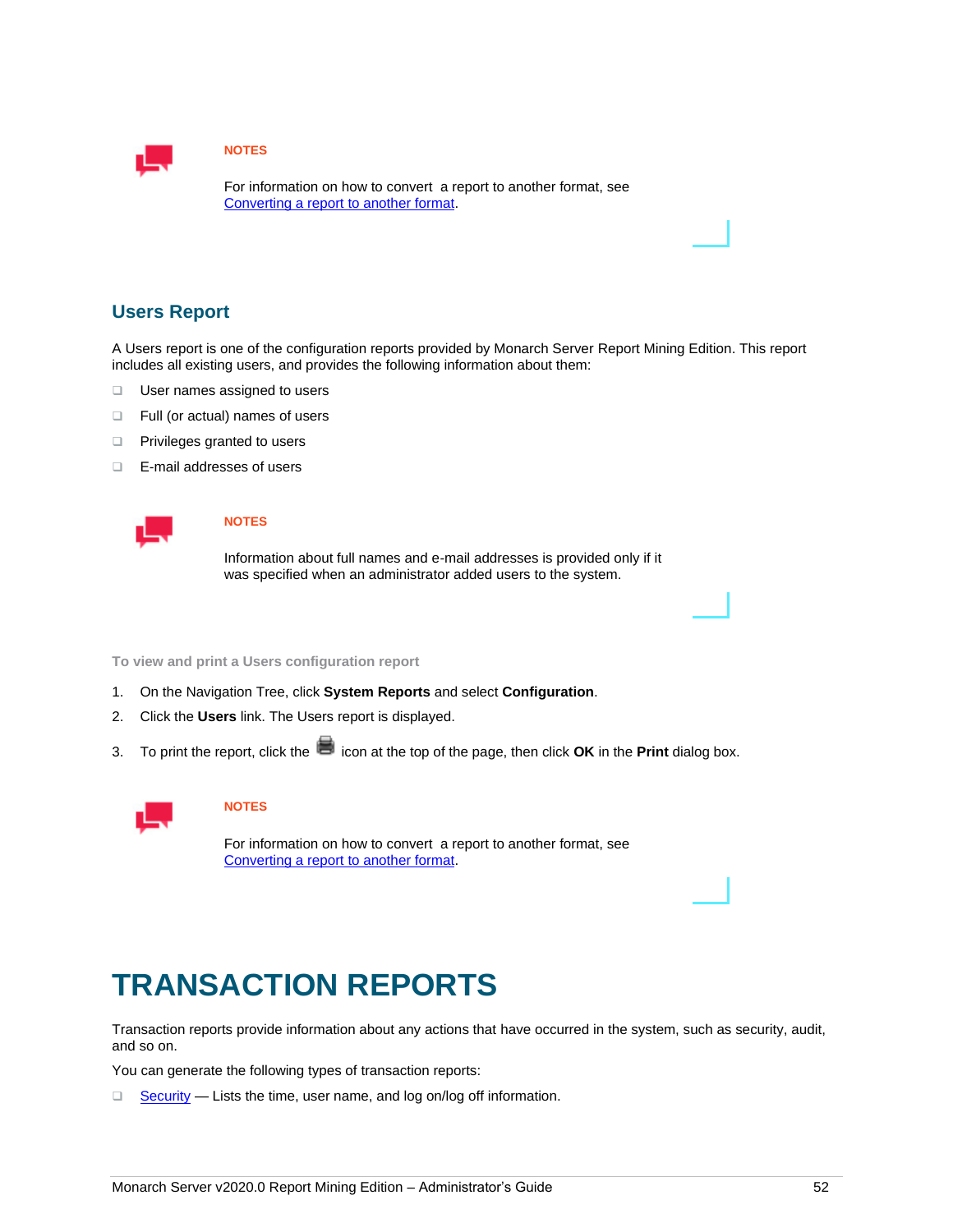**NOTES**

For information on how to convert  a report to another format, see [Converting a report to another format](#).

## Users Report

A Users report is one of the configuration reports provided by Monarch Server Report Mining Edition. This report includes all existing users, and provides the following information about them:

- User names assigned to users
- Full (or actual) names of users
- Privileges granted to users
- E-mail addresses of users

**NOTES**

Information about full names and e-mail addresses is provided only if it was specified when an administrator added users to the system.

**To view and print a Users configuration report**

1. On the Navigation Tree, click **System Reports** and select **Configuration**.
2. Click the **Users** link. The Users report is displayed.
3. To print the report, click the icon at the top of the page, then click **OK** in the **Print** dialog box.

**NOTES**

For information on how to convert  a report to another format, see [Converting a report to another format](#).

# TRANSACTION REPORTS

Transaction reports provide information about any actions that have occurred in the system, such as security, audit, and so on.

You can generate the following types of transaction reports:

- [Security](#) — Lists the time, user name, and log on/log off information.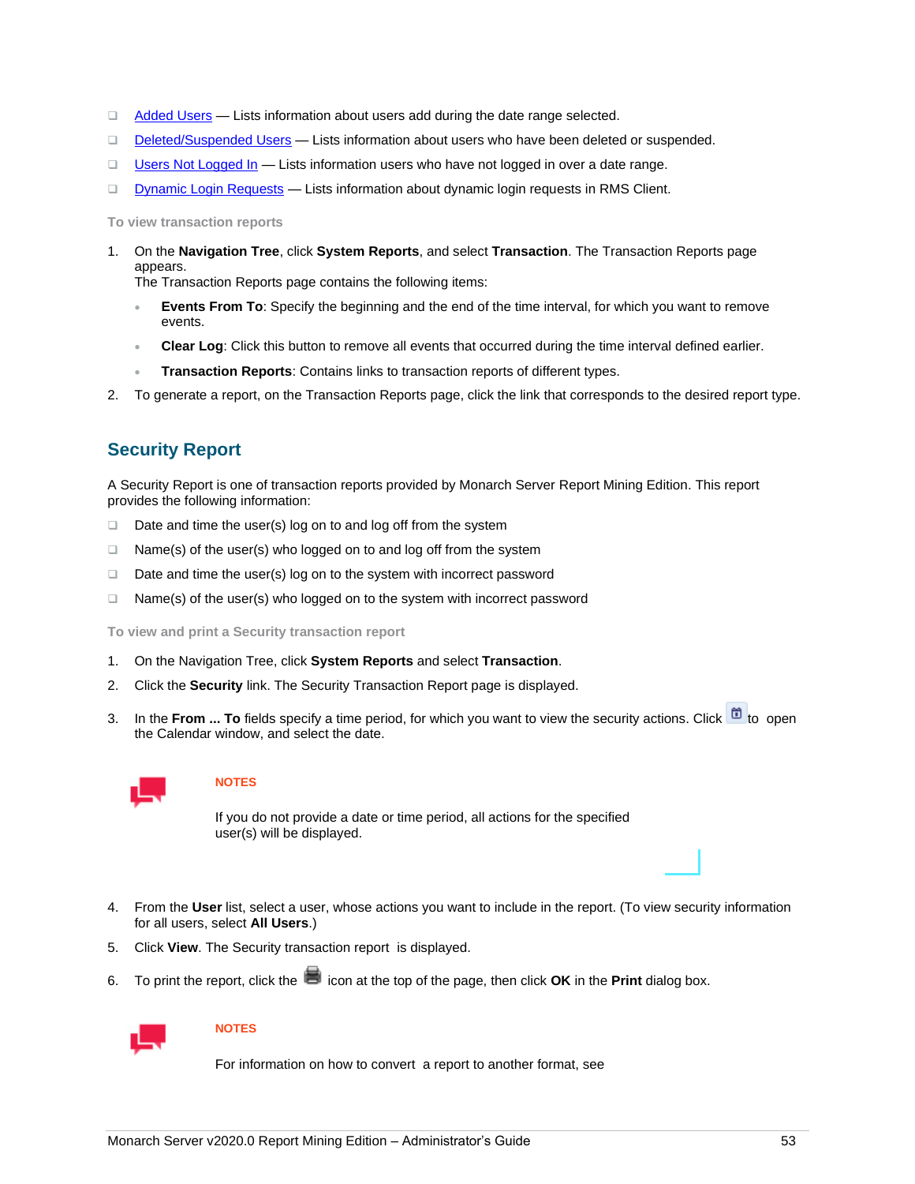- Added Users — Lists information about users add during the date range selected.
- Deleted/Suspended Users — Lists information about users who have been deleted or suspended.
- Users Not Logged In — Lists information users who have not logged in over a date range.
- Dynamic Login Requests — Lists information about dynamic login requests in RMS Client.

**To view transaction reports**

1. On the **Navigation Tree**, click **System Reports**, and select **Transaction**. The Transaction Reports page appears.
   The Transaction Reports page contains the following items:
   - **Events From To**: Specify the beginning and the end of the time interval, for which you want to remove events.
   - **Clear Log**: Click this button to remove all events that occurred during the time interval defined earlier.
   - **Transaction Reports**: Contains links to transaction reports of different types.
2. To generate a report, on the Transaction Reports page, click the link that corresponds to the desired report type.

## Security Report

A Security Report is one of transaction reports provided by Monarch Server Report Mining Edition. This report provides the following information:

- Date and time the user(s) log on to and log off from the system
- Name(s) of the user(s) who logged on to and log off from the system
- Date and time the user(s) log on to the system with incorrect password
- Name(s) of the user(s) who logged on to the system with incorrect password

**To view and print a Security transaction report**

1. On the Navigation Tree, click **System Reports** and select **Transaction**.
2. Click the **Security** link. The Security Transaction Report page is displayed.
3. In the **From ... To** fields specify a time period, for which you want to view the security actions. Click to open the Calendar window, and select the date.

**NOTES**

If you do not provide a date or time period, all actions for the specified user(s) will be displayed.

4. From the **User** list, select a user, whose actions you want to include in the report. (To view security information for all users, select **All Users**.)
5. Click **View**. The Security transaction report is displayed.
6. To print the report, click the icon at the top of the page, then click **OK** in the **Print** dialog box.

**NOTES**

For information on how to convert a report to another format, see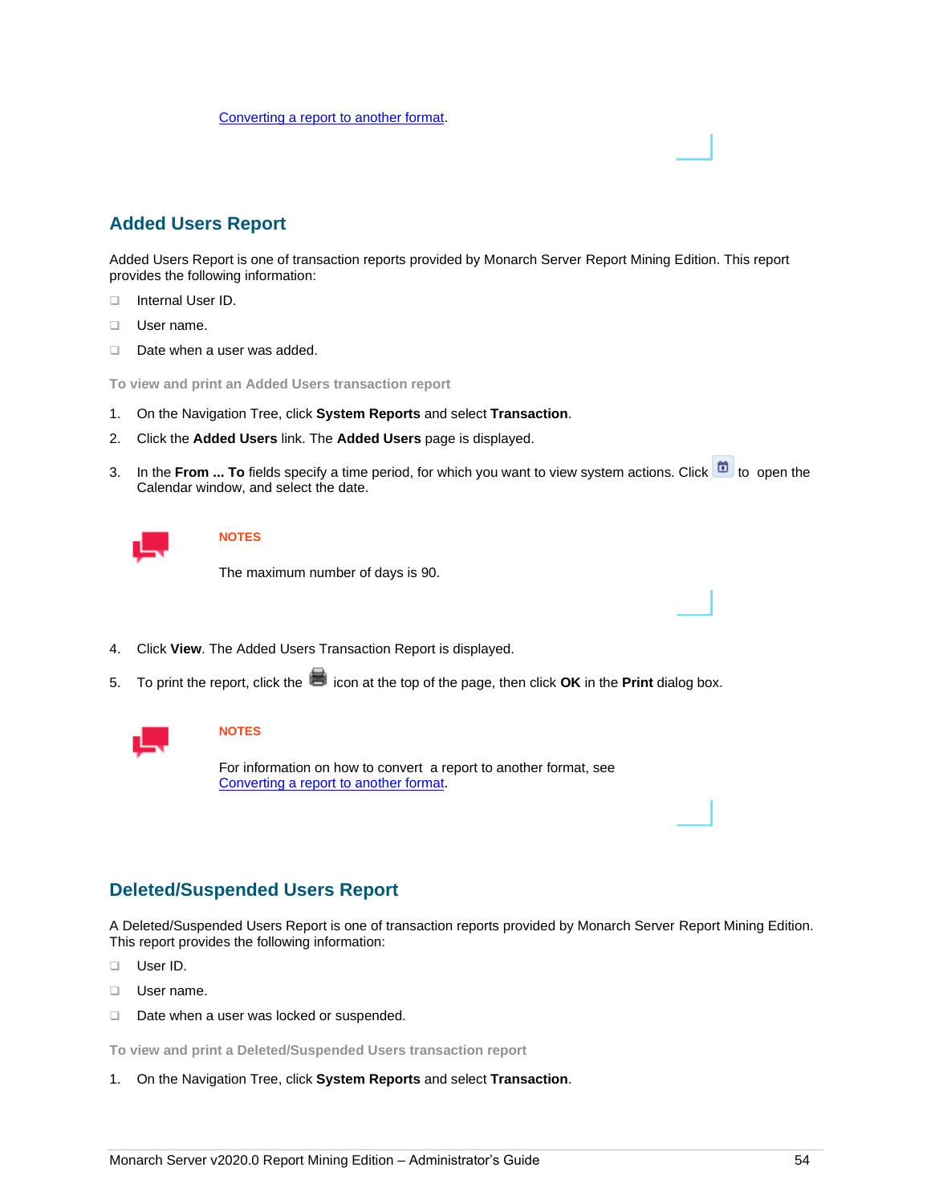[Converting a report to another format](#).

## Added Users Report

Added Users Report is one of transaction reports provided by Monarch Server Report Mining Edition. This report provides the following information:

- Internal User ID.
- User name.
- Date when a user was added.

**To view and print an Added Users transaction report**

1. On the Navigation Tree, click **System Reports** and select **Transaction**.
2. Click the **Added Users** link. The **Added Users** page is displayed.
3. In the **From ... To** fields specify a time period, for which you want to view system actions. Click to open the Calendar window, and select the date.

**NOTES**

The maximum number of days is 90.

4. Click **View**. The Added Users Transaction Report is displayed.
5. To print the report, click the icon at the top of the page, then click **OK** in the **Print** dialog box.

**NOTES**

For information on how to convert a report to another format, see [Converting a report to another format](#).

## Deleted/Suspended Users Report

A Deleted/Suspended Users Report is one of transaction reports provided by Monarch Server Report Mining Edition. This report provides the following information:

- User ID.
- User name.
- Date when a user was locked or suspended.

**To view and print a Deleted/Suspended Users transaction report**

1. On the Navigation Tree, click **System Reports** and select **Transaction**.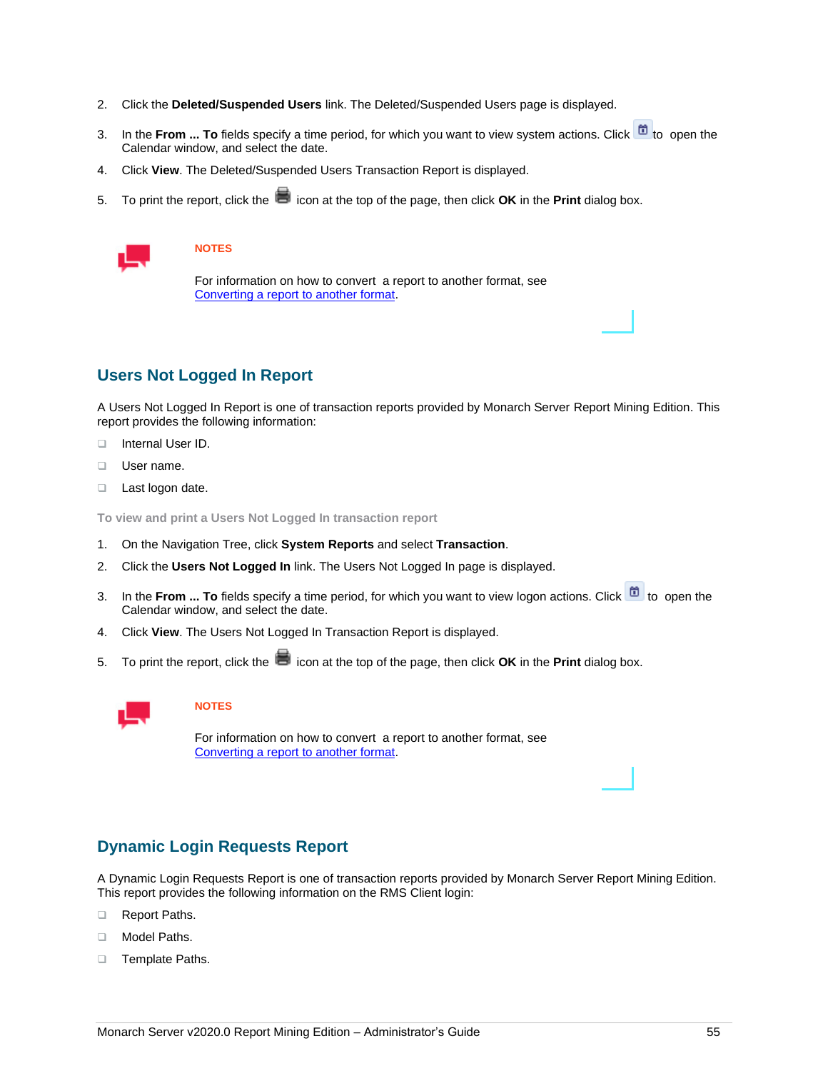2. Click the **Deleted/Suspended Users** link. The Deleted/Suspended Users page is displayed.
3. In the **From ... To** fields specify a time period, for which you want to view system actions. Click to open the Calendar window, and select the date.
4. Click **View**. The Deleted/Suspended Users Transaction Report is displayed.
5. To print the report, click the icon at the top of the page, then click **OK** in the **Print** dialog box.

**NOTES**

For information on how to convert a report to another format, see [Converting a report to another format](#).

## Users Not Logged In Report

A Users Not Logged In Report is one of transaction reports provided by Monarch Server Report Mining Edition. This report provides the following information:

- Internal User ID.
- User name.
- Last logon date.

#### To view and print a Users Not Logged In transaction report

1. On the Navigation Tree, click **System Reports** and select **Transaction**.
2. Click the **Users Not Logged In** link. The Users Not Logged In page is displayed.
3. In the **From ... To** fields specify a time period, for which you want to view logon actions. Click to open the Calendar window, and select the date.
4. Click **View**. The Users Not Logged In Transaction Report is displayed.
5. To print the report, click the icon at the top of the page, then click **OK** in the **Print** dialog box.

**NOTES**

For information on how to convert a report to another format, see [Converting a report to another format](#).

## Dynamic Login Requests Report

A Dynamic Login Requests Report is one of transaction reports provided by Monarch Server Report Mining Edition. This report provides the following information on the RMS Client login:

- Report Paths.
- Model Paths.
- Template Paths.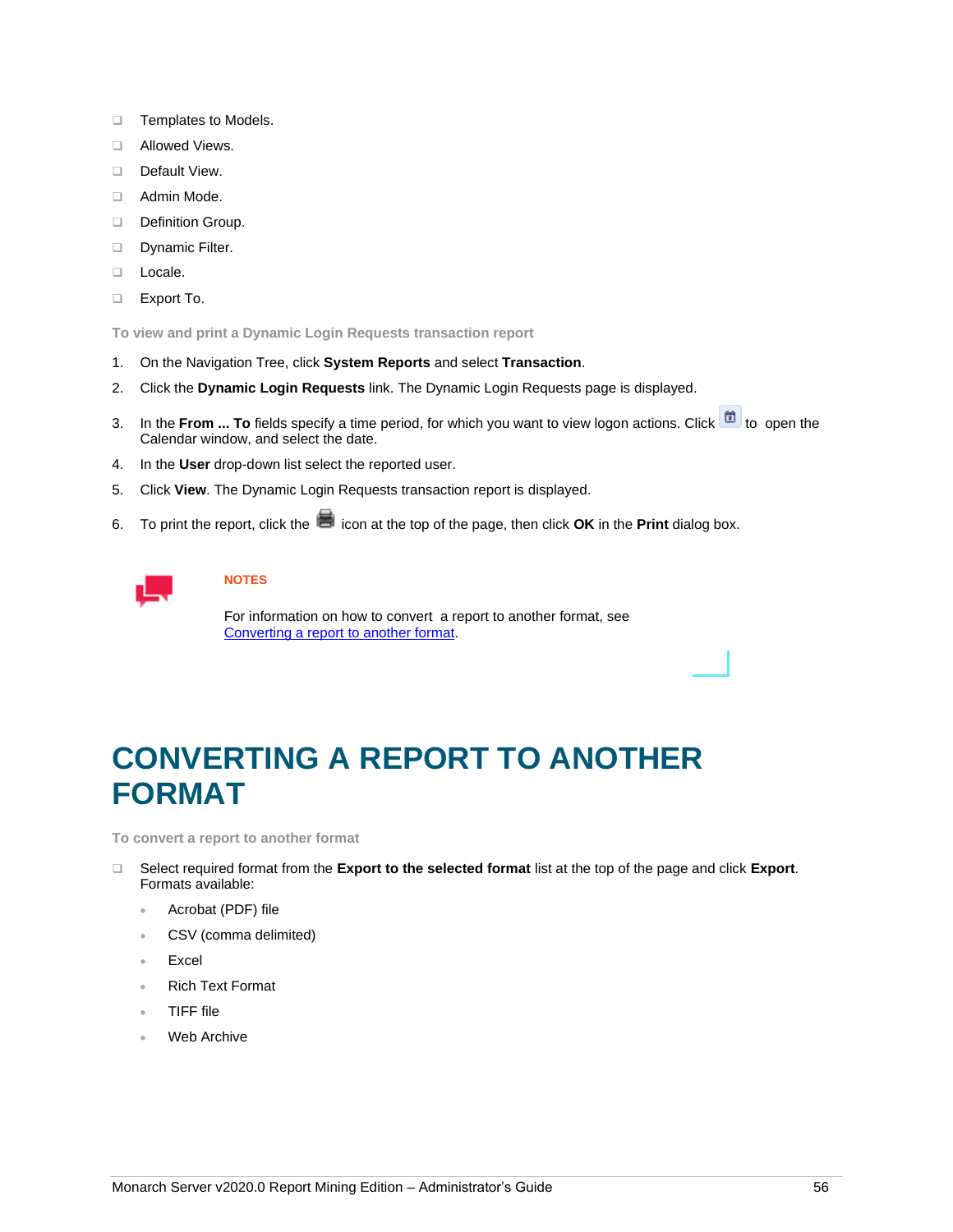- Templates to Models.
- Allowed Views.
- Default View.
- Admin Mode.
- Definition Group.
- Dynamic Filter.
- Locale.
- Export To.

**To view and print a Dynamic Login Requests transaction report**

1. On the Navigation Tree, click **System Reports** and select **Transaction**.
2. Click the **Dynamic Login Requests** link. The Dynamic Login Requests page is displayed.
3. In the **From ... To** fields specify a time period, for which you want to view logon actions. Click  to open the Calendar window, and select the date.
4. In the **User** drop-down list select the reported user.
5. Click **View**. The Dynamic Login Requests transaction report is displayed.
6. To print the report, click the  icon at the top of the page, then click **OK** in the **Print** dialog box.

**NOTES**

For information on how to convert a report to another format, see [Converting a report to another format](#converting-a-report-to-another-format).

# CONVERTING A REPORT TO ANOTHER FORMAT

**To convert a report to another format**

- Select required format from the **Export to the selected format** list at the top of the page and click **Export**. Formats available:
  - Acrobat (PDF) file
  - CSV (comma delimited)
  - Excel
  - Rich Text Format
  - TIFF file
  - Web Archive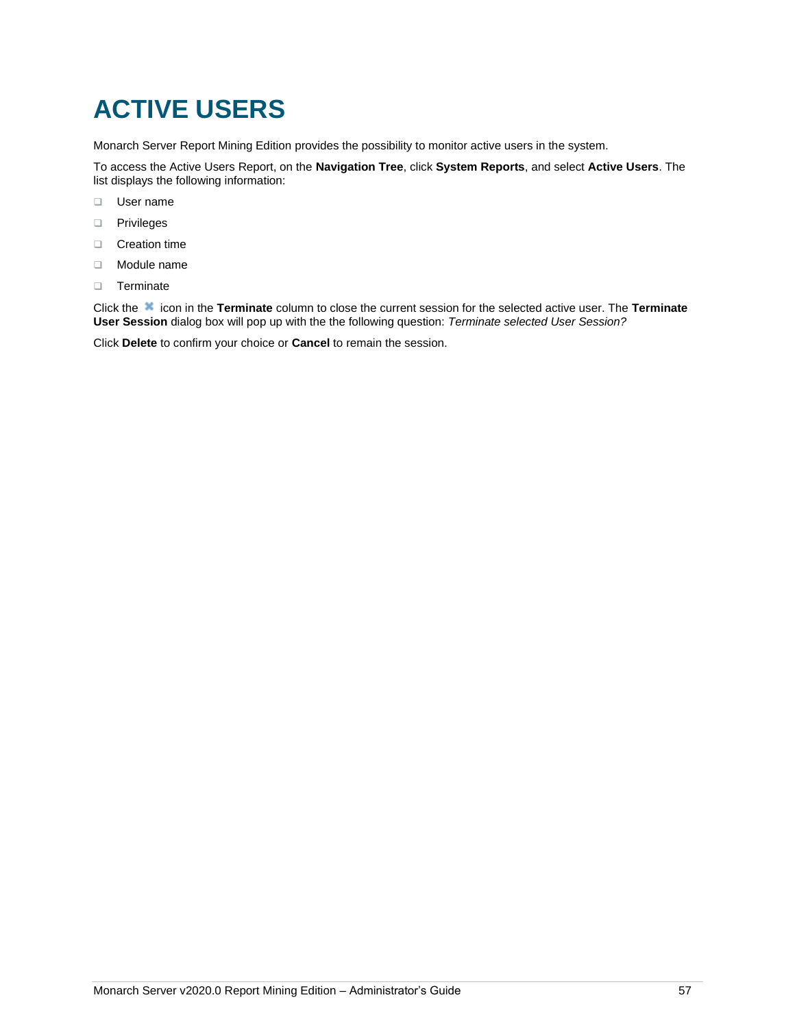# ACTIVE USERS

Monarch Server Report Mining Edition provides the possibility to monitor active users in the system.

To access the Active Users Report, on the **Navigation Tree**, click **System Reports**, and select **Active Users**. The list displays the following information:

- User name
- Privileges
- Creation time
- Module name
- Terminate

Click the ✖ icon in the **Terminate** column to close the current session for the selected active user. The **Terminate User Session** dialog box will pop up with the the following question: *Terminate selected User Session?*

Click **Delete** to confirm your choice or **Cancel** to remain the session.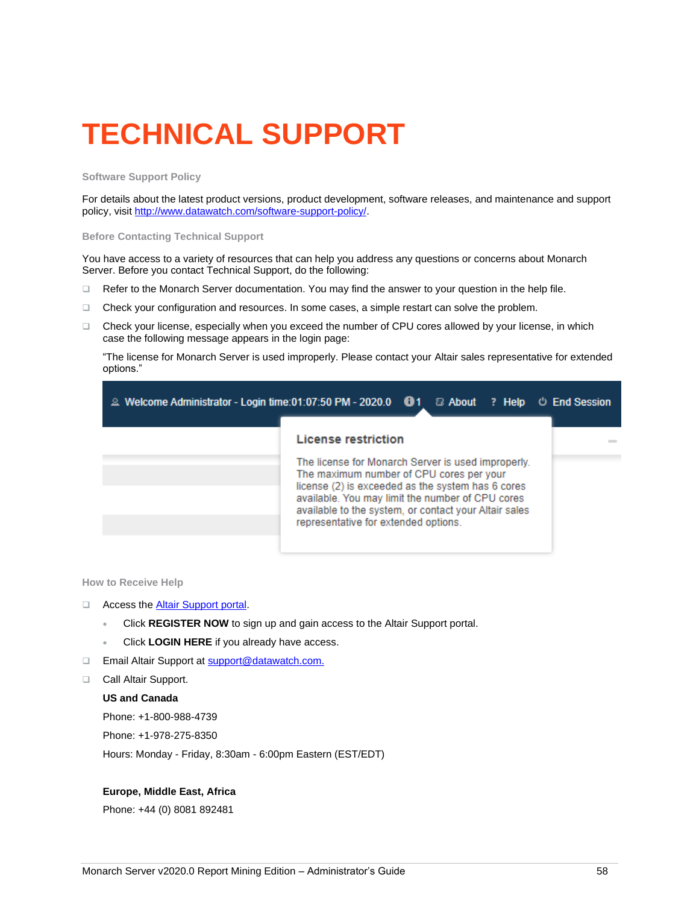# TECHNICAL SUPPORT

### Software Support Policy

For details about the latest product versions, product development, software releases, and maintenance and support policy, visit http://www.datawatch.com/software-support-policy/.

### Before Contacting Technical Support

You have access to a variety of resources that can help you address any questions or concerns about Monarch Server. Before you contact Technical Support, do the following:

- Refer to the Monarch Server documentation. You may find the answer to your question in the help file.
- Check your configuration and resources. In some cases, a simple restart can solve the problem.
- Check your license, especially when you exceed the number of CPU cores allowed by your license, in which case the following message appears in the login page:

  "The license for Monarch Server is used improperly. Please contact your Altair sales representative for extended options."

### How to Receive Help

- Access the Altair Support portal.
  - Click **REGISTER NOW** to sign up and gain access to the Altair Support portal.
  - Click **LOGIN HERE** if you already have access.
- Email Altair Support at support@datawatch.com.
- Call Altair Support.

  **US and Canada**

  Phone: +1-800-988-4739

  Phone: +1-978-275-8350

  Hours: Monday - Friday, 8:30am - 6:00pm Eastern (EST/EDT)

  **Europe, Middle East, Africa**

  Phone: +44 (0) 8081 892481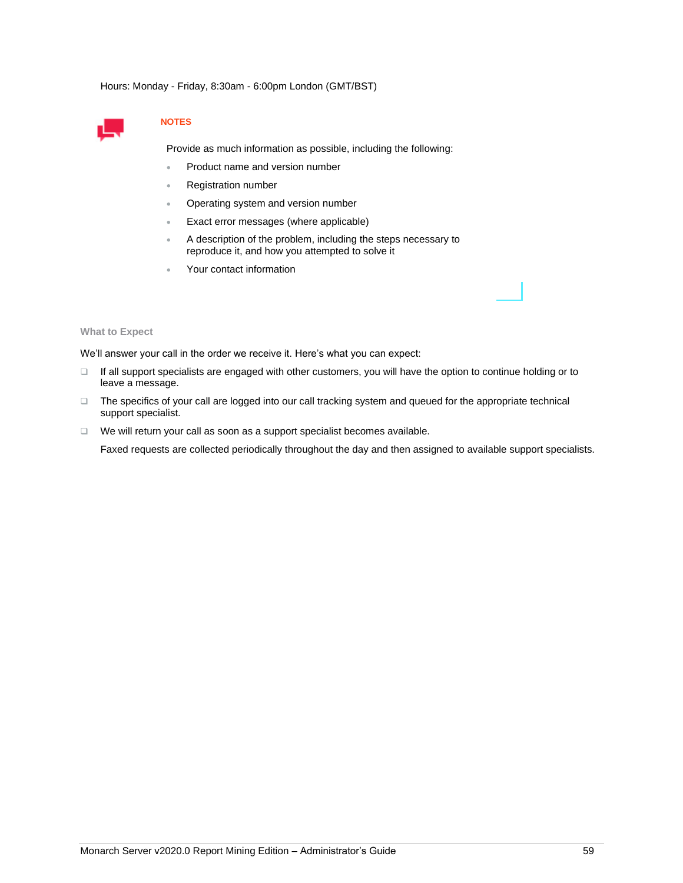Hours: Monday - Friday, 8:30am - 6:00pm London (GMT/BST)

**NOTES**

Provide as much information as possible, including the following:

- Product name and version number
- Registration number
- Operating system and version number
- Exact error messages (where applicable)
- A description of the problem, including the steps necessary to reproduce it, and how you attempted to solve it
- Your contact information

### What to Expect

We'll answer your call in the order we receive it. Here's what you can expect:

- If all support specialists are engaged with other customers, you will have the option to continue holding or to leave a message.
- The specifics of your call are logged into our call tracking system and queued for the appropriate technical support specialist.
- We will return your call as soon as a support specialist becomes available.

  Faxed requests are collected periodically throughout the day and then assigned to available support specialists.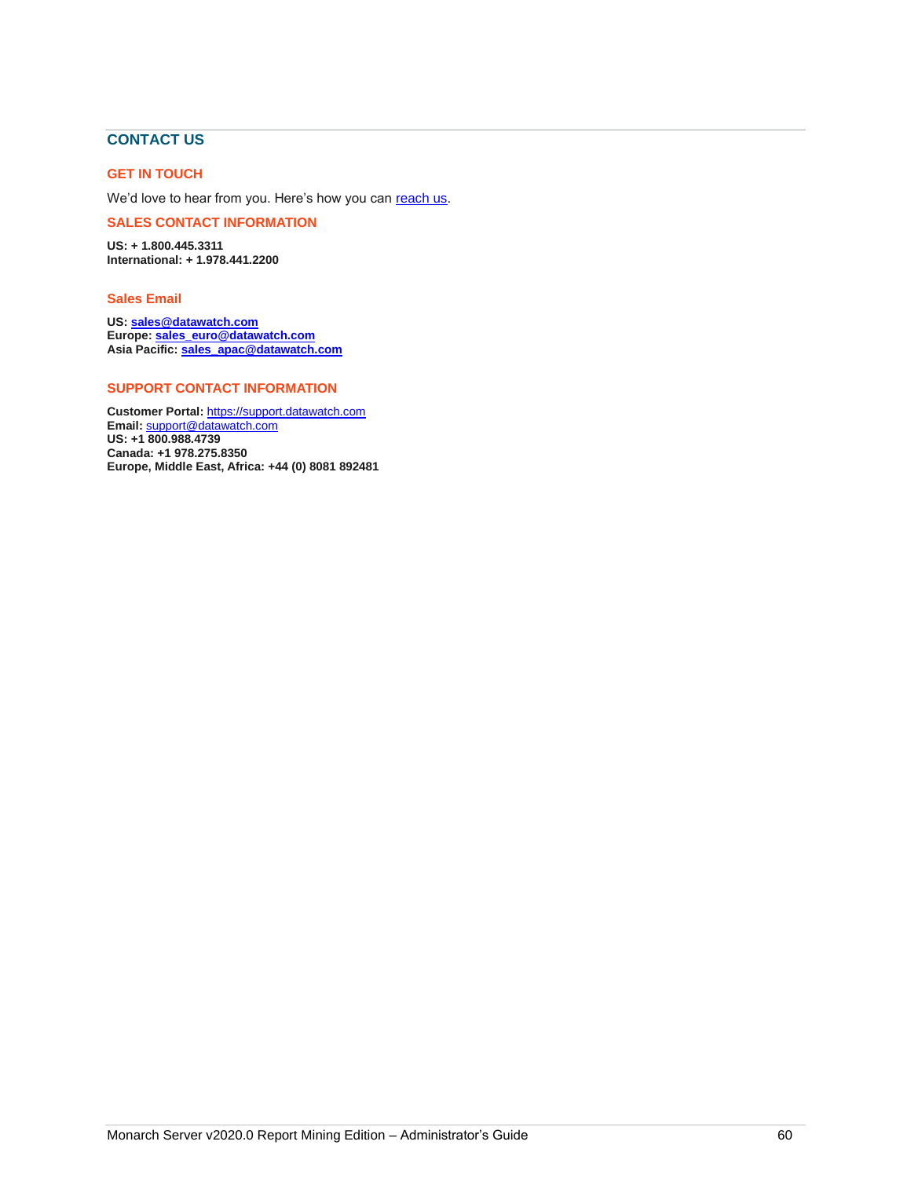# CONTACT US

## GET IN TOUCH

We'd love to hear from you. Here's how you can reach us.

## SALES CONTACT INFORMATION

**US: + 1.800.445.3311**
**International: + 1.978.441.2200**

### Sales Email

**US: sales@datawatch.com**
**Europe: sales_euro@datawatch.com**
**Asia Pacific: sales_apac@datawatch.com**

## SUPPORT CONTACT INFORMATION

**Customer Portal:** https://support.datawatch.com
**Email:** support@datawatch.com
**US: +1 800.988.4739**
**Canada: +1 978.275.8350**
**Europe, Middle East, Africa: +44 (0) 8081 892481**